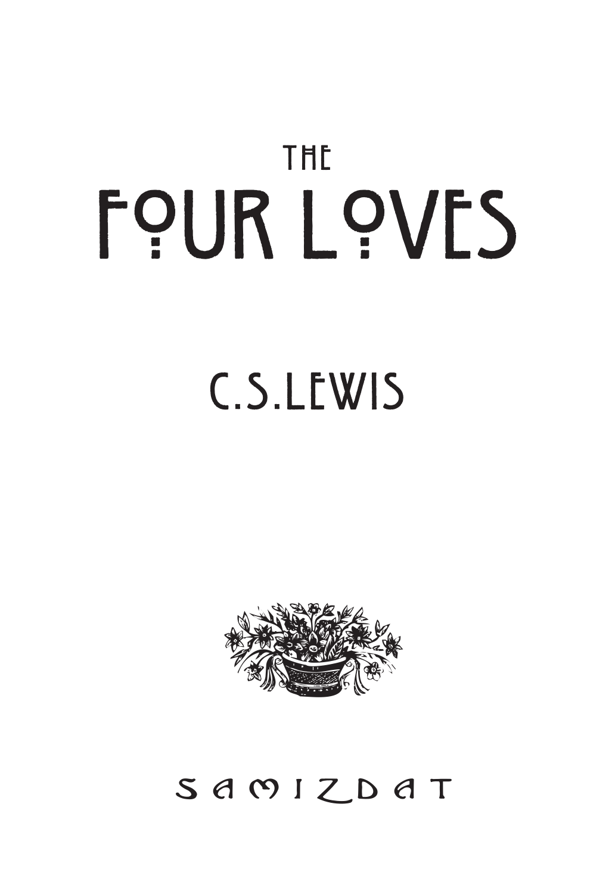# THE FOUR LOVES

C. S. LEWIS

SAMIZDAT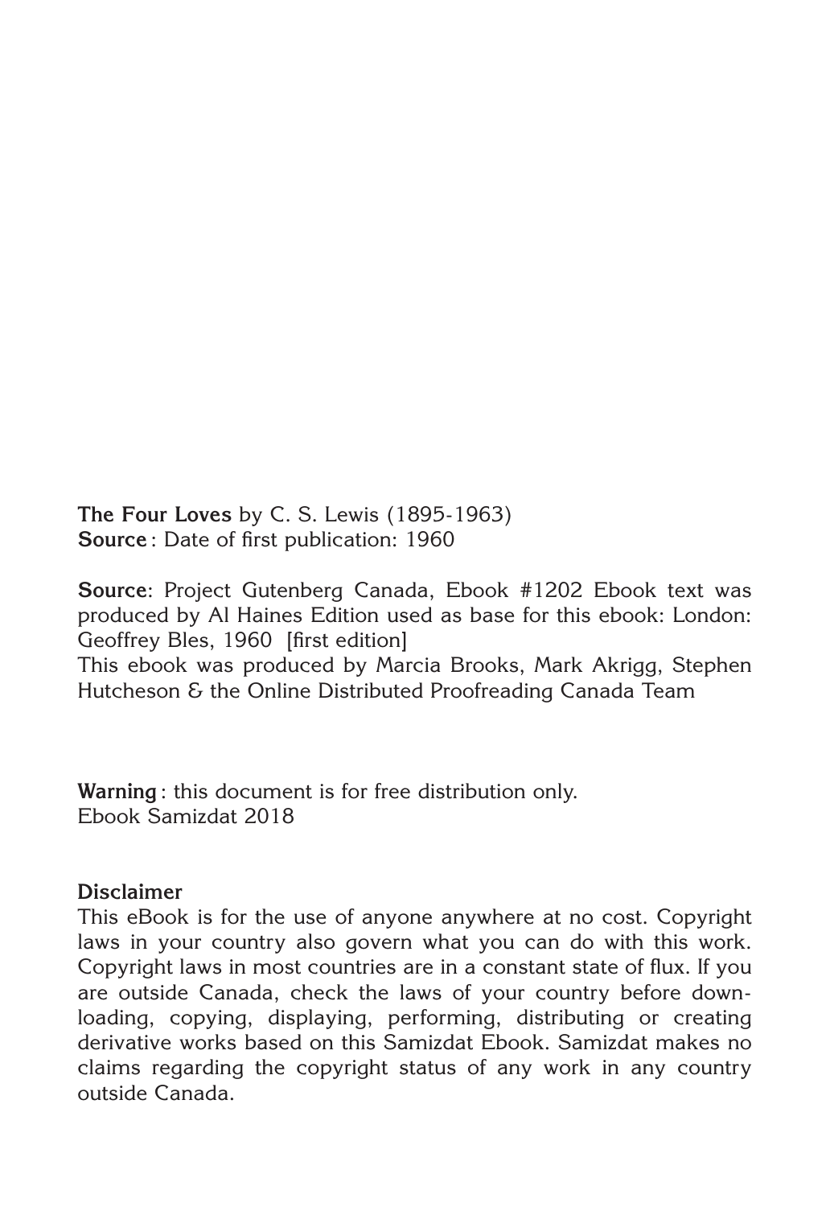**The Four Loves** by C. S. Lewis (1895-1963)
**Source** : Date of first publication: 1960

**Source**: Project Gutenberg Canada, Ebook #1202 Ebook text was produced by Al Haines Edition used as base for this ebook: London: Geoffrey Bles, 1960 [first edition]
This ebook was produced by Marcia Brooks, Mark Akrigg, Stephen Hutcheson & the Online Distributed Proofreading Canada Team

**Warning** : this document is for free distribution only.
Ebook Samizdat 2018

**Disclaimer**
This eBook is for the use of anyone anywhere at no cost. Copyright laws in your country also govern what you can do with this work. Copyright laws in most countries are in a constant state of flux. If you are outside Canada, check the laws of your country before downloading, copying, displaying, performing, distributing or creating derivative works based on this Samizdat Ebook. Samizdat makes no claims regarding the copyright status of any work in any country outside Canada.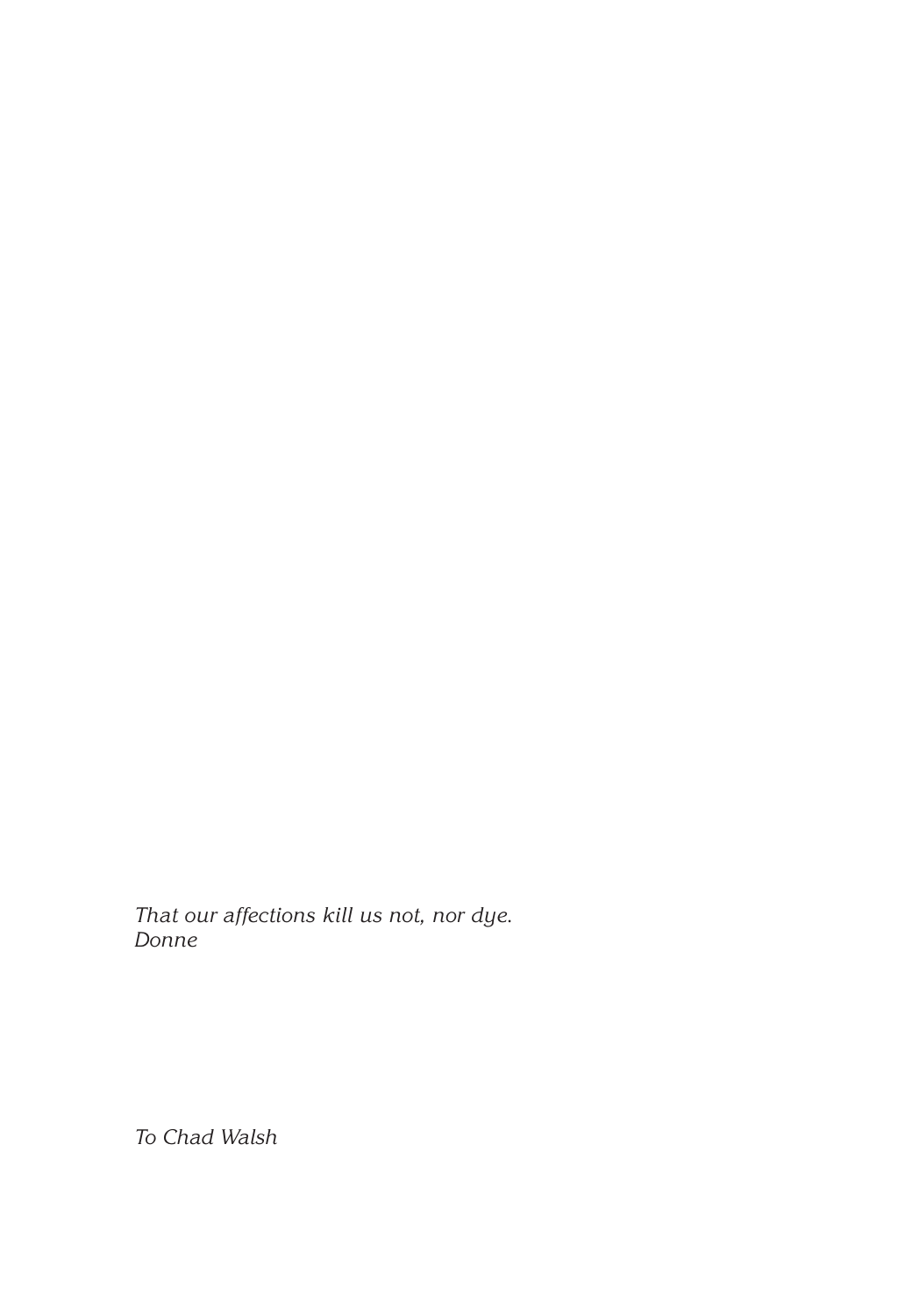*That our affections kill us not, nor dye.*
*Donne*

*To Chad Walsh*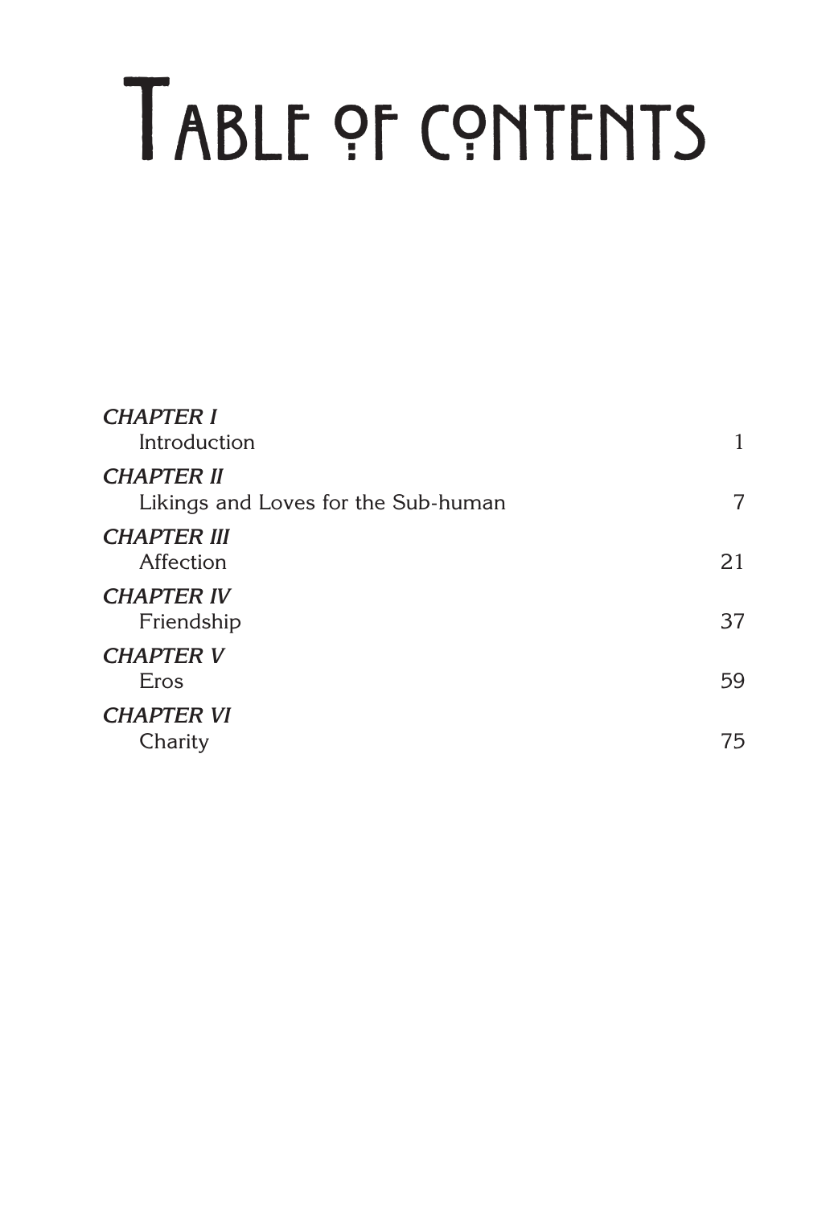# Table of Contents

| | |
|---|---|
| *CHAPTER I* Introduction | 1 |
| *CHAPTER II* Likings and Loves for the Sub-human | 7 |
| *CHAPTER III* Affection | 21 |
| *CHAPTER IV* Friendship | 37 |
| *CHAPTER V* Eros | 59 |
| *CHAPTER VI* Charity | 75 |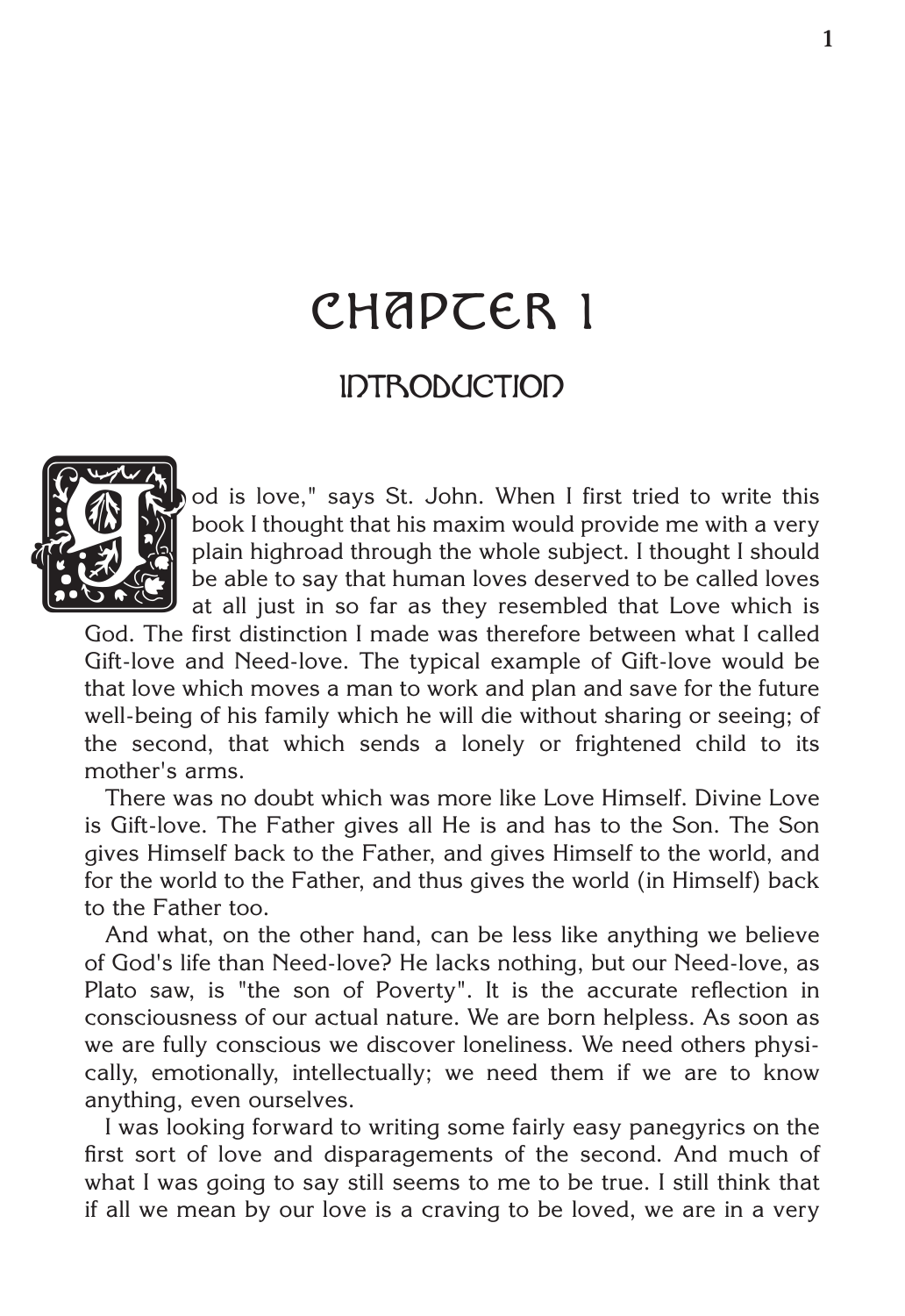# CHAPTER 1

## INTRODUCTION

"God is love," says St. John. When I first tried to write this book I thought that his maxim would provide me with a very plain highroad through the whole subject. I thought I should be able to say that human loves deserved to be called loves at all just in so far as they resembled that Love which is God. The first distinction I made was therefore between what I called Gift-love and Need-love. The typical example of Gift-love would be that love which moves a man to work and plan and save for the future well-being of his family which he will die without sharing or seeing; of the second, that which sends a lonely or frightened child to its mother's arms.

There was no doubt which was more like Love Himself. Divine Love is Gift-love. The Father gives all He is and has to the Son. The Son gives Himself back to the Father, and gives Himself to the world, and for the world to the Father, and thus gives the world (in Himself) back to the Father too.

And what, on the other hand, can be less like anything we believe of God's life than Need-love? He lacks nothing, but our Need-love, as Plato saw, is "the son of Poverty". It is the accurate reflection in consciousness of our actual nature. We are born helpless. As soon as we are fully conscious we discover loneliness. We need others physically, emotionally, intellectually; we need them if we are to know anything, even ourselves.

I was looking forward to writing some fairly easy panegyrics on the first sort of love and disparagements of the second. And much of what I was going to say still seems to me to be true. I still think that if all we mean by our love is a craving to be loved, we are in a very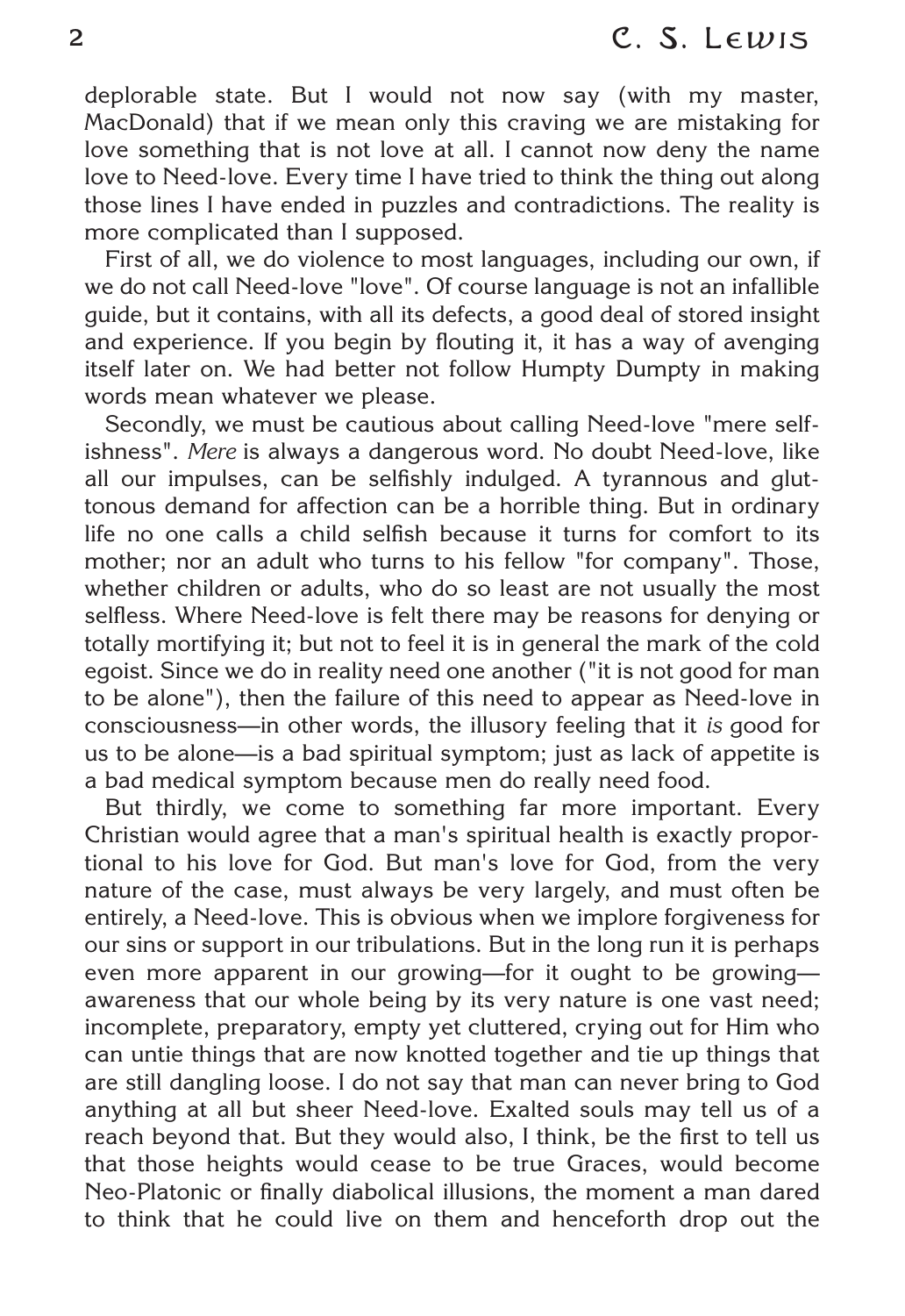deplorable state. But I would not now say (with my master, MacDonald) that if we mean only this craving we are mistaking for love something that is not love at all. I cannot now deny the name love to Need-love. Every time I have tried to think the thing out along those lines I have ended in puzzles and contradictions. The reality is more complicated than I supposed.

First of all, we do violence to most languages, including our own, if we do not call Need-love "love". Of course language is not an infallible guide, but it contains, with all its defects, a good deal of stored insight and experience. If you begin by flouting it, it has a way of avenging itself later on. We had better not follow Humpty Dumpty in making words mean whatever we please.

Secondly, we must be cautious about calling Need-love "mere selfishness". *Mere* is always a dangerous word. No doubt Need-love, like all our impulses, can be selfishly indulged. A tyrannous and gluttonous demand for affection can be a horrible thing. But in ordinary life no one calls a child selfish because it turns for comfort to its mother; nor an adult who turns to his fellow "for company". Those, whether children or adults, who do so least are not usually the most selfless. Where Need-love is felt there may be reasons for denying or totally mortifying it; but not to feel it is in general the mark of the cold egoist. Since we do in reality need one another ("it is not good for man to be alone"), then the failure of this need to appear as Need-love in consciousness—in other words, the illusory feeling that it *is* good for us to be alone—is a bad spiritual symptom; just as lack of appetite is a bad medical symptom because men do really need food.

But thirdly, we come to something far more important. Every Christian would agree that a man's spiritual health is exactly proportional to his love for God. But man's love for God, from the very nature of the case, must always be very largely, and must often be entirely, a Need-love. This is obvious when we implore forgiveness for our sins or support in our tribulations. But in the long run it is perhaps even more apparent in our growing—for it ought to be growing—awareness that our whole being by its very nature is one vast need; incomplete, preparatory, empty yet cluttered, crying out for Him who can untie things that are now knotted together and tie up things that are still dangling loose. I do not say that man can never bring to God anything at all but sheer Need-love. Exalted souls may tell us of a reach beyond that. But they would also, I think, be the first to tell us that those heights would cease to be true Graces, would become Neo-Platonic or finally diabolical illusions, the moment a man dared to think that he could live on them and henceforth drop out the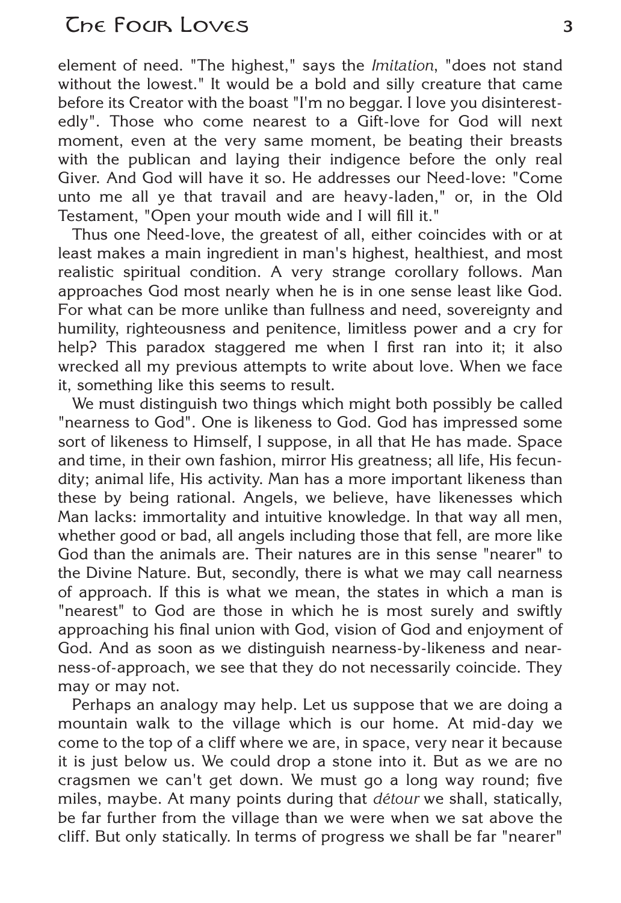element of need. "The highest," says the *Imitation*, "does not stand without the lowest." It would be a bold and silly creature that came before its Creator with the boast "I'm no beggar. I love you disinterestedly". Those who come nearest to a Gift-love for God will next moment, even at the very same moment, be beating their breasts with the publican and laying their indigence before the only real Giver. And God will have it so. He addresses our Need-love: "Come unto me all ye that travail and are heavy-laden," or, in the Old Testament, "Open your mouth wide and I will fill it."

Thus one Need-love, the greatest of all, either coincides with or at least makes a main ingredient in man's highest, healthiest, and most realistic spiritual condition. A very strange corollary follows. Man approaches God most nearly when he is in one sense least like God. For what can be more unlike than fullness and need, sovereignty and humility, righteousness and penitence, limitless power and a cry for help? This paradox staggered me when I first ran into it; it also wrecked all my previous attempts to write about love. When we face it, something like this seems to result.

We must distinguish two things which might both possibly be called "nearness to God". One is likeness to God. God has impressed some sort of likeness to Himself, I suppose, in all that He has made. Space and time, in their own fashion, mirror His greatness; all life, His fecundity; animal life, His activity. Man has a more important likeness than these by being rational. Angels, we believe, have likenesses which Man lacks: immortality and intuitive knowledge. In that way all men, whether good or bad, all angels including those that fell, are more like God than the animals are. Their natures are in this sense "nearer" to the Divine Nature. But, secondly, there is what we may call nearness of approach. If this is what we mean, the states in which a man is "nearest" to God are those in which he is most surely and swiftly approaching his final union with God, vision of God and enjoyment of God. And as soon as we distinguish nearness-by-likeness and nearness-of-approach, we see that they do not necessarily coincide. They may or may not.

Perhaps an analogy may help. Let us suppose that we are doing a mountain walk to the village which is our home. At mid-day we come to the top of a cliff where we are, in space, very near it because it is just below us. We could drop a stone into it. But as we are no cragsmen we can't get down. We must go a long way round; five miles, maybe. At many points during that *détour* we shall, statically, be far further from the village than we were when we sat above the cliff. But only statically. In terms of progress we shall be far "nearer"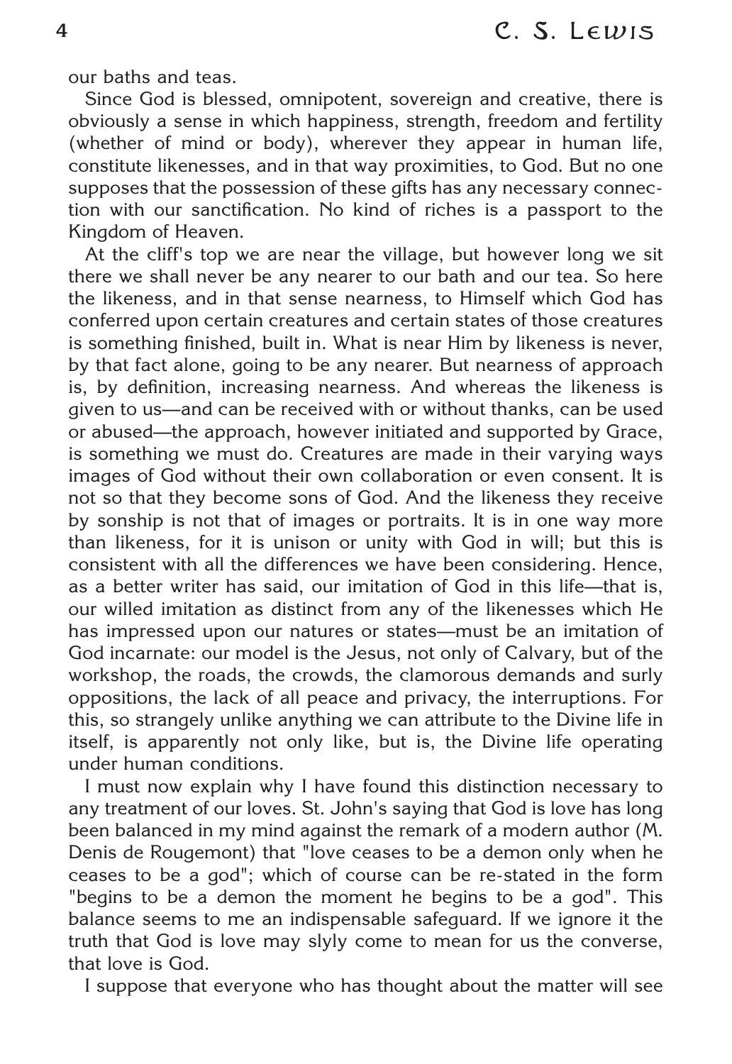our baths and teas.

Since God is blessed, omnipotent, sovereign and creative, there is obviously a sense in which happiness, strength, freedom and fertility (whether of mind or body), wherever they appear in human life, constitute likenesses, and in that way proximities, to God. But no one supposes that the possession of these gifts has any necessary connection with our sanctification. No kind of riches is a passport to the Kingdom of Heaven.

At the cliff's top we are near the village, but however long we sit there we shall never be any nearer to our bath and our tea. So here the likeness, and in that sense nearness, to Himself which God has conferred upon certain creatures and certain states of those creatures is something finished, built in. What is near Him by likeness is never, by that fact alone, going to be any nearer. But nearness of approach is, by definition, increasing nearness. And whereas the likeness is given to us—and can be received with or without thanks, can be used or abused—the approach, however initiated and supported by Grace, is something we must do. Creatures are made in their varying ways images of God without their own collaboration or even consent. It is not so that they become sons of God. And the likeness they receive by sonship is not that of images or portraits. It is in one way more than likeness, for it is unison or unity with God in will; but this is consistent with all the differences we have been considering. Hence, as a better writer has said, our imitation of God in this life—that is, our willed imitation as distinct from any of the likenesses which He has impressed upon our natures or states—must be an imitation of God incarnate: our model is the Jesus, not only of Calvary, but of the workshop, the roads, the crowds, the clamorous demands and surly oppositions, the lack of all peace and privacy, the interruptions. For this, so strangely unlike anything we can attribute to the Divine life in itself, is apparently not only like, but is, the Divine life operating under human conditions.

I must now explain why I have found this distinction necessary to any treatment of our loves. St. John's saying that God is love has long been balanced in my mind against the remark of a modern author (M. Denis de Rougemont) that "love ceases to be a demon only when he ceases to be a god"; which of course can be re-stated in the form "begins to be a demon the moment he begins to be a god". This balance seems to me an indispensable safeguard. If we ignore it the truth that God is love may slyly come to mean for us the converse, that love is God.

I suppose that everyone who has thought about the matter will see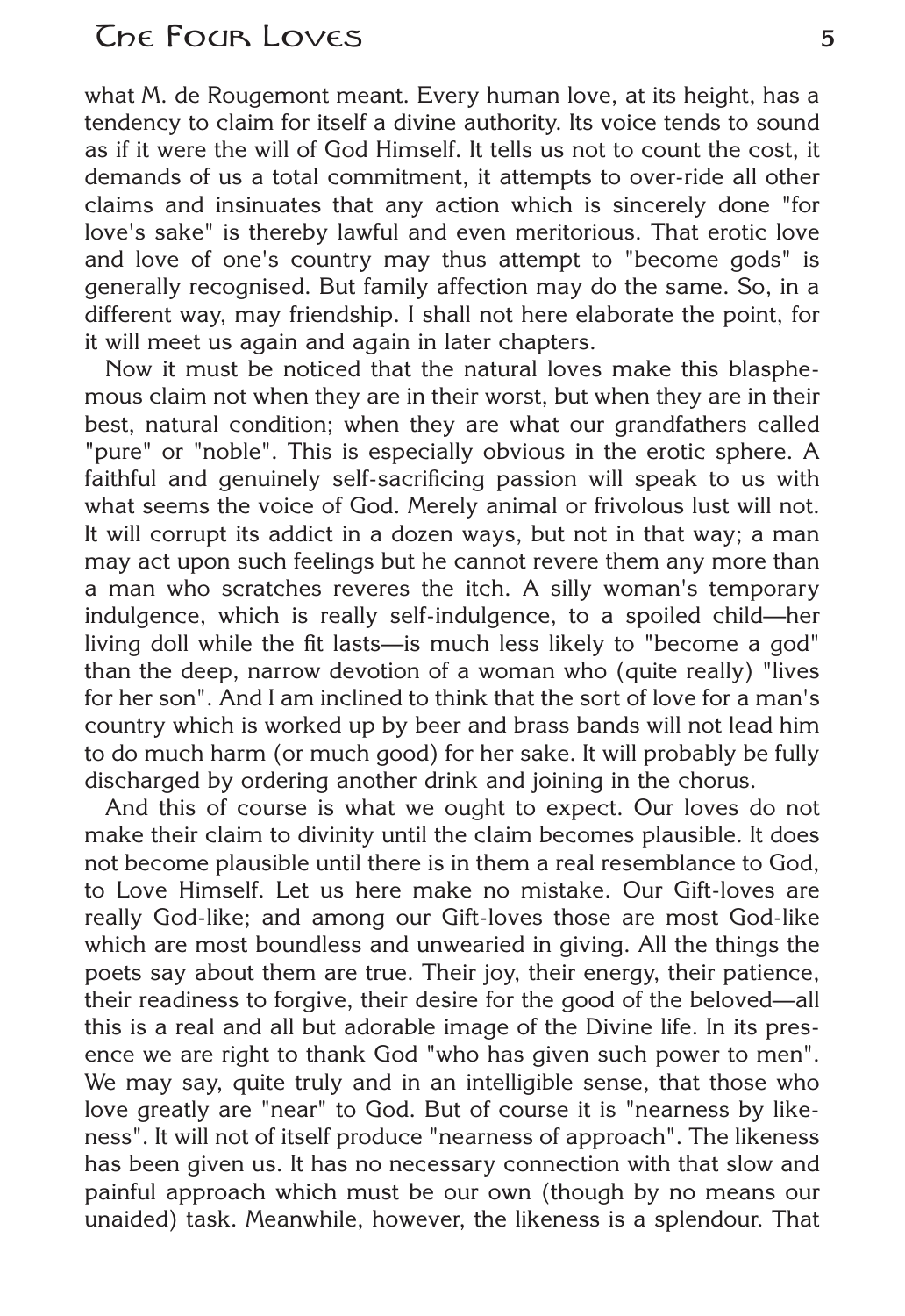what M. de Rougemont meant. Every human love, at its height, has a tendency to claim for itself a divine authority. Its voice tends to sound as if it were the will of God Himself. It tells us not to count the cost, it demands of us a total commitment, it attempts to over-ride all other claims and insinuates that any action which is sincerely done "for love's sake" is thereby lawful and even meritorious. That erotic love and love of one's country may thus attempt to "become gods" is generally recognised. But family affection may do the same. So, in a different way, may friendship. I shall not here elaborate the point, for it will meet us again and again in later chapters.

Now it must be noticed that the natural loves make this blasphemous claim not when they are in their worst, but when they are in their best, natural condition; when they are what our grandfathers called "pure" or "noble". This is especially obvious in the erotic sphere. A faithful and genuinely self-sacrificing passion will speak to us with what seems the voice of God. Merely animal or frivolous lust will not. It will corrupt its addict in a dozen ways, but not in that way; a man may act upon such feelings but he cannot revere them any more than a man who scratches reveres the itch. A silly woman's temporary indulgence, which is really self-indulgence, to a spoiled child—her living doll while the fit lasts—is much less likely to "become a god" than the deep, narrow devotion of a woman who (quite really) "lives for her son". And I am inclined to think that the sort of love for a man's country which is worked up by beer and brass bands will not lead him to do much harm (or much good) for her sake. It will probably be fully discharged by ordering another drink and joining in the chorus.

And this of course is what we ought to expect. Our loves do not make their claim to divinity until the claim becomes plausible. It does not become plausible until there is in them a real resemblance to God, to Love Himself. Let us here make no mistake. Our Gift-loves are really God-like; and among our Gift-loves those are most God-like which are most boundless and unwearied in giving. All the things the poets say about them are true. Their joy, their energy, their patience, their readiness to forgive, their desire for the good of the beloved—all this is a real and all but adorable image of the Divine life. In its presence we are right to thank God "who has given such power to men". We may say, quite truly and in an intelligible sense, that those who love greatly are "near" to God. But of course it is "nearness by likeness". It will not of itself produce "nearness of approach". The likeness has been given us. It has no necessary connection with that slow and painful approach which must be our own (though by no means our unaided) task. Meanwhile, however, the likeness is a splendour. That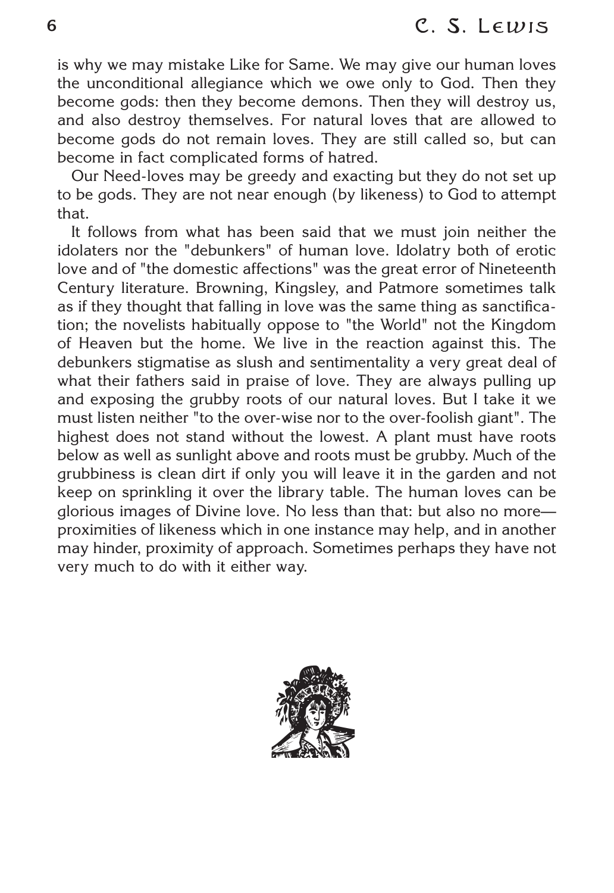is why we may mistake Like for Same. We may give our human loves the unconditional allegiance which we owe only to God. Then they become gods: then they become demons. Then they will destroy us, and also destroy themselves. For natural loves that are allowed to become gods do not remain loves. They are still called so, but can become in fact complicated forms of hatred.

Our Need-loves may be greedy and exacting but they do not set up to be gods. They are not near enough (by likeness) to God to attempt that.

It follows from what has been said that we must join neither the idolaters nor the "debunkers" of human love. Idolatry both of erotic love and of "the domestic affections" was the great error of Nineteenth Century literature. Browning, Kingsley, and Patmore sometimes talk as if they thought that falling in love was the same thing as sanctification; the novelists habitually oppose to "the World" not the Kingdom of Heaven but the home. We live in the reaction against this. The debunkers stigmatise as slush and sentimentality a very great deal of what their fathers said in praise of love. They are always pulling up and exposing the grubby roots of our natural loves. But I take it we must listen neither "to the over-wise nor to the over-foolish giant". The highest does not stand without the lowest. A plant must have roots below as well as sunlight above and roots must be grubby. Much of the grubbiness is clean dirt if only you will leave it in the garden and not keep on sprinkling it over the library table. The human loves can be glorious images of Divine love. No less than that: but also no more—proximities of likeness which in one instance may help, and in another may hinder, proximity of approach. Sometimes perhaps they have not very much to do with it either way.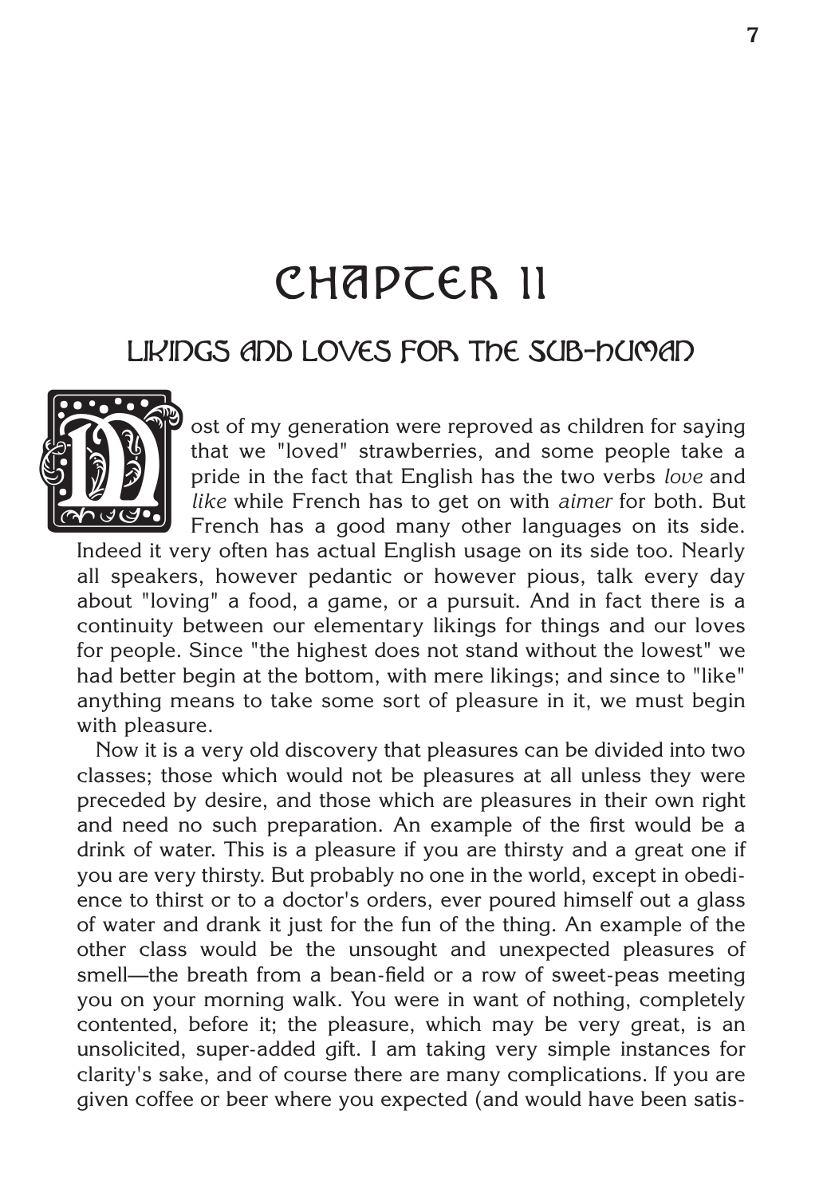# CHAPTER II

## LIKINGS AND LOVES FOR THE SUB-HUMAN

Most of my generation were reproved as children for saying that we "loved" strawberries, and some people take a pride in the fact that English has the two verbs *love* and *like* while French has to get on with *aimer* for both. But French has a good many other languages on its side. Indeed it very often has actual English usage on its side too. Nearly all speakers, however pedantic or however pious, talk every day about "loving" a food, a game, or a pursuit. And in fact there is a continuity between our elementary likings for things and our loves for people. Since "the highest does not stand without the lowest" we had better begin at the bottom, with mere likings; and since to "like" anything means to take some sort of pleasure in it, we must begin with pleasure.

Now it is a very old discovery that pleasures can be divided into two classes; those which would not be pleasures at all unless they were preceded by desire, and those which are pleasures in their own right and need no such preparation. An example of the first would be a drink of water. This is a pleasure if you are thirsty and a great one if you are very thirsty. But probably no one in the world, except in obedience to thirst or to a doctor's orders, ever poured himself out a glass of water and drank it just for the fun of the thing. An example of the other class would be the unsought and unexpected pleasures of smell—the breath from a bean-field or a row of sweet-peas meeting you on your morning walk. You were in want of nothing, completely contented, before it; the pleasure, which may be very great, is an unsolicited, super-added gift. I am taking very simple instances for clarity's sake, and of course there are many complications. If you are given coffee or beer where you expected (and would have been satis-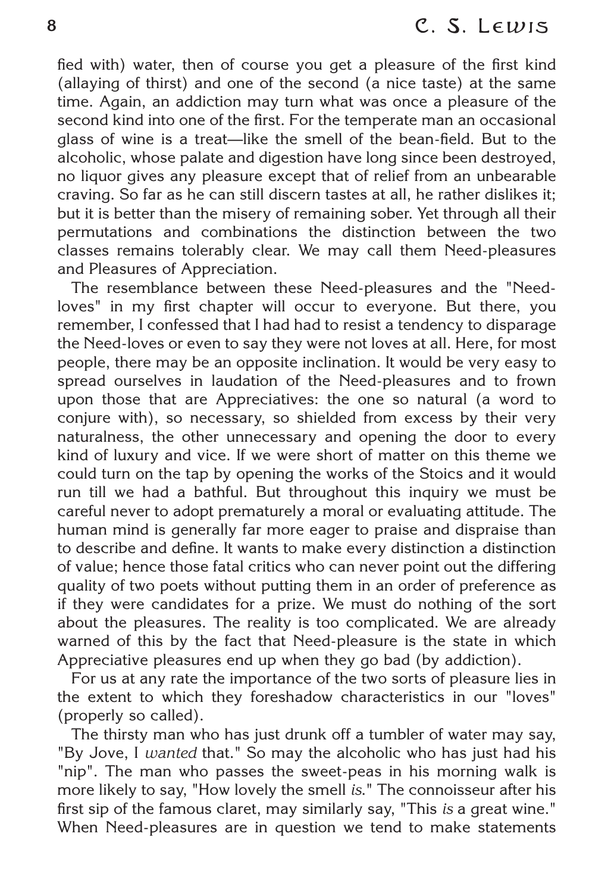fied with) water, then of course you get a pleasure of the first kind (allaying of thirst) and one of the second (a nice taste) at the same time. Again, an addiction may turn what was once a pleasure of the second kind into one of the first. For the temperate man an occasional glass of wine is a treat—like the smell of the bean-field. But to the alcoholic, whose palate and digestion have long since been destroyed, no liquor gives any pleasure except that of relief from an unbearable craving. So far as he can still discern tastes at all, he rather dislikes it; but it is better than the misery of remaining sober. Yet through all their permutations and combinations the distinction between the two classes remains tolerably clear. We may call them Need-pleasures and Pleasures of Appreciation.

The resemblance between these Need-pleasures and the "Need-loves" in my first chapter will occur to everyone. But there, you remember, I confessed that I had had to resist a tendency to disparage the Need-loves or even to say they were not loves at all. Here, for most people, there may be an opposite inclination. It would be very easy to spread ourselves in laudation of the Need-pleasures and to frown upon those that are Appreciatives: the one so natural (a word to conjure with), so necessary, so shielded from excess by their very naturalness, the other unnecessary and opening the door to every kind of luxury and vice. If we were short of matter on this theme we could turn on the tap by opening the works of the Stoics and it would run till we had a bathful. But throughout this inquiry we must be careful never to adopt prematurely a moral or evaluating attitude. The human mind is generally far more eager to praise and dispraise than to describe and define. It wants to make every distinction a distinction of value; hence those fatal critics who can never point out the differing quality of two poets without putting them in an order of preference as if they were candidates for a prize. We must do nothing of the sort about the pleasures. The reality is too complicated. We are already warned of this by the fact that Need-pleasure is the state in which Appreciative pleasures end up when they go bad (by addiction).

For us at any rate the importance of the two sorts of pleasure lies in the extent to which they foreshadow characteristics in our "loves" (properly so called).

The thirsty man who has just drunk off a tumbler of water may say, "By Jove, I *wanted* that." So may the alcoholic who has just had his "nip". The man who passes the sweet-peas in his morning walk is more likely to say, "How lovely the smell *is*." The connoisseur after his first sip of the famous claret, may similarly say, "This *is* a great wine." When Need-pleasures are in question we tend to make statements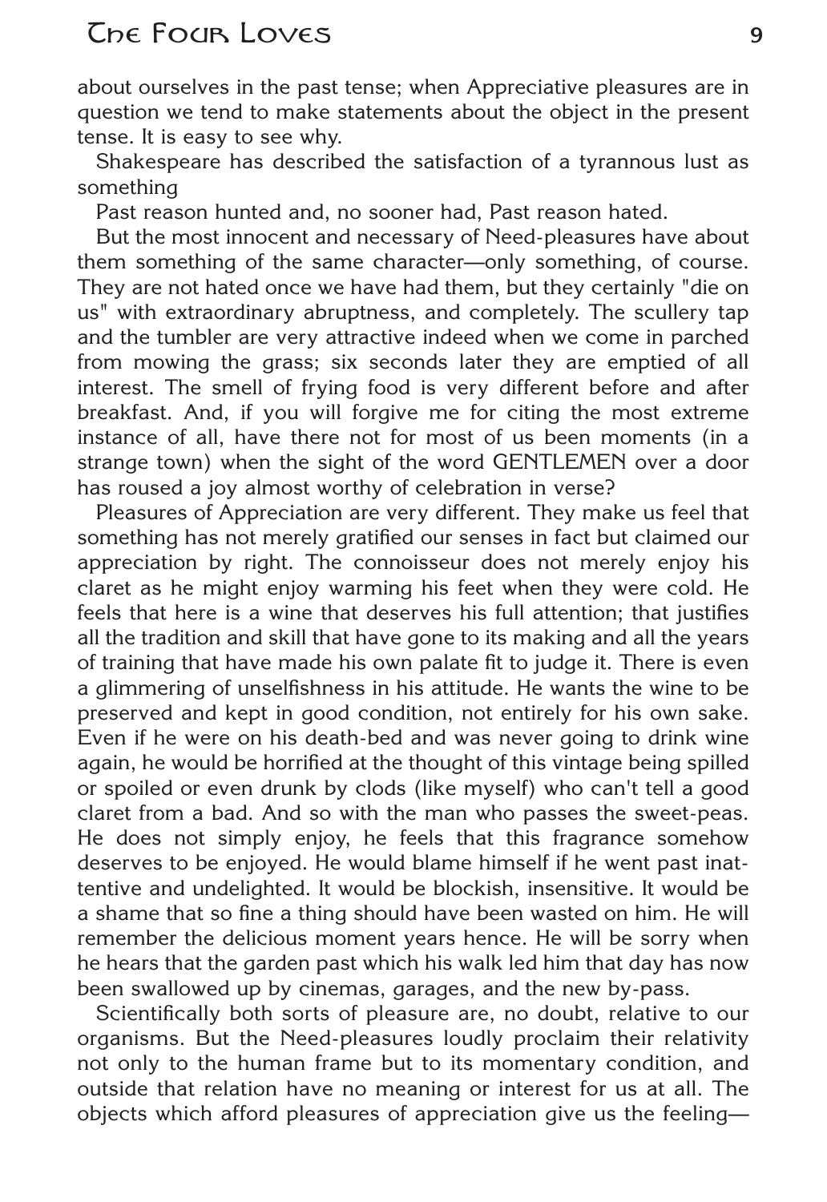about ourselves in the past tense; when Appreciative pleasures are in question we tend to make statements about the object in the present tense. It is easy to see why.

Shakespeare has described the satisfaction of a tyrannous lust as something

Past reason hunted and, no sooner had, Past reason hated.

But the most innocent and necessary of Need-pleasures have about them something of the same character—only something, of course. They are not hated once we have had them, but they certainly "die on us" with extraordinary abruptness, and completely. The scullery tap and the tumbler are very attractive indeed when we come in parched from mowing the grass; six seconds later they are emptied of all interest. The smell of frying food is very different before and after breakfast. And, if you will forgive me for citing the most extreme instance of all, have there not for most of us been moments (in a strange town) when the sight of the word GENTLEMEN over a door has roused a joy almost worthy of celebration in verse?

Pleasures of Appreciation are very different. They make us feel that something has not merely gratified our senses in fact but claimed our appreciation by right. The connoisseur does not merely enjoy his claret as he might enjoy warming his feet when they were cold. He feels that here is a wine that deserves his full attention; that justifies all the tradition and skill that have gone to its making and all the years of training that have made his own palate fit to judge it. There is even a glimmering of unselfishness in his attitude. He wants the wine to be preserved and kept in good condition, not entirely for his own sake. Even if he were on his death-bed and was never going to drink wine again, he would be horrified at the thought of this vintage being spilled or spoiled or even drunk by clods (like myself) who can't tell a good claret from a bad. And so with the man who passes the sweet-peas. He does not simply enjoy, he feels that this fragrance somehow deserves to be enjoyed. He would blame himself if he went past inattentive and undelighted. It would be blockish, insensitive. It would be a shame that so fine a thing should have been wasted on him. He will remember the delicious moment years hence. He will be sorry when he hears that the garden past which his walk led him that day has now been swallowed up by cinemas, garages, and the new by-pass.

Scientifically both sorts of pleasure are, no doubt, relative to our organisms. But the Need-pleasures loudly proclaim their relativity not only to the human frame but to its momentary condition, and outside that relation have no meaning or interest for us at all. The objects which afford pleasures of appreciation give us the feeling—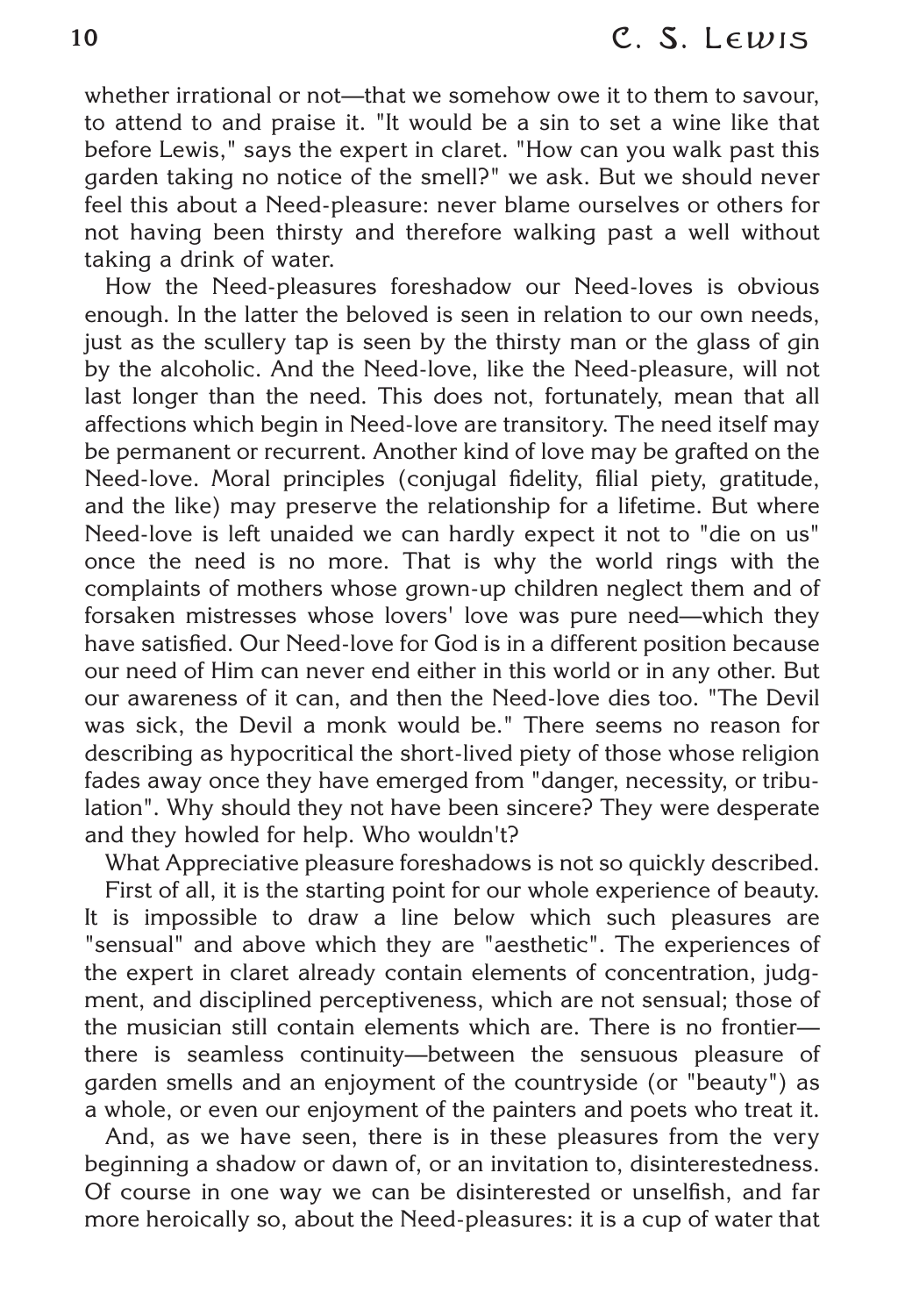whether irrational or not—that we somehow owe it to them to savour, to attend to and praise it. "It would be a sin to set a wine like that before Lewis," says the expert in claret. "How can you walk past this garden taking no notice of the smell?" we ask. But we should never feel this about a Need-pleasure: never blame ourselves or others for not having been thirsty and therefore walking past a well without taking a drink of water.

How the Need-pleasures foreshadow our Need-loves is obvious enough. In the latter the beloved is seen in relation to our own needs, just as the scullery tap is seen by the thirsty man or the glass of gin by the alcoholic. And the Need-love, like the Need-pleasure, will not last longer than the need. This does not, fortunately, mean that all affections which begin in Need-love are transitory. The need itself may be permanent or recurrent. Another kind of love may be grafted on the Need-love. Moral principles (conjugal fidelity, filial piety, gratitude, and the like) may preserve the relationship for a lifetime. But where Need-love is left unaided we can hardly expect it not to "die on us" once the need is no more. That is why the world rings with the complaints of mothers whose grown-up children neglect them and of forsaken mistresses whose lovers' love was pure need—which they have satisfied. Our Need-love for God is in a different position because our need of Him can never end either in this world or in any other. But our awareness of it can, and then the Need-love dies too. "The Devil was sick, the Devil a monk would be." There seems no reason for describing as hypocritical the short-lived piety of those whose religion fades away once they have emerged from "danger, necessity, or tribulation". Why should they not have been sincere? They were desperate and they howled for help. Who wouldn't?

What Appreciative pleasure foreshadows is not so quickly described.

First of all, it is the starting point for our whole experience of beauty. It is impossible to draw a line below which such pleasures are "sensual" and above which they are "aesthetic". The experiences of the expert in claret already contain elements of concentration, judgment, and disciplined perceptiveness, which are not sensual; those of the musician still contain elements which are. There is no frontier—there is seamless continuity—between the sensuous pleasure of garden smells and an enjoyment of the countryside (or "beauty") as a whole, or even our enjoyment of the painters and poets who treat it.

And, as we have seen, there is in these pleasures from the very beginning a shadow or dawn of, or an invitation to, disinterestedness. Of course in one way we can be disinterested or unselfish, and far more heroically so, about the Need-pleasures: it is a cup of water that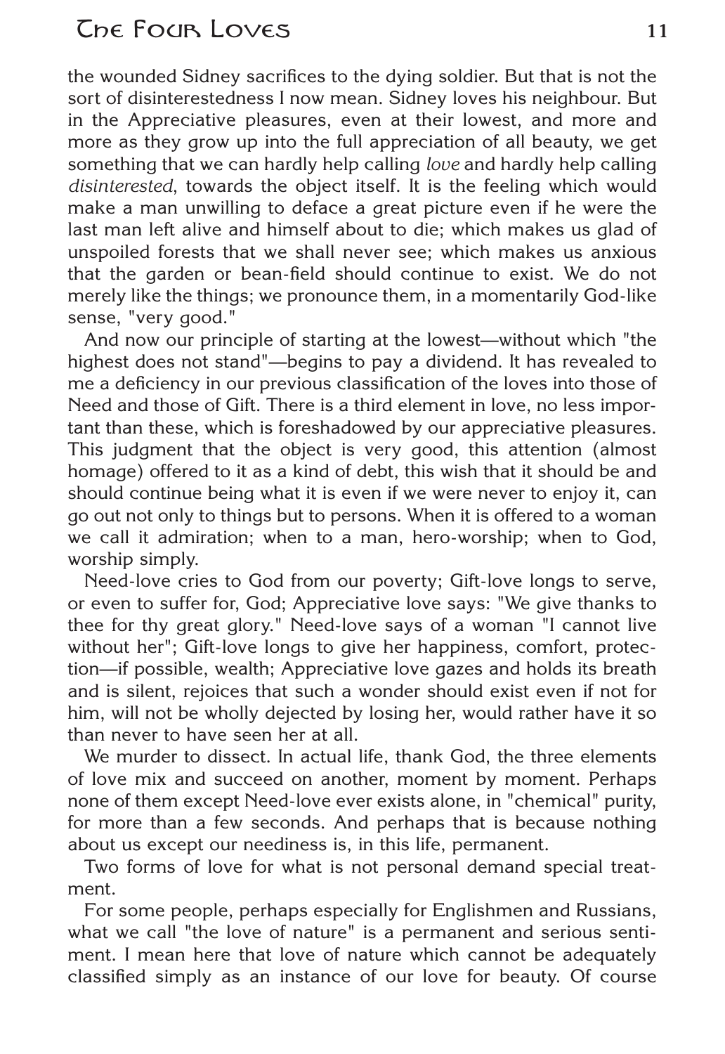the wounded Sidney sacrifices to the dying soldier. But that is not the sort of disinterestedness I now mean. Sidney loves his neighbour. But in the Appreciative pleasures, even at their lowest, and more and more as they grow up into the full appreciation of all beauty, we get something that we can hardly help calling *love* and hardly help calling *disinterested*, towards the object itself. It is the feeling which would make a man unwilling to deface a great picture even if he were the last man left alive and himself about to die; which makes us glad of unspoiled forests that we shall never see; which makes us anxious that the garden or bean-field should continue to exist. We do not merely like the things; we pronounce them, in a momentarily God-like sense, "very good."

And now our principle of starting at the lowest—without which "the highest does not stand"—begins to pay a dividend. It has revealed to me a deficiency in our previous classification of the loves into those of Need and those of Gift. There is a third element in love, no less important than these, which is foreshadowed by our appreciative pleasures. This judgment that the object is very good, this attention (almost homage) offered to it as a kind of debt, this wish that it should be and should continue being what it is even if we were never to enjoy it, can go out not only to things but to persons. When it is offered to a woman we call it admiration; when to a man, hero-worship; when to God, worship simply.

Need-love cries to God from our poverty; Gift-love longs to serve, or even to suffer for, God; Appreciative love says: "We give thanks to thee for thy great glory." Need-love says of a woman "I cannot live without her"; Gift-love longs to give her happiness, comfort, protection—if possible, wealth; Appreciative love gazes and holds its breath and is silent, rejoices that such a wonder should exist even if not for him, will not be wholly dejected by losing her, would rather have it so than never to have seen her at all.

We murder to dissect. In actual life, thank God, the three elements of love mix and succeed on another, moment by moment. Perhaps none of them except Need-love ever exists alone, in "chemical" purity, for more than a few seconds. And perhaps that is because nothing about us except our neediness is, in this life, permanent.

Two forms of love for what is not personal demand special treatment.

For some people, perhaps especially for Englishmen and Russians, what we call "the love of nature" is a permanent and serious sentiment. I mean here that love of nature which cannot be adequately classified simply as an instance of our love for beauty. Of course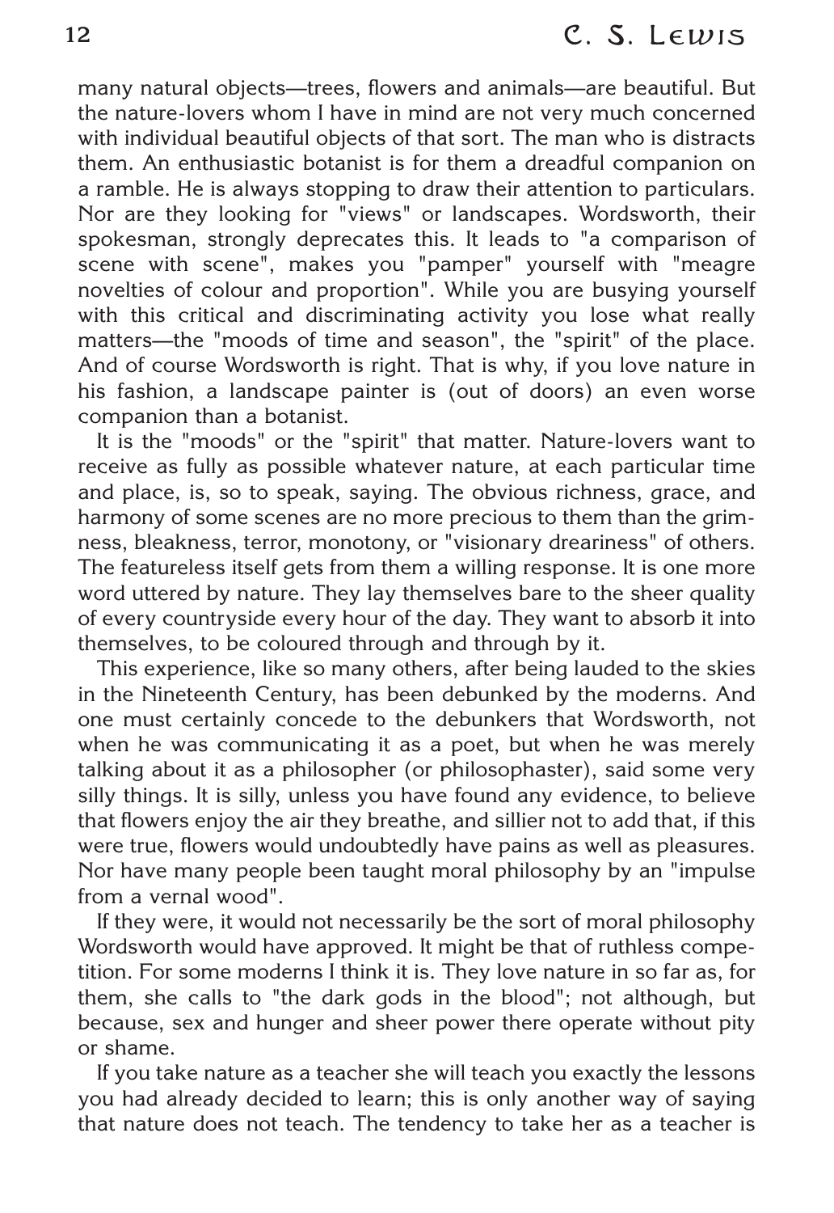many natural objects—trees, flowers and animals—are beautiful. But the nature-lovers whom I have in mind are not very much concerned with individual beautiful objects of that sort. The man who is distracts them. An enthusiastic botanist is for them a dreadful companion on a ramble. He is always stopping to draw their attention to particulars. Nor are they looking for "views" or landscapes. Wordsworth, their spokesman, strongly deprecates this. It leads to "a comparison of scene with scene", makes you "pamper" yourself with "meagre novelties of colour and proportion". While you are busying yourself with this critical and discriminating activity you lose what really matters—the "moods of time and season", the "spirit" of the place. And of course Wordsworth is right. That is why, if you love nature in his fashion, a landscape painter is (out of doors) an even worse companion than a botanist.

It is the "moods" or the "spirit" that matter. Nature-lovers want to receive as fully as possible whatever nature, at each particular time and place, is, so to speak, saying. The obvious richness, grace, and harmony of some scenes are no more precious to them than the grimness, bleakness, terror, monotony, or "visionary dreariness" of others. The featureless itself gets from them a willing response. It is one more word uttered by nature. They lay themselves bare to the sheer quality of every countryside every hour of the day. They want to absorb it into themselves, to be coloured through and through by it.

This experience, like so many others, after being lauded to the skies in the Nineteenth Century, has been debunked by the moderns. And one must certainly concede to the debunkers that Wordsworth, not when he was communicating it as a poet, but when he was merely talking about it as a philosopher (or philosophaster), said some very silly things. It is silly, unless you have found any evidence, to believe that flowers enjoy the air they breathe, and sillier not to add that, if this were true, flowers would undoubtedly have pains as well as pleasures. Nor have many people been taught moral philosophy by an "impulse from a vernal wood".

If they were, it would not necessarily be the sort of moral philosophy Wordsworth would have approved. It might be that of ruthless competition. For some moderns I think it is. They love nature in so far as, for them, she calls to "the dark gods in the blood"; not although, but because, sex and hunger and sheer power there operate without pity or shame.

If you take nature as a teacher she will teach you exactly the lessons you had already decided to learn; this is only another way of saying that nature does not teach. The tendency to take her as a teacher is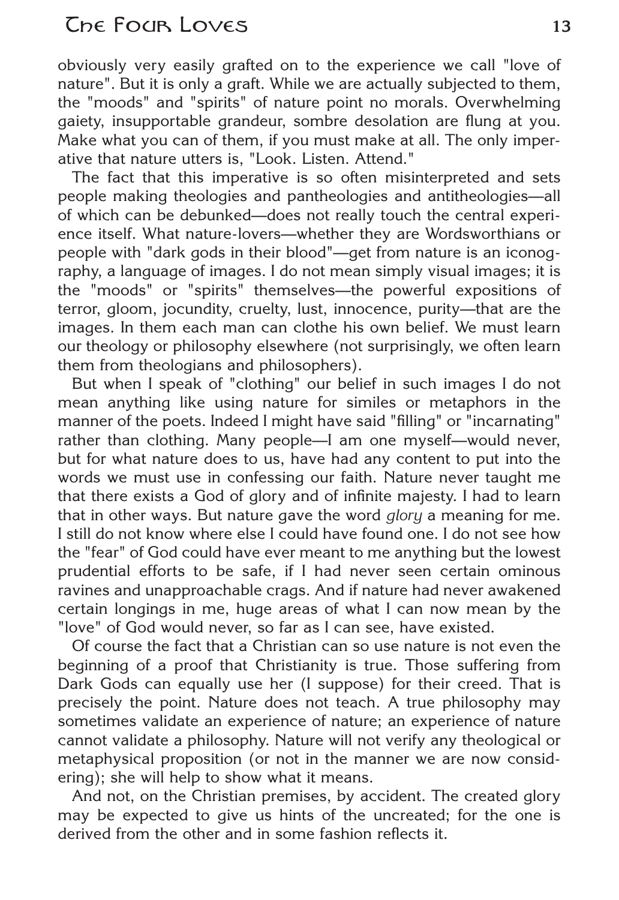obviously very easily grafted on to the experience we call "love of nature". But it is only a graft. While we are actually subjected to them, the "moods" and "spirits" of nature point no morals. Overwhelming gaiety, insupportable grandeur, sombre desolation are flung at you. Make what you can of them, if you must make at all. The only imperative that nature utters is, "Look. Listen. Attend."

The fact that this imperative is so often misinterpreted and sets people making theologies and pantheologies and antitheologies—all of which can be debunked—does not really touch the central experience itself. What nature-lovers—whether they are Wordsworthians or people with "dark gods in their blood"—get from nature is an iconography, a language of images. I do not mean simply visual images; it is the "moods" or "spirits" themselves—the powerful expositions of terror, gloom, jocundity, cruelty, lust, innocence, purity—that are the images. In them each man can clothe his own belief. We must learn our theology or philosophy elsewhere (not surprisingly, we often learn them from theologians and philosophers).

But when I speak of "clothing" our belief in such images I do not mean anything like using nature for similes or metaphors in the manner of the poets. Indeed I might have said "filling" or "incarnating" rather than clothing. Many people—I am one myself—would never, but for what nature does to us, have had any content to put into the words we must use in confessing our faith. Nature never taught me that there exists a God of glory and of infinite majesty. I had to learn that in other ways. But nature gave the word *glory* a meaning for me. I still do not know where else I could have found one. I do not see how the "fear" of God could have ever meant to me anything but the lowest prudential efforts to be safe, if I had never seen certain ominous ravines and unapproachable crags. And if nature had never awakened certain longings in me, huge areas of what I can now mean by the "love" of God would never, so far as I can see, have existed.

Of course the fact that a Christian can so use nature is not even the beginning of a proof that Christianity is true. Those suffering from Dark Gods can equally use her (I suppose) for their creed. That is precisely the point. Nature does not teach. A true philosophy may sometimes validate an experience of nature; an experience of nature cannot validate a philosophy. Nature will not verify any theological or metaphysical proposition (or not in the manner we are now considering); she will help to show what it means.

And not, on the Christian premises, by accident. The created glory may be expected to give us hints of the uncreated; for the one is derived from the other and in some fashion reflects it.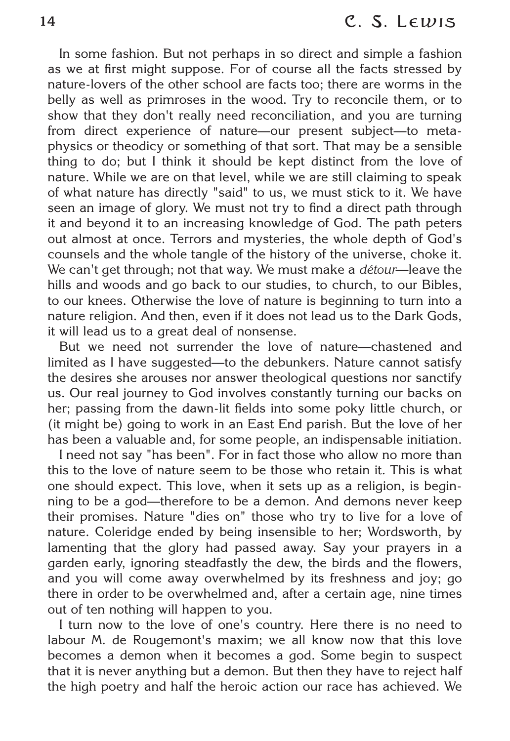In some fashion. But not perhaps in so direct and simple a fashion as we at first might suppose. For of course all the facts stressed by nature-lovers of the other school are facts too; there are worms in the belly as well as primroses in the wood. Try to reconcile them, or to show that they don't really need reconciliation, and you are turning from direct experience of nature—our present subject—to metaphysics or theodicy or something of that sort. That may be a sensible thing to do; but I think it should be kept distinct from the love of nature. While we are on that level, while we are still claiming to speak of what nature has directly "said" to us, we must stick to it. We have seen an image of glory. We must not try to find a direct path through it and beyond it to an increasing knowledge of God. The path peters out almost at once. Terrors and mysteries, the whole depth of God's counsels and the whole tangle of the history of the universe, choke it. We can't get through; not that way. We must make a *détour*—leave the hills and woods and go back to our studies, to church, to our Bibles, to our knees. Otherwise the love of nature is beginning to turn into a nature religion. And then, even if it does not lead us to the Dark Gods, it will lead us to a great deal of nonsense.

But we need not surrender the love of nature—chastened and limited as I have suggested—to the debunkers. Nature cannot satisfy the desires she arouses nor answer theological questions nor sanctify us. Our real journey to God involves constantly turning our backs on her; passing from the dawn-lit fields into some poky little church, or (it might be) going to work in an East End parish. But the love of her has been a valuable and, for some people, an indispensable initiation.

I need not say "has been". For in fact those who allow no more than this to the love of nature seem to be those who retain it. This is what one should expect. This love, when it sets up as a religion, is beginning to be a god—therefore to be a demon. And demons never keep their promises. Nature "dies on" those who try to live for a love of nature. Coleridge ended by being insensible to her; Wordsworth, by lamenting that the glory had passed away. Say your prayers in a garden early, ignoring steadfastly the dew, the birds and the flowers, and you will come away overwhelmed by its freshness and joy; go there in order to be overwhelmed and, after a certain age, nine times out of ten nothing will happen to you.

I turn now to the love of one's country. Here there is no need to labour M. de Rougemont's maxim; we all know now that this love becomes a demon when it becomes a god. Some begin to suspect that it is never anything but a demon. But then they have to reject half the high poetry and half the heroic action our race has achieved. We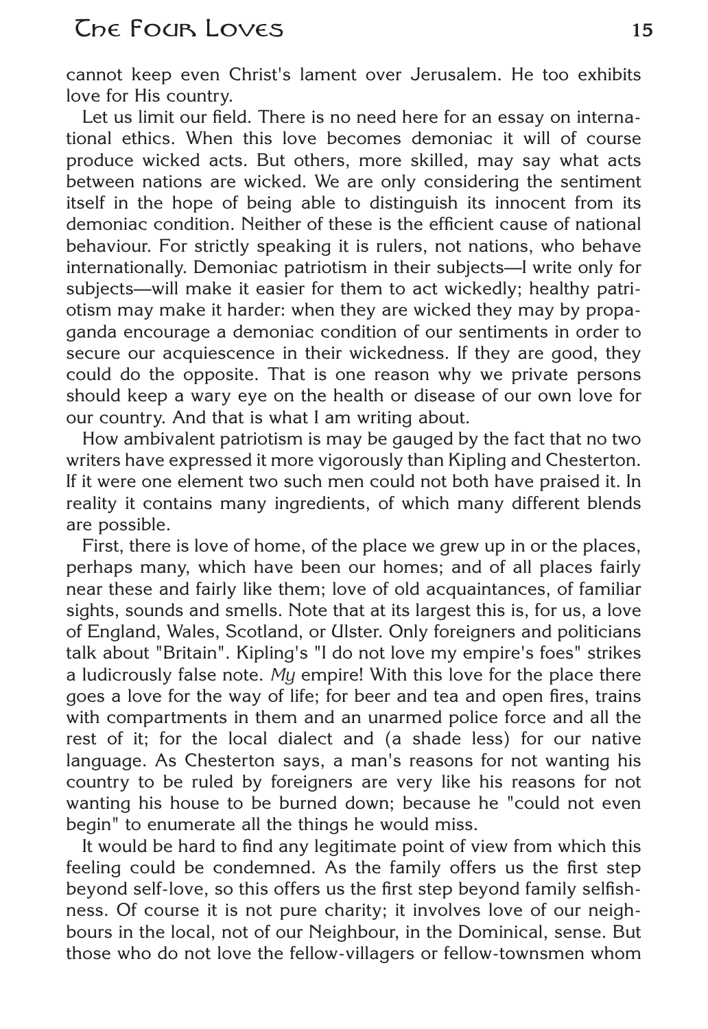cannot keep even Christ's lament over Jerusalem. He too exhibits love for His country.

Let us limit our field. There is no need here for an essay on international ethics. When this love becomes demoniac it will of course produce wicked acts. But others, more skilled, may say what acts between nations are wicked. We are only considering the sentiment itself in the hope of being able to distinguish its innocent from its demoniac condition. Neither of these is the efficient cause of national behaviour. For strictly speaking it is rulers, not nations, who behave internationally. Demoniac patriotism in their subjects—I write only for subjects—will make it easier for them to act wickedly; healthy patriotism may make it harder: when they are wicked they may by propaganda encourage a demoniac condition of our sentiments in order to secure our acquiescence in their wickedness. If they are good, they could do the opposite. That is one reason why we private persons should keep a wary eye on the health or disease of our own love for our country. And that is what I am writing about.

How ambivalent patriotism is may be gauged by the fact that no two writers have expressed it more vigorously than Kipling and Chesterton. If it were one element two such men could not both have praised it. In reality it contains many ingredients, of which many different blends are possible.

First, there is love of home, of the place we grew up in or the places, perhaps many, which have been our homes; and of all places fairly near these and fairly like them; love of old acquaintances, of familiar sights, sounds and smells. Note that at its largest this is, for us, a love of England, Wales, Scotland, or Ulster. Only foreigners and politicians talk about "Britain". Kipling's "I do not love my empire's foes" strikes a ludicrously false note. *My* empire! With this love for the place there goes a love for the way of life; for beer and tea and open fires, trains with compartments in them and an unarmed police force and all the rest of it; for the local dialect and (a shade less) for our native language. As Chesterton says, a man's reasons for not wanting his country to be ruled by foreigners are very like his reasons for not wanting his house to be burned down; because he "could not even begin" to enumerate all the things he would miss.

It would be hard to find any legitimate point of view from which this feeling could be condemned. As the family offers us the first step beyond self-love, so this offers us the first step beyond family selfishness. Of course it is not pure charity; it involves love of our neighbours in the local, not of our Neighbour, in the Dominical, sense. But those who do not love the fellow-villagers or fellow-townsmen whom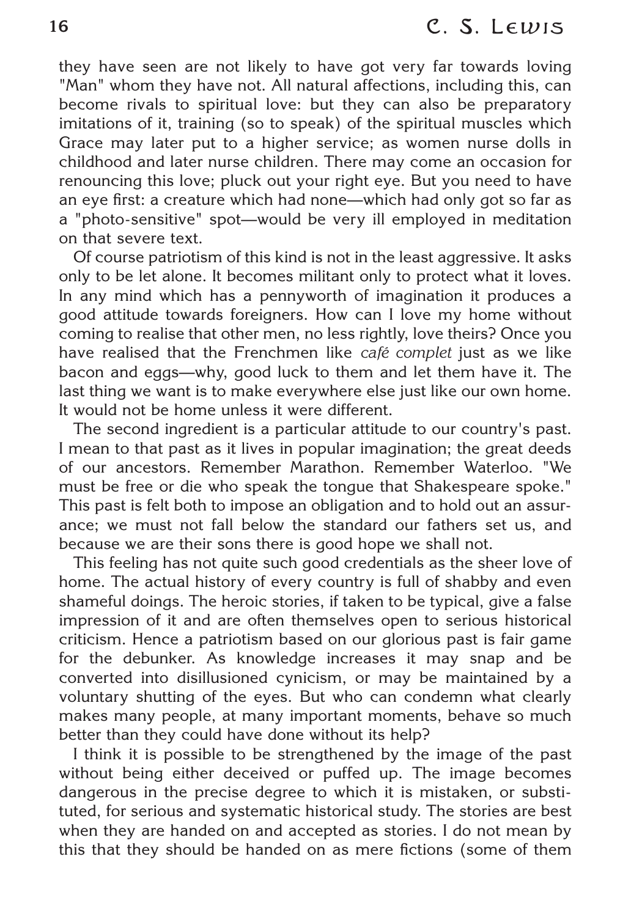they have seen are not likely to have got very far towards loving "Man" whom they have not. All natural affections, including this, can become rivals to spiritual love: but they can also be preparatory imitations of it, training (so to speak) of the spiritual muscles which Grace may later put to a higher service; as women nurse dolls in childhood and later nurse children. There may come an occasion for renouncing this love; pluck out your right eye. But you need to have an eye first: a creature which had none—which had only got so far as a "photo-sensitive" spot—would be very ill employed in meditation on that severe text.

Of course patriotism of this kind is not in the least aggressive. It asks only to be let alone. It becomes militant only to protect what it loves. In any mind which has a pennyworth of imagination it produces a good attitude towards foreigners. How can I love my home without coming to realise that other men, no less rightly, love theirs? Once you have realised that the Frenchmen like *café complet* just as we like bacon and eggs—why, good luck to them and let them have it. The last thing we want is to make everywhere else just like our own home. It would not be home unless it were different.

The second ingredient is a particular attitude to our country's past. I mean to that past as it lives in popular imagination; the great deeds of our ancestors. Remember Marathon. Remember Waterloo. "We must be free or die who speak the tongue that Shakespeare spoke." This past is felt both to impose an obligation and to hold out an assurance; we must not fall below the standard our fathers set us, and because we are their sons there is good hope we shall not.

This feeling has not quite such good credentials as the sheer love of home. The actual history of every country is full of shabby and even shameful doings. The heroic stories, if taken to be typical, give a false impression of it and are often themselves open to serious historical criticism. Hence a patriotism based on our glorious past is fair game for the debunker. As knowledge increases it may snap and be converted into disillusioned cynicism, or may be maintained by a voluntary shutting of the eyes. But who can condemn what clearly makes many people, at many important moments, behave so much better than they could have done without its help?

I think it is possible to be strengthened by the image of the past without being either deceived or puffed up. The image becomes dangerous in the precise degree to which it is mistaken, or substituted, for serious and systematic historical study. The stories are best when they are handed on and accepted as stories. I do not mean by this that they should be handed on as mere fictions (some of them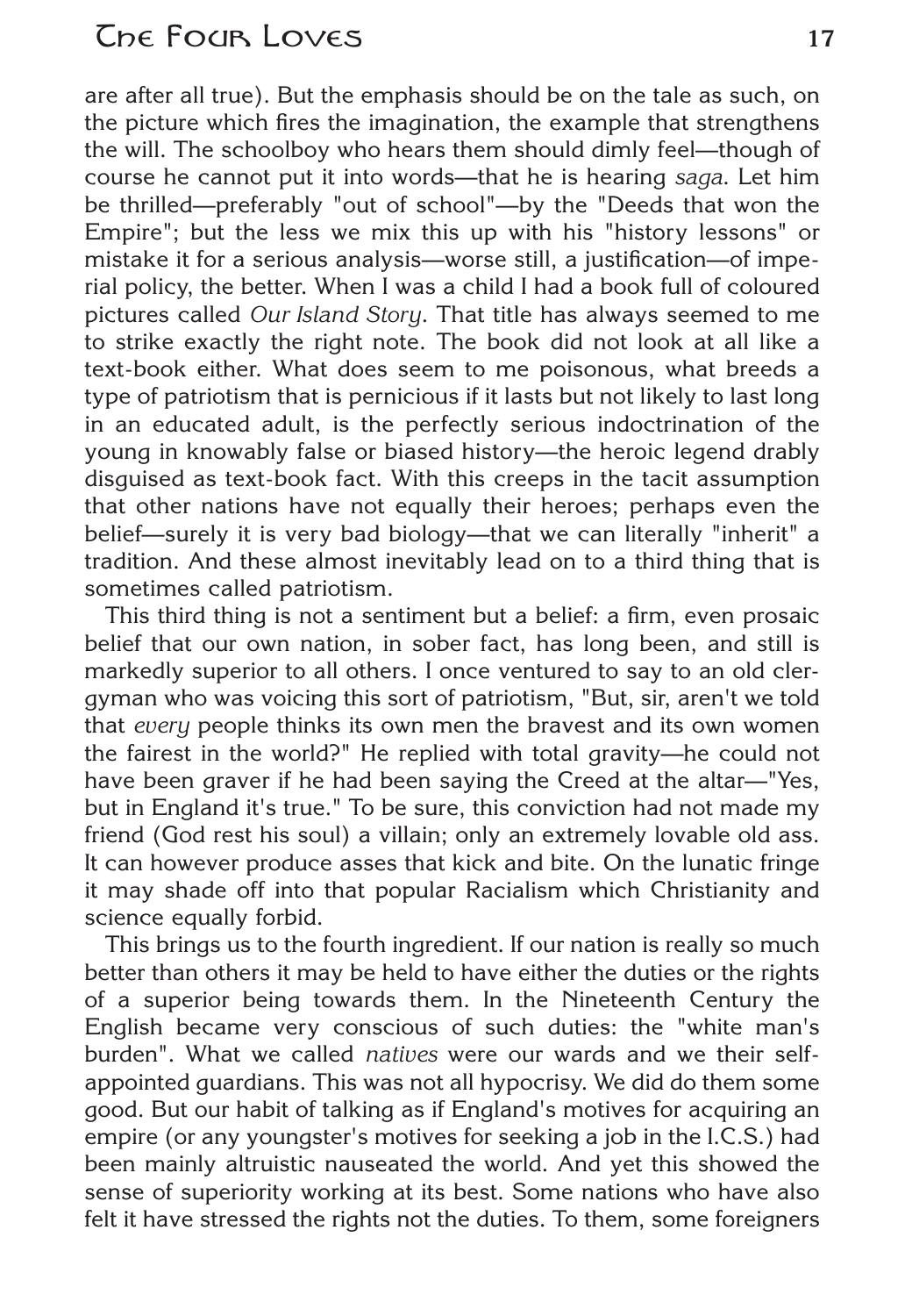are after all true). But the emphasis should be on the tale as such, on the picture which fires the imagination, the example that strengthens the will. The schoolboy who hears them should dimly feel—though of course he cannot put it into words—that he is hearing *saga*. Let him be thrilled—preferably "out of school"—by the "Deeds that won the Empire"; but the less we mix this up with his "history lessons" or mistake it for a serious analysis—worse still, a justification—of imperial policy, the better. When I was a child I had a book full of coloured pictures called *Our Island Story*. That title has always seemed to me to strike exactly the right note. The book did not look at all like a text-book either. What does seem to me poisonous, what breeds a type of patriotism that is pernicious if it lasts but not likely to last long in an educated adult, is the perfectly serious indoctrination of the young in knowably false or biased history—the heroic legend drably disguised as text-book fact. With this creeps in the tacit assumption that other nations have not equally their heroes; perhaps even the belief—surely it is very bad biology—that we can literally "inherit" a tradition. And these almost inevitably lead on to a third thing that is sometimes called patriotism.

This third thing is not a sentiment but a belief: a firm, even prosaic belief that our own nation, in sober fact, has long been, and still is markedly superior to all others. I once ventured to say to an old clergyman who was voicing this sort of patriotism, "But, sir, aren't we told that *every* people thinks its own men the bravest and its own women the fairest in the world?" He replied with total gravity—he could not have been graver if he had been saying the Creed at the altar—"Yes, but in England it's true." To be sure, this conviction had not made my friend (God rest his soul) a villain; only an extremely lovable old ass. It can however produce asses that kick and bite. On the lunatic fringe it may shade off into that popular Racialism which Christianity and science equally forbid.

This brings us to the fourth ingredient. If our nation is really so much better than others it may be held to have either the duties or the rights of a superior being towards them. In the Nineteenth Century the English became very conscious of such duties: the "white man's burden". What we called *natives* were our wards and we their self-appointed guardians. This was not all hypocrisy. We did do them some good. But our habit of talking as if England's motives for acquiring an empire (or any youngster's motives for seeking a job in the I.C.S.) had been mainly altruistic nauseated the world. And yet this showed the sense of superiority working at its best. Some nations who have also felt it have stressed the rights not the duties. To them, some foreigners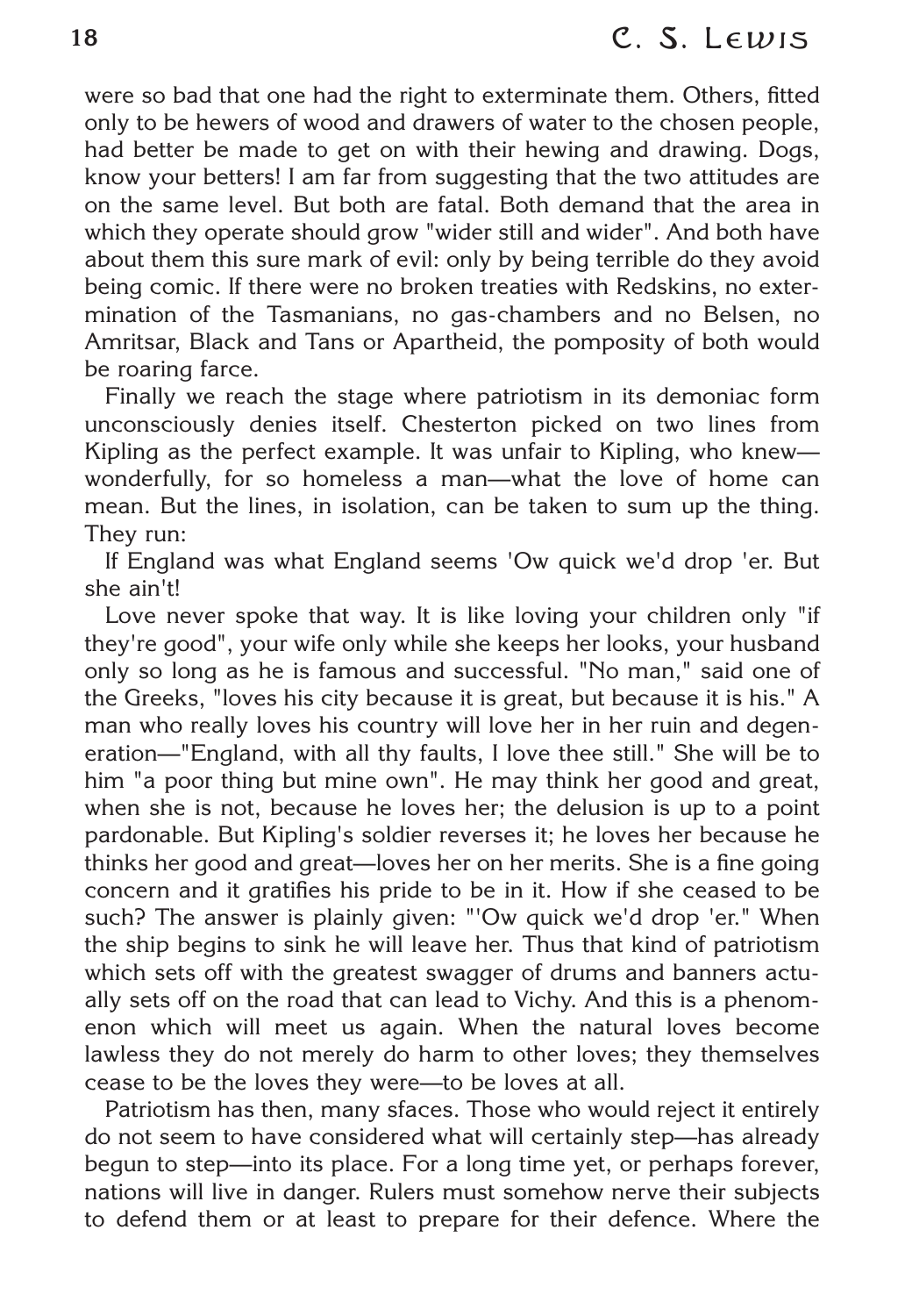were so bad that one had the right to exterminate them. Others, fitted only to be hewers of wood and drawers of water to the chosen people, had better be made to get on with their hewing and drawing. Dogs, know your betters! I am far from suggesting that the two attitudes are on the same level. But both are fatal. Both demand that the area in which they operate should grow "wider still and wider". And both have about them this sure mark of evil: only by being terrible do they avoid being comic. If there were no broken treaties with Redskins, no extermination of the Tasmanians, no gas-chambers and no Belsen, no Amritsar, Black and Tans or Apartheid, the pomposity of both would be roaring farce.

Finally we reach the stage where patriotism in its demoniac form unconsciously denies itself. Chesterton picked on two lines from Kipling as the perfect example. It was unfair to Kipling, who knew—wonderfully, for so homeless a man—what the love of home can mean. But the lines, in isolation, can be taken to sum up the thing. They run:

If England was what England seems 'Ow quick we'd drop 'er. But she ain't!

Love never spoke that way. It is like loving your children only "if they're good", your wife only while she keeps her looks, your husband only so long as he is famous and successful. "No man," said one of the Greeks, "loves his city because it is great, but because it is his." A man who really loves his country will love her in her ruin and degeneration—"England, with all thy faults, I love thee still." She will be to him "a poor thing but mine own". He may think her good and great, when she is not, because he loves her; the delusion is up to a point pardonable. But Kipling's soldier reverses it; he loves her because he thinks her good and great—loves her on her merits. She is a fine going concern and it gratifies his pride to be in it. How if she ceased to be such? The answer is plainly given: "'Ow quick we'd drop 'er." When the ship begins to sink he will leave her. Thus that kind of patriotism which sets off with the greatest swagger of drums and banners actually sets off on the road that can lead to Vichy. And this is a phenomenon which will meet us again. When the natural loves become lawless they do not merely do harm to other loves; they themselves cease to be the loves they were—to be loves at all.

Patriotism has then, many sfaces. Those who would reject it entirely do not seem to have considered what will certainly step—has already begun to step—into its place. For a long time yet, or perhaps forever, nations will live in danger. Rulers must somehow nerve their subjects to defend them or at least to prepare for their defence. Where the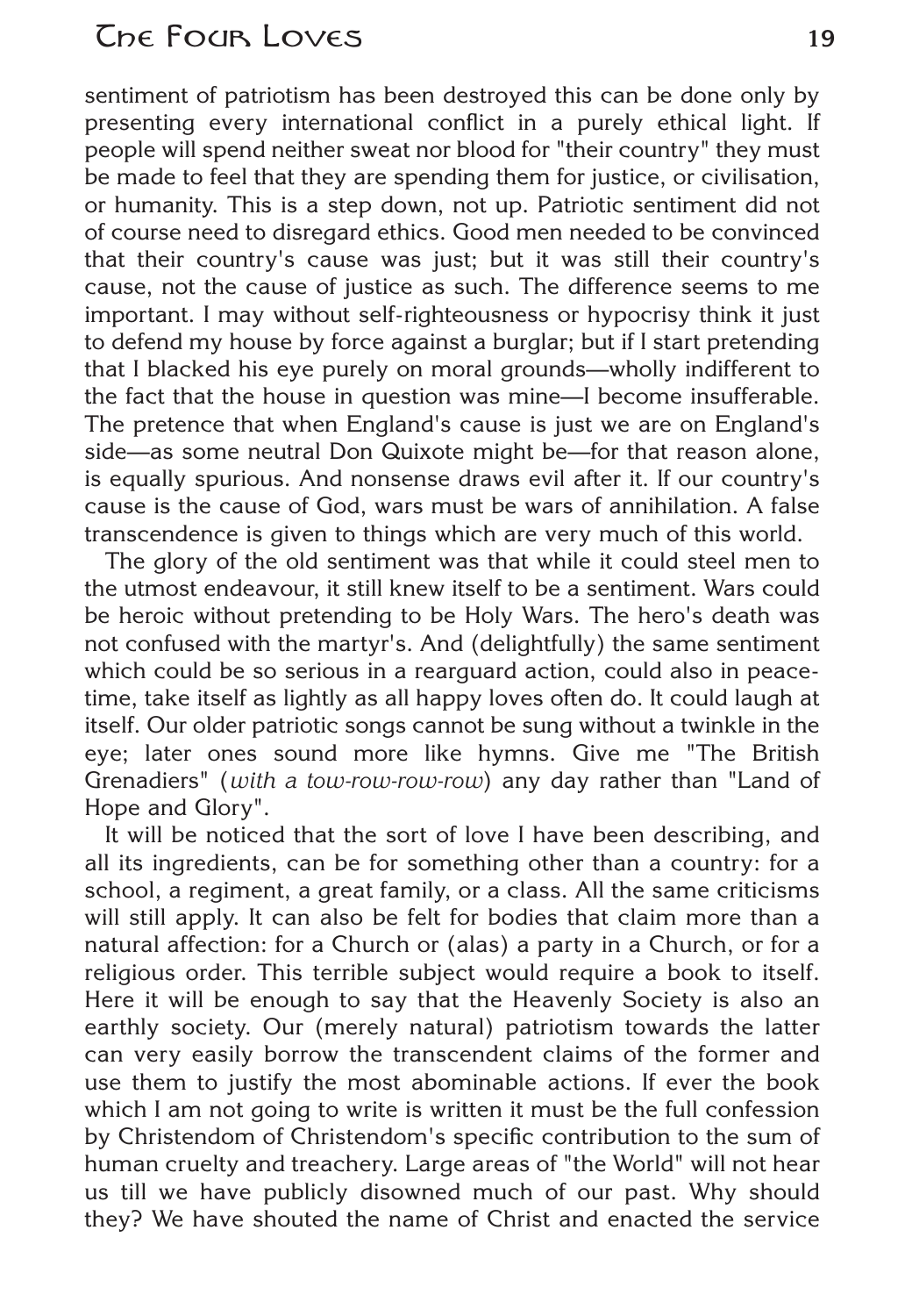sentiment of patriotism has been destroyed this can be done only by presenting every international conflict in a purely ethical light. If people will spend neither sweat nor blood for "their country" they must be made to feel that they are spending them for justice, or civilisation, or humanity. This is a step down, not up. Patriotic sentiment did not of course need to disregard ethics. Good men needed to be convinced that their country's cause was just; but it was still their country's cause, not the cause of justice as such. The difference seems to me important. I may without self-righteousness or hypocrisy think it just to defend my house by force against a burglar; but if I start pretending that I blacked his eye purely on moral grounds—wholly indifferent to the fact that the house in question was mine—I become insufferable. The pretence that when England's cause is just we are on England's side—as some neutral Don Quixote might be—for that reason alone, is equally spurious. And nonsense draws evil after it. If our country's cause is the cause of God, wars must be wars of annihilation. A false transcendence is given to things which are very much of this world.

The glory of the old sentiment was that while it could steel men to the utmost endeavour, it still knew itself to be a sentiment. Wars could be heroic without pretending to be Holy Wars. The hero's death was not confused with the martyr's. And (delightfully) the same sentiment which could be so serious in a rearguard action, could also in peace-time, take itself as lightly as all happy loves often do. It could laugh at itself. Our older patriotic songs cannot be sung without a twinkle in the eye; later ones sound more like hymns. Give me "The British Grenadiers" (*with a tow-row-row-row*) any day rather than "Land of Hope and Glory".

It will be noticed that the sort of love I have been describing, and all its ingredients, can be for something other than a country: for a school, a regiment, a great family, or a class. All the same criticisms will still apply. It can also be felt for bodies that claim more than a natural affection: for a Church or (alas) a party in a Church, or for a religious order. This terrible subject would require a book to itself. Here it will be enough to say that the Heavenly Society is also an earthly society. Our (merely natural) patriotism towards the latter can very easily borrow the transcendent claims of the former and use them to justify the most abominable actions. If ever the book which I am not going to write is written it must be the full confession by Christendom of Christendom's specific contribution to the sum of human cruelty and treachery. Large areas of "the World" will not hear us till we have publicly disowned much of our past. Why should they? We have shouted the name of Christ and enacted the service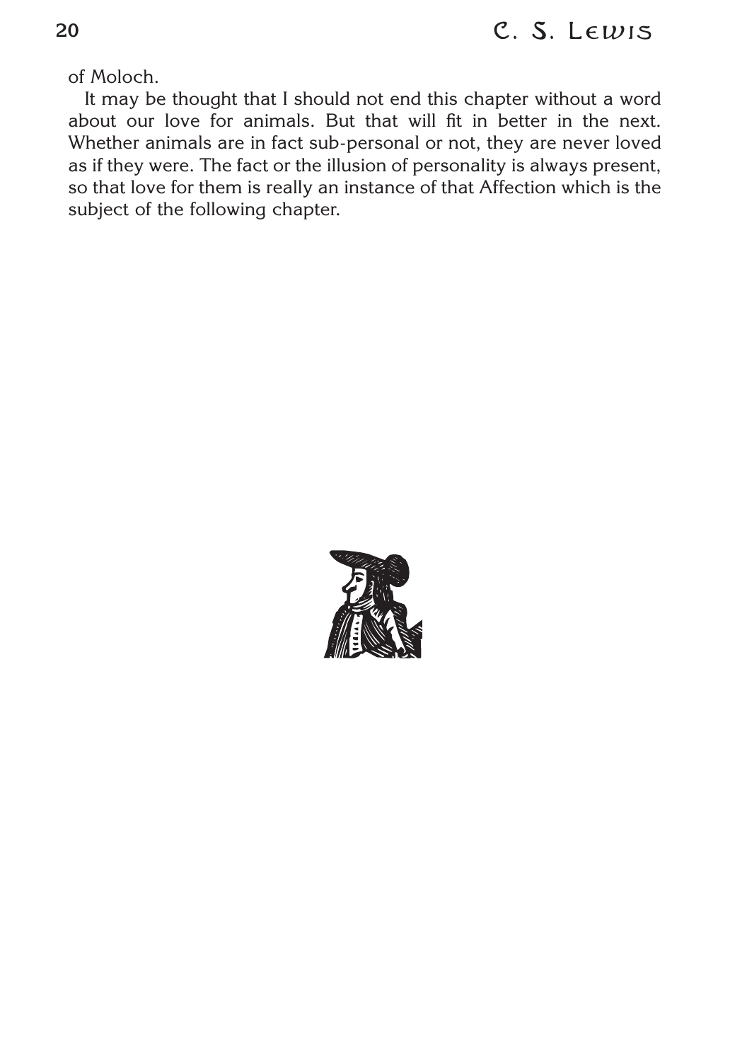of Moloch.

It may be thought that I should not end this chapter without a word about our love for animals. But that will fit in better in the next. Whether animals are in fact sub-personal or not, they are never loved as if they were. The fact or the illusion of personality is always present, so that love for them is really an instance of that Affection which is the subject of the following chapter.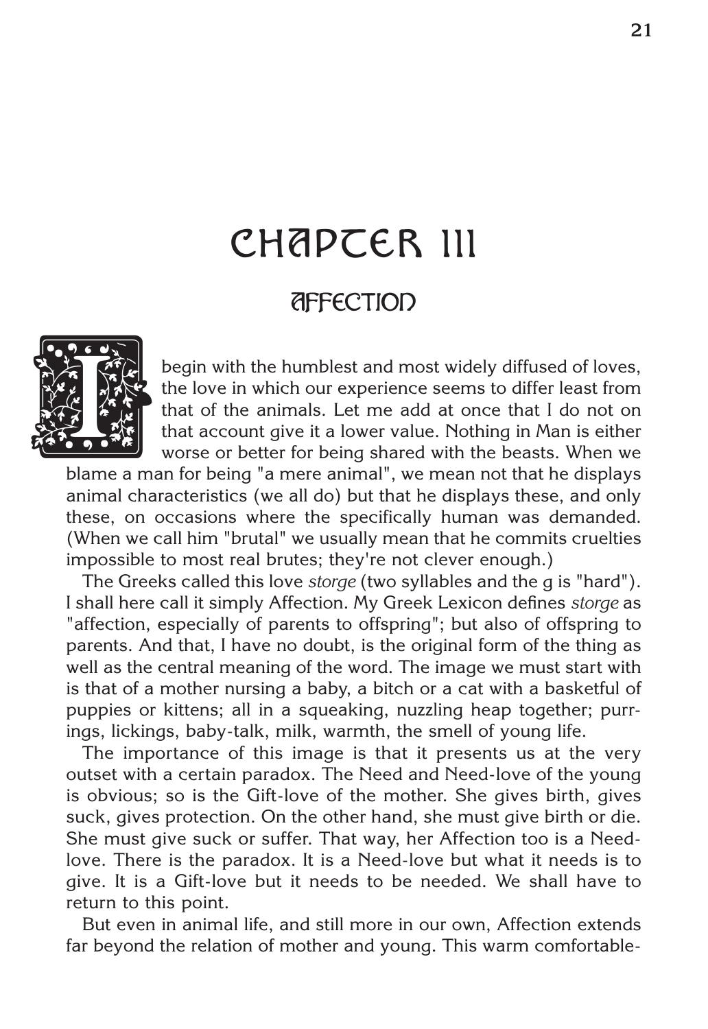# CHAPTER III

## AFFECTION

I begin with the humblest and most widely diffused of loves, the love in which our experience seems to differ least from that of the animals. Let me add at once that I do not on that account give it a lower value. Nothing in Man is either worse or better for being shared with the beasts. When we blame a man for being "a mere animal", we mean not that he displays animal characteristics (we all do) but that he displays these, and only these, on occasions where the specifically human was demanded. (When we call him "brutal" we usually mean that he commits cruelties impossible to most real brutes; they're not clever enough.)

The Greeks called this love *storge* (two syllables and the g is "hard"). I shall here call it simply Affection. My Greek Lexicon defines *storge* as "affection, especially of parents to offspring"; but also of offspring to parents. And that, I have no doubt, is the original form of the thing as well as the central meaning of the word. The image we must start with is that of a mother nursing a baby, a bitch or a cat with a basketful of puppies or kittens; all in a squeaking, nuzzling heap together; purrings, lickings, baby-talk, milk, warmth, the smell of young life.

The importance of this image is that it presents us at the very outset with a certain paradox. The Need and Need-love of the young is obvious; so is the Gift-love of the mother. She gives birth, gives suck, gives protection. On the other hand, she must give birth or die. She must give suck or suffer. That way, her Affection too is a Need-love. There is the paradox. It is a Need-love but what it needs is to give. It is a Gift-love but it needs to be needed. We shall have to return to this point.

But even in animal life, and still more in our own, Affection extends far beyond the relation of mother and young. This warm comfortable-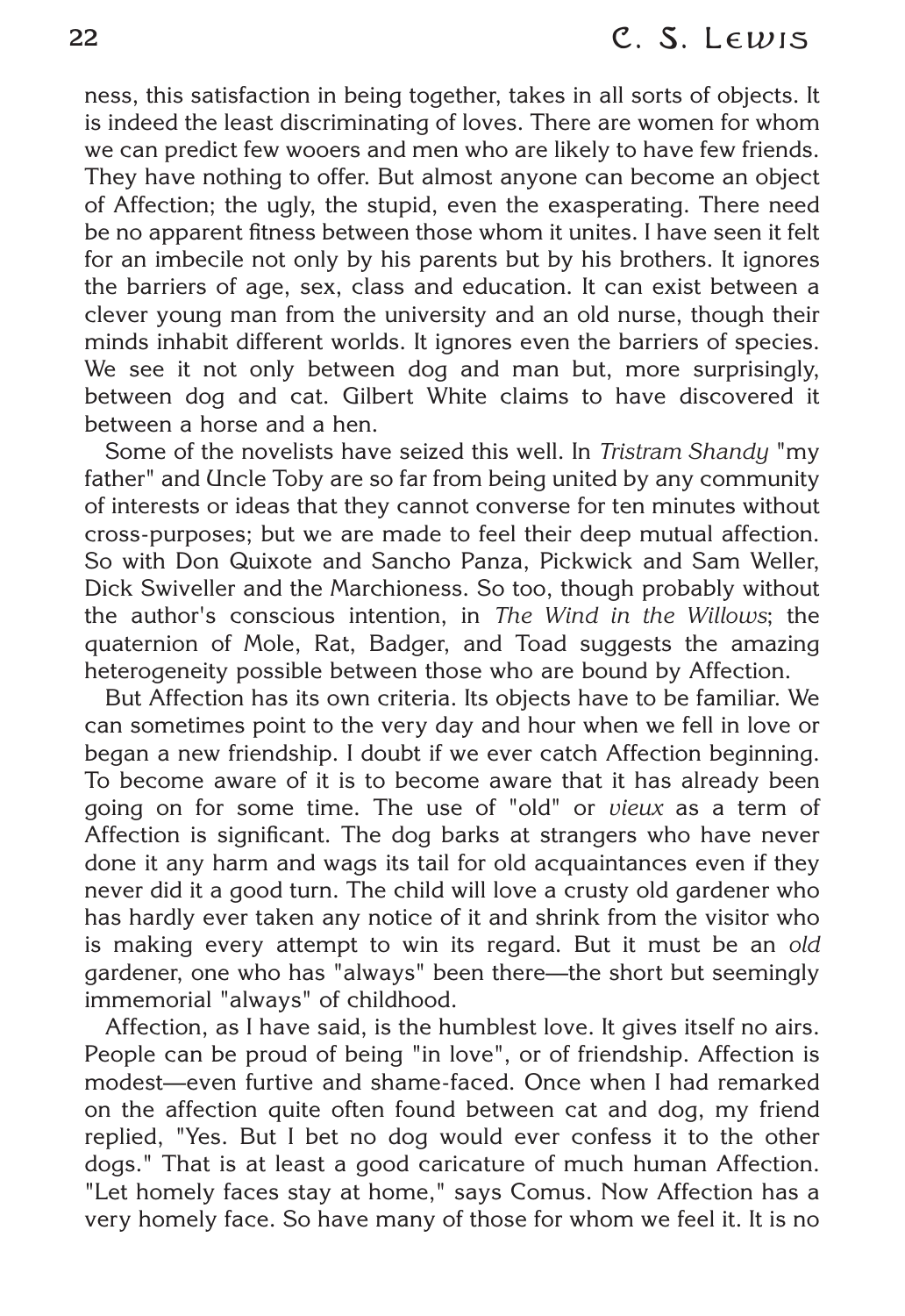ness, this satisfaction in being together, takes in all sorts of objects. It is indeed the least discriminating of loves. There are women for whom we can predict few wooers and men who are likely to have few friends. They have nothing to offer. But almost anyone can become an object of Affection; the ugly, the stupid, even the exasperating. There need be no apparent fitness between those whom it unites. I have seen it felt for an imbecile not only by his parents but by his brothers. It ignores the barriers of age, sex, class and education. It can exist between a clever young man from the university and an old nurse, though their minds inhabit different worlds. It ignores even the barriers of species. We see it not only between dog and man but, more surprisingly, between dog and cat. Gilbert White claims to have discovered it between a horse and a hen.

Some of the novelists have seized this well. In *Tristram Shandy* "my father" and Uncle Toby are so far from being united by any community of interests or ideas that they cannot converse for ten minutes without cross-purposes; but we are made to feel their deep mutual affection. So with Don Quixote and Sancho Panza, Pickwick and Sam Weller, Dick Swiveller and the Marchioness. So too, though probably without the author's conscious intention, in *The Wind in the Willows*; the quaternion of Mole, Rat, Badger, and Toad suggests the amazing heterogeneity possible between those who are bound by Affection.

But Affection has its own criteria. Its objects have to be familiar. We can sometimes point to the very day and hour when we fell in love or began a new friendship. I doubt if we ever catch Affection beginning. To become aware of it is to become aware that it has already been going on for some time. The use of "old" or *vieux* as a term of Affection is significant. The dog barks at strangers who have never done it any harm and wags its tail for old acquaintances even if they never did it a good turn. The child will love a crusty old gardener who has hardly ever taken any notice of it and shrink from the visitor who is making every attempt to win its regard. But it must be an *old* gardener, one who has "always" been there—the short but seemingly immemorial "always" of childhood.

Affection, as I have said, is the humblest love. It gives itself no airs. People can be proud of being "in love", or of friendship. Affection is modest—even furtive and shame-faced. Once when I had remarked on the affection quite often found between cat and dog, my friend replied, "Yes. But I bet no dog would ever confess it to the other dogs." That is at least a good caricature of much human Affection. "Let homely faces stay at home," says Comus. Now Affection has a very homely face. So have many of those for whom we feel it. It is no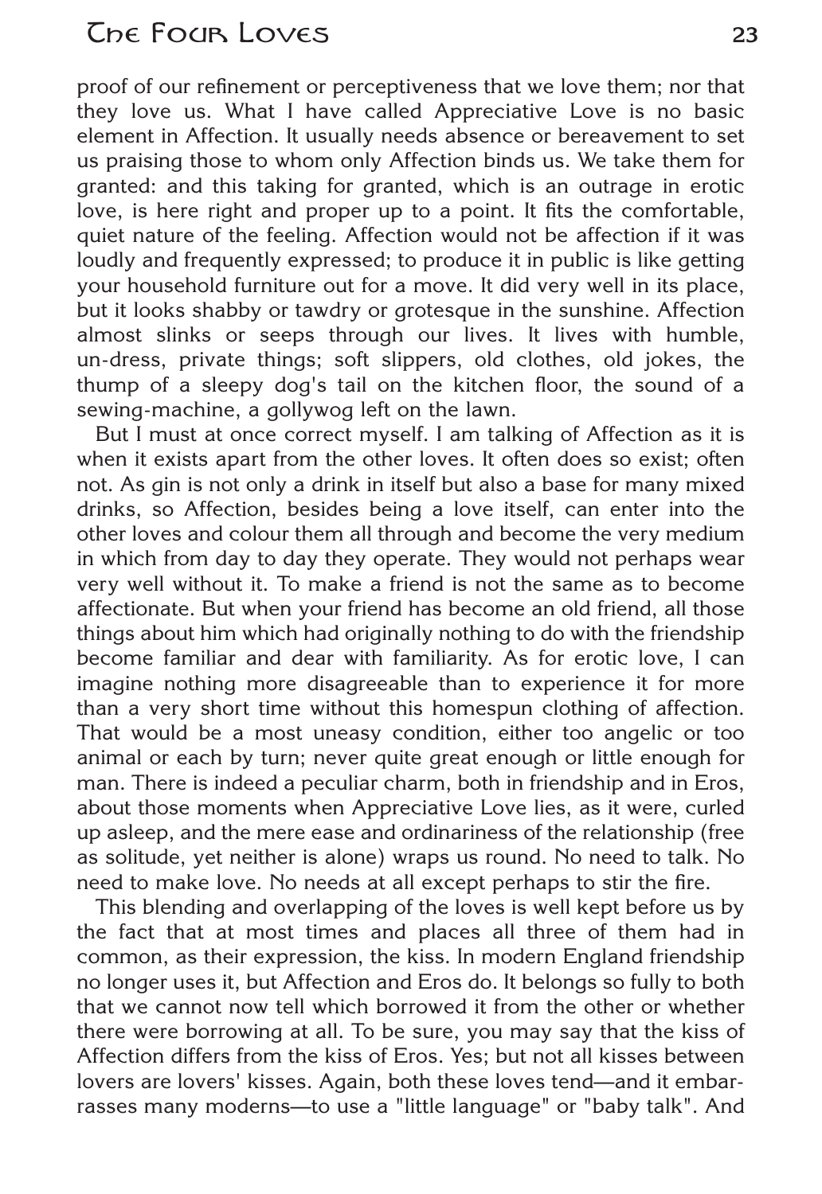proof of our refinement or perceptiveness that we love them; nor that they love us. What I have called Appreciative Love is no basic element in Affection. It usually needs absence or bereavement to set us praising those to whom only Affection binds us. We take them for granted: and this taking for granted, which is an outrage in erotic love, is here right and proper up to a point. It fits the comfortable, quiet nature of the feeling. Affection would not be affection if it was loudly and frequently expressed; to produce it in public is like getting your household furniture out for a move. It did very well in its place, but it looks shabby or tawdry or grotesque in the sunshine. Affection almost slinks or seeps through our lives. It lives with humble, un-dress, private things; soft slippers, old clothes, old jokes, the thump of a sleepy dog's tail on the kitchen floor, the sound of a sewing-machine, a gollywog left on the lawn.

But I must at once correct myself. I am talking of Affection as it is when it exists apart from the other loves. It often does so exist; often not. As gin is not only a drink in itself but also a base for many mixed drinks, so Affection, besides being a love itself, can enter into the other loves and colour them all through and become the very medium in which from day to day they operate. They would not perhaps wear very well without it. To make a friend is not the same as to become affectionate. But when your friend has become an old friend, all those things about him which had originally nothing to do with the friendship become familiar and dear with familiarity. As for erotic love, I can imagine nothing more disagreeable than to experience it for more than a very short time without this homespun clothing of affection. That would be a most uneasy condition, either too angelic or too animal or each by turn; never quite great enough or little enough for man. There is indeed a peculiar charm, both in friendship and in Eros, about those moments when Appreciative Love lies, as it were, curled up asleep, and the mere ease and ordinariness of the relationship (free as solitude, yet neither is alone) wraps us round. No need to talk. No need to make love. No needs at all except perhaps to stir the fire.

This blending and overlapping of the loves is well kept before us by the fact that at most times and places all three of them had in common, as their expression, the kiss. In modern England friendship no longer uses it, but Affection and Eros do. It belongs so fully to both that we cannot now tell which borrowed it from the other or whether there were borrowing at all. To be sure, you may say that the kiss of Affection differs from the kiss of Eros. Yes; but not all kisses between lovers are lovers' kisses. Again, both these loves tend—and it embarrasses many moderns—to use a "little language" or "baby talk". And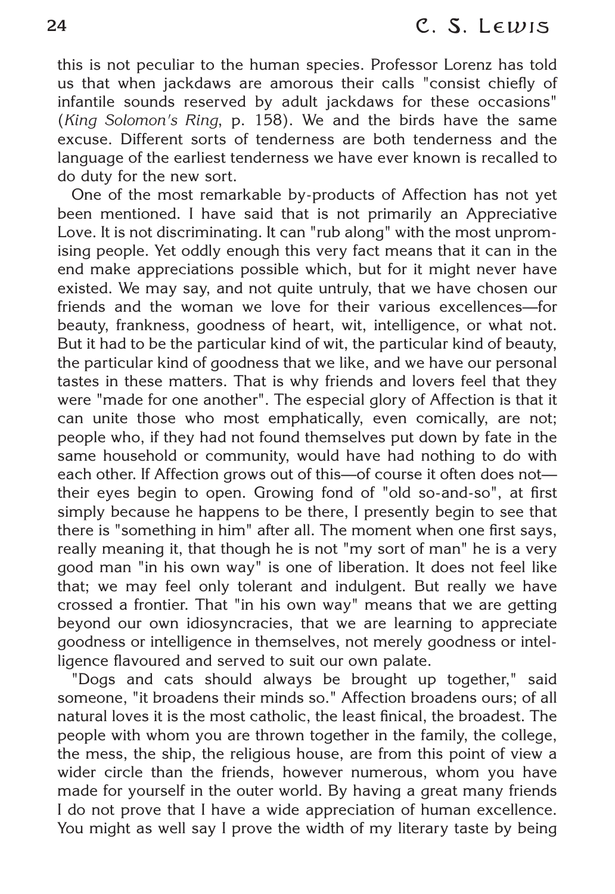this is not peculiar to the human species. Professor Lorenz has told us that when jackdaws are amorous their calls "consist chiefly of infantile sounds reserved by adult jackdaws for these occasions" (*King Solomon's Ring*, p. 158). We and the birds have the same excuse. Different sorts of tenderness are both tenderness and the language of the earliest tenderness we have ever known is recalled to do duty for the new sort.

One of the most remarkable by-products of Affection has not yet been mentioned. I have said that is not primarily an Appreciative Love. It is not discriminating. It can "rub along" with the most unpromising people. Yet oddly enough this very fact means that it can in the end make appreciations possible which, but for it might never have existed. We may say, and not quite untruly, that we have chosen our friends and the woman we love for their various excellences—for beauty, frankness, goodness of heart, wit, intelligence, or what not. But it had to be the particular kind of wit, the particular kind of beauty, the particular kind of goodness that we like, and we have our personal tastes in these matters. That is why friends and lovers feel that they were "made for one another". The especial glory of Affection is that it can unite those who most emphatically, even comically, are not; people who, if they had not found themselves put down by fate in the same household or community, would have had nothing to do with each other. If Affection grows out of this—of course it often does not—their eyes begin to open. Growing fond of "old so-and-so", at first simply because he happens to be there, I presently begin to see that there is "something in him" after all. The moment when one first says, really meaning it, that though he is not "my sort of man" he is a very good man "in his own way" is one of liberation. It does not feel like that; we may feel only tolerant and indulgent. But really we have crossed a frontier. That "in his own way" means that we are getting beyond our own idiosyncracies, that we are learning to appreciate goodness or intelligence in themselves, not merely goodness or intelligence flavoured and served to suit our own palate.

"Dogs and cats should always be brought up together," said someone, "it broadens their minds so." Affection broadens ours; of all natural loves it is the most catholic, the least finical, the broadest. The people with whom you are thrown together in the family, the college, the mess, the ship, the religious house, are from this point of view a wider circle than the friends, however numerous, whom you have made for yourself in the outer world. By having a great many friends I do not prove that I have a wide appreciation of human excellence. You might as well say I prove the width of my literary taste by being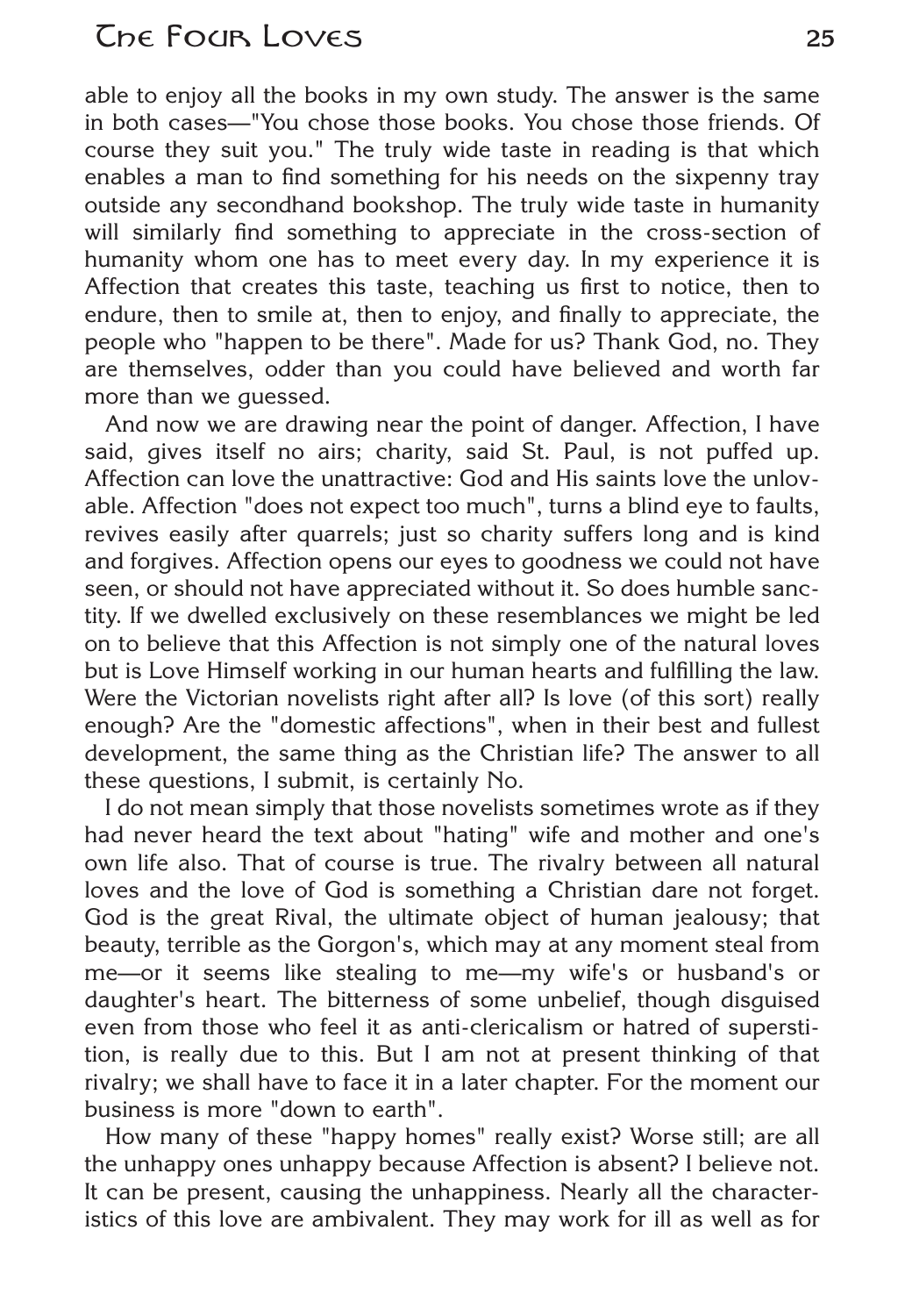able to enjoy all the books in my own study. The answer is the same in both cases—"You chose those books. You chose those friends. Of course they suit you." The truly wide taste in reading is that which enables a man to find something for his needs on the sixpenny tray outside any secondhand bookshop. The truly wide taste in humanity will similarly find something to appreciate in the cross-section of humanity whom one has to meet every day. In my experience it is Affection that creates this taste, teaching us first to notice, then to endure, then to smile at, then to enjoy, and finally to appreciate, the people who "happen to be there". Made for us? Thank God, no. They are themselves, odder than you could have believed and worth far more than we guessed.

And now we are drawing near the point of danger. Affection, I have said, gives itself no airs; charity, said St. Paul, is not puffed up. Affection can love the unattractive: God and His saints love the unlovable. Affection "does not expect too much", turns a blind eye to faults, revives easily after quarrels; just so charity suffers long and is kind and forgives. Affection opens our eyes to goodness we could not have seen, or should not have appreciated without it. So does humble sanctity. If we dwelled exclusively on these resemblances we might be led on to believe that this Affection is not simply one of the natural loves but is Love Himself working in our human hearts and fulfilling the law. Were the Victorian novelists right after all? Is love (of this sort) really enough? Are the "domestic affections", when in their best and fullest development, the same thing as the Christian life? The answer to all these questions, I submit, is certainly No.

I do not mean simply that those novelists sometimes wrote as if they had never heard the text about "hating" wife and mother and one's own life also. That of course is true. The rivalry between all natural loves and the love of God is something a Christian dare not forget. God is the great Rival, the ultimate object of human jealousy; that beauty, terrible as the Gorgon's, which may at any moment steal from me—or it seems like stealing to me—my wife's or husband's or daughter's heart. The bitterness of some unbelief, though disguised even from those who feel it as anti-clericalism or hatred of superstition, is really due to this. But I am not at present thinking of that rivalry; we shall have to face it in a later chapter. For the moment our business is more "down to earth".

How many of these "happy homes" really exist? Worse still; are all the unhappy ones unhappy because Affection is absent? I believe not. It can be present, causing the unhappiness. Nearly all the characteristics of this love are ambivalent. They may work for ill as well as for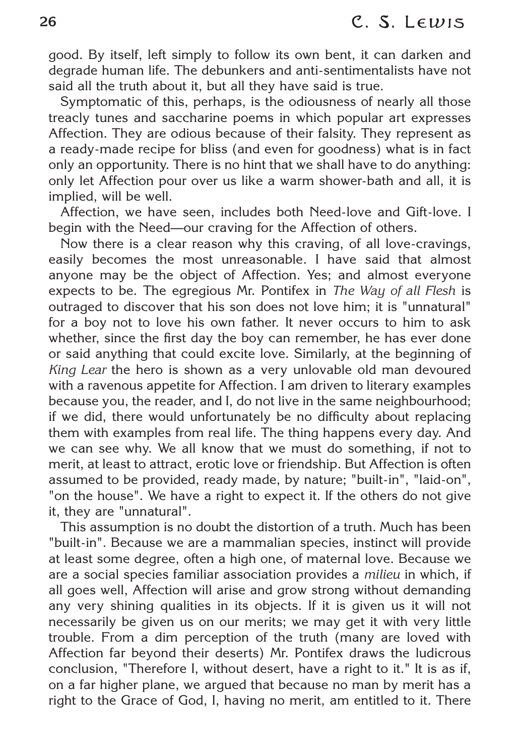good. By itself, left simply to follow its own bent, it can darken and degrade human life. The debunkers and anti-sentimentalists have not said all the truth about it, but all they have said is true.

Symptomatic of this, perhaps, is the odiousness of nearly all those treacly tunes and saccharine poems in which popular art expresses Affection. They are odious because of their falsity. They represent as a ready-made recipe for bliss (and even for goodness) what is in fact only an opportunity. There is no hint that we shall have to do anything: only let Affection pour over us like a warm shower-bath and all, it is implied, will be well.

Affection, we have seen, includes both Need-love and Gift-love. I begin with the Need—our craving for the Affection of others.

Now there is a clear reason why this craving, of all love-cravings, easily becomes the most unreasonable. I have said that almost anyone may be the object of Affection. Yes; and almost everyone expects to be. The egregious Mr. Pontifex in *The Way of all Flesh* is outraged to discover that his son does not love him; it is "unnatural" for a boy not to love his own father. It never occurs to him to ask whether, since the first day the boy can remember, he has ever done or said anything that could excite love. Similarly, at the beginning of *King Lear* the hero is shown as a very unlovable old man devoured with a ravenous appetite for Affection. I am driven to literary examples because you, the reader, and I, do not live in the same neighbourhood; if we did, there would unfortunately be no difficulty about replacing them with examples from real life. The thing happens every day. And we can see why. We all know that we must do something, if not to merit, at least to attract, erotic love or friendship. But Affection is often assumed to be provided, ready made, by nature; "built-in", "laid-on", "on the house". We have a right to expect it. If the others do not give it, they are "unnatural".

This assumption is no doubt the distortion of a truth. Much has been "built-in". Because we are a mammalian species, instinct will provide at least some degree, often a high one, of maternal love. Because we are a social species familiar association provides a *milieu* in which, if all goes well, Affection will arise and grow strong without demanding any very shining qualities in its objects. If it is given us it will not necessarily be given us on our merits; we may get it with very little trouble. From a dim perception of the truth (many are loved with Affection far beyond their deserts) Mr. Pontifex draws the ludicrous conclusion, "Therefore I, without desert, have a right to it." It is as if, on a far higher plane, we argued that because no man by merit has a right to the Grace of God, I, having no merit, am entitled to it. There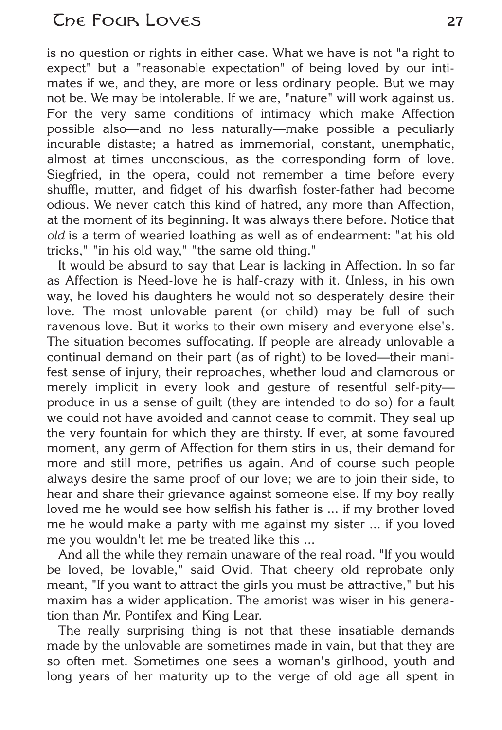is no question or rights in either case. What we have is not "a right to expect" but a "reasonable expectation" of being loved by our intimates if we, and they, are more or less ordinary people. But we may not be. We may be intolerable. If we are, "nature" will work against us. For the very same conditions of intimacy which make Affection possible also—and no less naturally—make possible a peculiarly incurable distaste; a hatred as immemorial, constant, unemphatic, almost at times unconscious, as the corresponding form of love. Siegfried, in the opera, could not remember a time before every shuffle, mutter, and fidget of his dwarfish foster-father had become odious. We never catch this kind of hatred, any more than Affection, at the moment of its beginning. It was always there before. Notice that *old* is a term of wearied loathing as well as of endearment: "at his old tricks," "in his old way," "the same old thing."

It would be absurd to say that Lear is lacking in Affection. In so far as Affection is Need-love he is half-crazy with it. Unless, in his own way, he loved his daughters he would not so desperately desire their love. The most unlovable parent (or child) may be full of such ravenous love. But it works to their own misery and everyone else's. The situation becomes suffocating. If people are already unlovable a continual demand on their part (as of right) to be loved—their manifest sense of injury, their reproaches, whether loud and clamorous or merely implicit in every look and gesture of resentful self-pity—produce in us a sense of guilt (they are intended to do so) for a fault we could not have avoided and cannot cease to commit. They seal up the very fountain for which they are thirsty. If ever, at some favoured moment, any germ of Affection for them stirs in us, their demand for more and still more, petrifies us again. And of course such people always desire the same proof of our love; we are to join their side, to hear and share their grievance against someone else. If my boy really loved me he would see how selfish his father is ... if my brother loved me he would make a party with me against my sister ... if you loved me you wouldn't let me be treated like this ...

And all the while they remain unaware of the real road. "If you would be loved, be lovable," said Ovid. That cheery old reprobate only meant, "If you want to attract the girls you must be attractive," but his maxim has a wider application. The amorist was wiser in his generation than Mr. Pontifex and King Lear.

The really surprising thing is not that these insatiable demands made by the unlovable are sometimes made in vain, but that they are so often met. Sometimes one sees a woman's girlhood, youth and long years of her maturity up to the verge of old age all spent in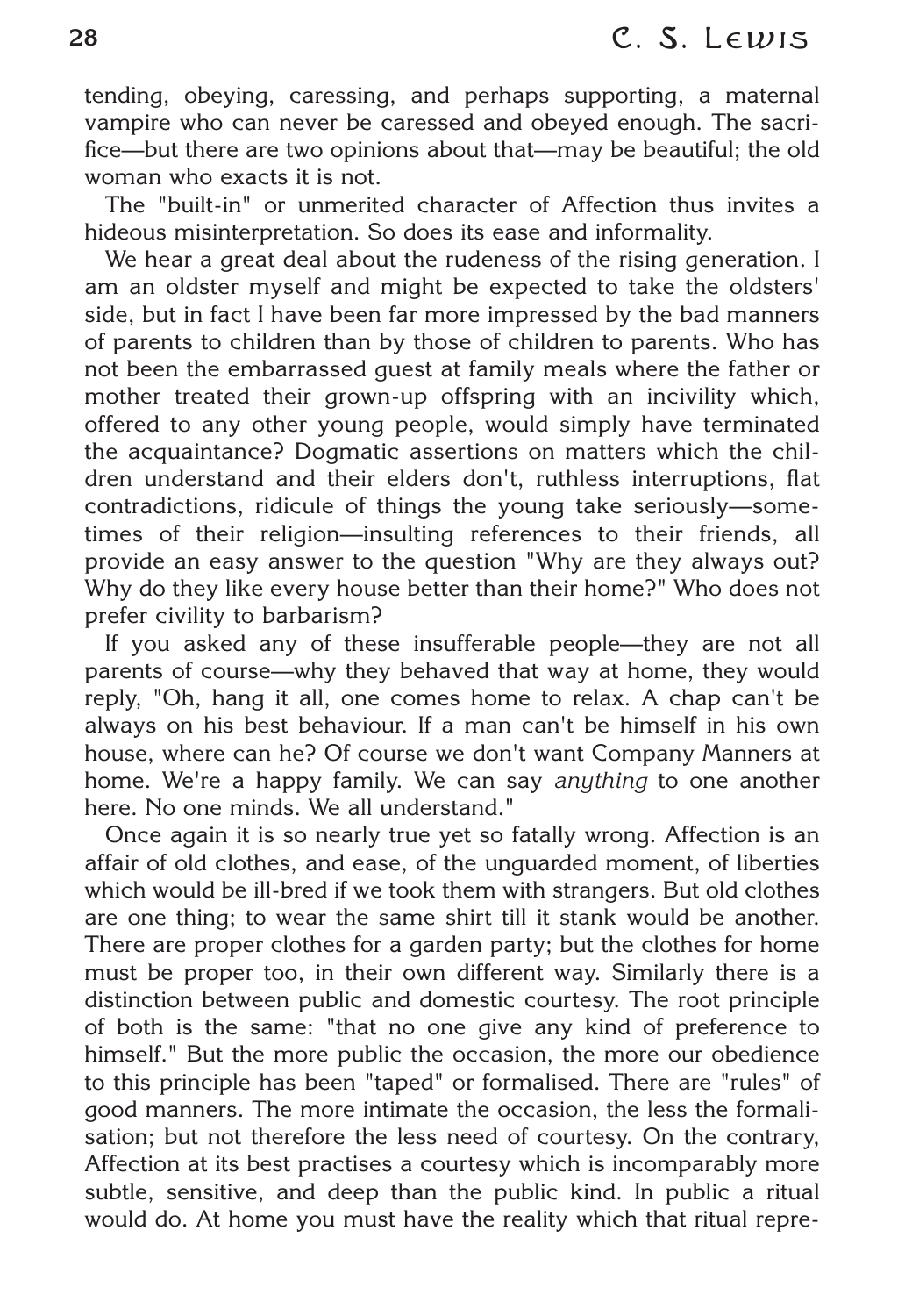tending, obeying, caressing, and perhaps supporting, a maternal vampire who can never be caressed and obeyed enough. The sacrifice—but there are two opinions about that—may be beautiful; the old woman who exacts it is not.

The "built-in" or unmerited character of Affection thus invites a hideous misinterpretation. So does its ease and informality.

We hear a great deal about the rudeness of the rising generation. I am an oldster myself and might be expected to take the oldsters' side, but in fact I have been far more impressed by the bad manners of parents to children than by those of children to parents. Who has not been the embarrassed guest at family meals where the father or mother treated their grown-up offspring with an incivility which, offered to any other young people, would simply have terminated the acquaintance? Dogmatic assertions on matters which the children understand and their elders don't, ruthless interruptions, flat contradictions, ridicule of things the young take seriously—sometimes of their religion—insulting references to their friends, all provide an easy answer to the question "Why are they always out? Why do they like every house better than their home?" Who does not prefer civility to barbarism?

If you asked any of these insufferable people—they are not all parents of course—why they behaved that way at home, they would reply, "Oh, hang it all, one comes home to relax. A chap can't be always on his best behaviour. If a man can't be himself in his own house, where can he? Of course we don't want Company Manners at home. We're a happy family. We can say *anything* to one another here. No one minds. We all understand."

Once again it is so nearly true yet so fatally wrong. Affection is an affair of old clothes, and ease, of the unguarded moment, of liberties which would be ill-bred if we took them with strangers. But old clothes are one thing; to wear the same shirt till it stank would be another. There are proper clothes for a garden party; but the clothes for home must be proper too, in their own different way. Similarly there is a distinction between public and domestic courtesy. The root principle of both is the same: "that no one give any kind of preference to himself." But the more public the occasion, the more our obedience to this principle has been "taped" or formalised. There are "rules" of good manners. The more intimate the occasion, the less the formalisation; but not therefore the less need of courtesy. On the contrary, Affection at its best practises a courtesy which is incomparably more subtle, sensitive, and deep than the public kind. In public a ritual would do. At home you must have the reality which that ritual repre-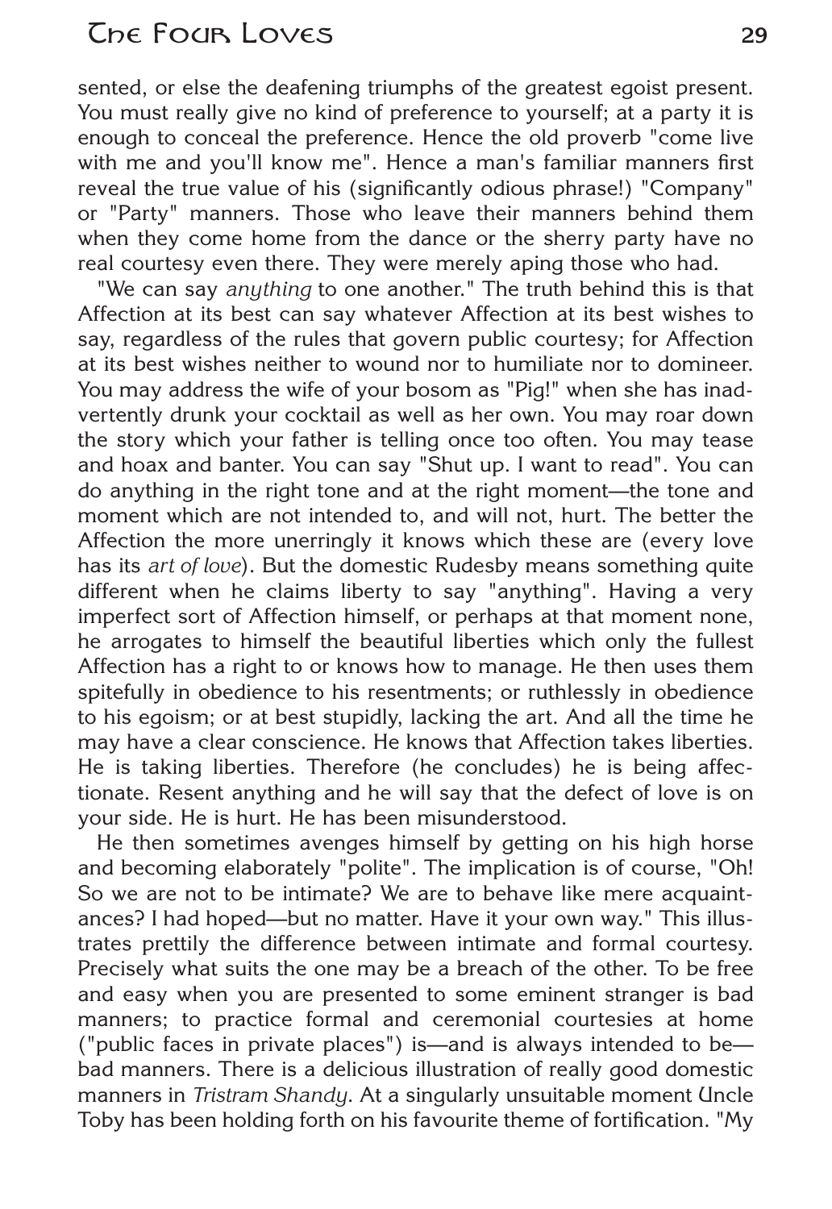sented, or else the deafening triumphs of the greatest egoist present. You must really give no kind of preference to yourself; at a party it is enough to conceal the preference. Hence the old proverb "come live with me and you'll know me". Hence a man's familiar manners first reveal the true value of his (significantly odious phrase!) "Company" or "Party" manners. Those who leave their manners behind them when they come home from the dance or the sherry party have no real courtesy even there. They were merely aping those who had.

"We can say *anything* to one another." The truth behind this is that Affection at its best can say whatever Affection at its best wishes to say, regardless of the rules that govern public courtesy; for Affection at its best wishes neither to wound nor to humiliate nor to domineer. You may address the wife of your bosom as "Pig!" when she has inadvertently drunk your cocktail as well as her own. You may roar down the story which your father is telling once too often. You may tease and hoax and banter. You can say "Shut up. I want to read". You can do anything in the right tone and at the right moment—the tone and moment which are not intended to, and will not, hurt. The better the Affection the more unerringly it knows which these are (every love has its *art of love*). But the domestic Rudesby means something quite different when he claims liberty to say "anything". Having a very imperfect sort of Affection himself, or perhaps at that moment none, he arrogates to himself the beautiful liberties which only the fullest Affection has a right to or knows how to manage. He then uses them spitefully in obedience to his resentments; or ruthlessly in obedience to his egoism; or at best stupidly, lacking the art. And all the time he may have a clear conscience. He knows that Affection takes liberties. He is taking liberties. Therefore (he concludes) he is being affectionate. Resent anything and he will say that the defect of love is on your side. He is hurt. He has been misunderstood.

He then sometimes avenges himself by getting on his high horse and becoming elaborately "polite". The implication is of course, "Oh! So we are not to be intimate? We are to behave like mere acquaintances? I had hoped—but no matter. Have it your own way." This illustrates prettily the difference between intimate and formal courtesy. Precisely what suits the one may be a breach of the other. To be free and easy when you are presented to some eminent stranger is bad manners; to practice formal and ceremonial courtesies at home ("public faces in private places") is—and is always intended to be—bad manners. There is a delicious illustration of really good domestic manners in *Tristram Shandy*. At a singularly unsuitable moment Uncle Toby has been holding forth on his favourite theme of fortification. "My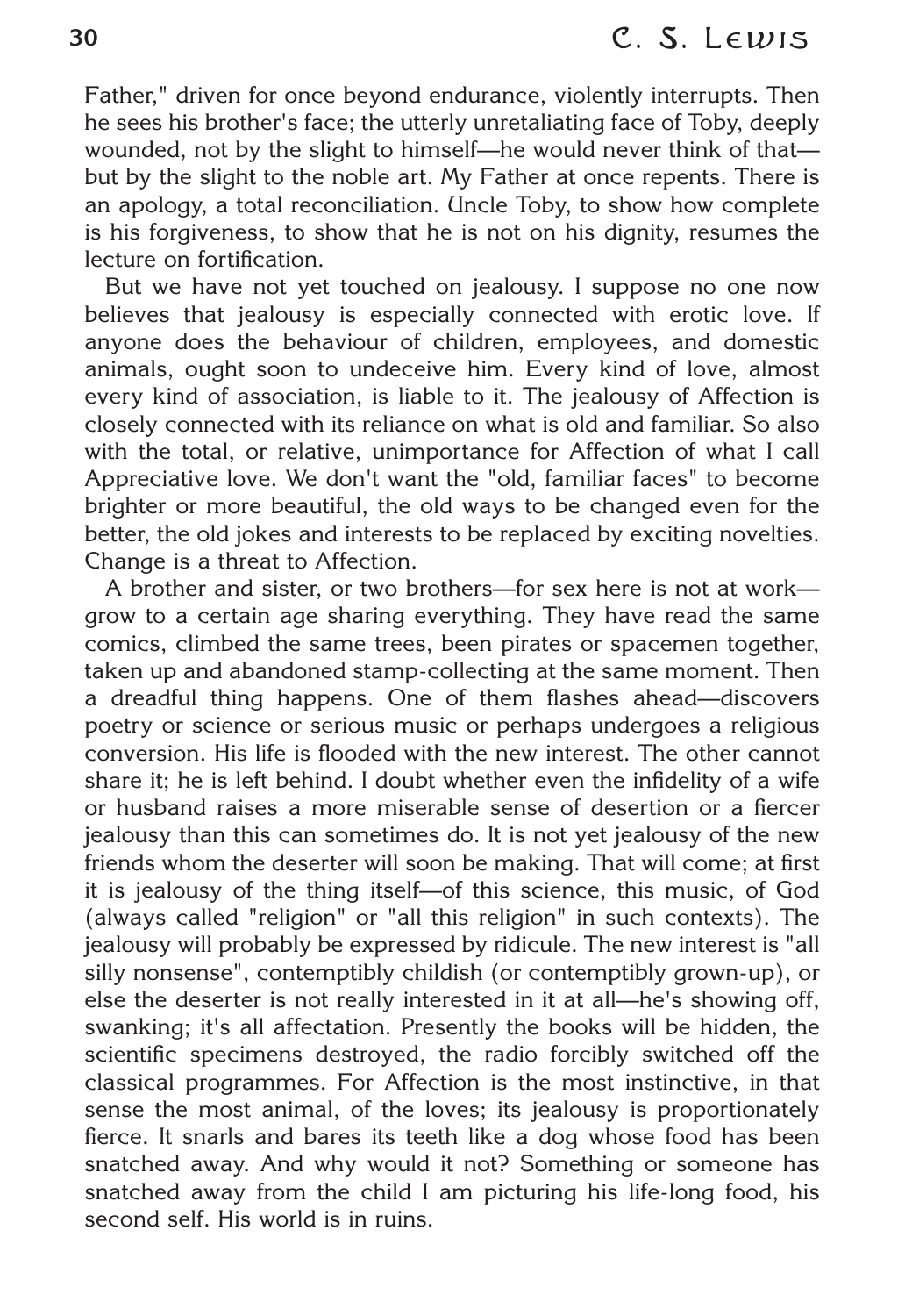Father," driven for once beyond endurance, violently interrupts. Then he sees his brother's face; the utterly unretaliating face of Toby, deeply wounded, not by the slight to himself—he would never think of that—but by the slight to the noble art. My Father at once repents. There is an apology, a total reconciliation. Uncle Toby, to show how complete is his forgiveness, to show that he is not on his dignity, resumes the lecture on fortification.

But we have not yet touched on jealousy. I suppose no one now believes that jealousy is especially connected with erotic love. If anyone does the behaviour of children, employees, and domestic animals, ought soon to undeceive him. Every kind of love, almost every kind of association, is liable to it. The jealousy of Affection is closely connected with its reliance on what is old and familiar. So also with the total, or relative, unimportance for Affection of what I call Appreciative love. We don't want the "old, familiar faces" to become brighter or more beautiful, the old ways to be changed even for the better, the old jokes and interests to be replaced by exciting novelties. Change is a threat to Affection.

A brother and sister, or two brothers—for sex here is not at work—grow to a certain age sharing everything. They have read the same comics, climbed the same trees, been pirates or spacemen together, taken up and abandoned stamp-collecting at the same moment. Then a dreadful thing happens. One of them flashes ahead—discovers poetry or science or serious music or perhaps undergoes a religious conversion. His life is flooded with the new interest. The other cannot share it; he is left behind. I doubt whether even the infidelity of a wife or husband raises a more miserable sense of desertion or a fiercer jealousy than this can sometimes do. It is not yet jealousy of the new friends whom the deserter will soon be making. That will come; at first it is jealousy of the thing itself—of this science, this music, of God (always called "religion" or "all this religion" in such contexts). The jealousy will probably be expressed by ridicule. The new interest is "all silly nonsense", contemptibly childish (or contemptibly grown-up), or else the deserter is not really interested in it at all—he's showing off, swanking; it's all affectation. Presently the books will be hidden, the scientific specimens destroyed, the radio forcibly switched off the classical programmes. For Affection is the most instinctive, in that sense the most animal, of the loves; its jealousy is proportionately fierce. It snarls and bares its teeth like a dog whose food has been snatched away. And why would it not? Something or someone has snatched away from the child I am picturing his life-long food, his second self. His world is in ruins.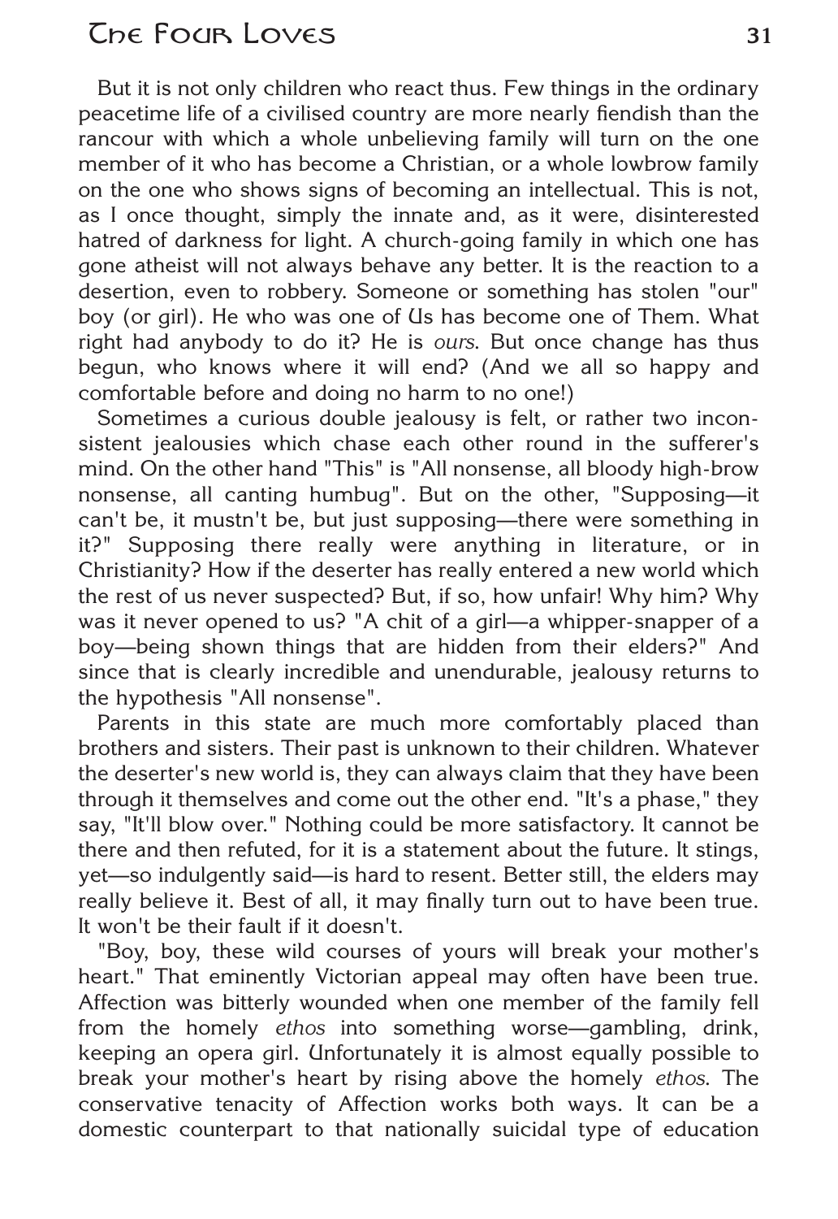But it is not only children who react thus. Few things in the ordinary peacetime life of a civilised country are more nearly fiendish than the rancour with which a whole unbelieving family will turn on the one member of it who has become a Christian, or a whole lowbrow family on the one who shows signs of becoming an intellectual. This is not, as I once thought, simply the innate and, as it were, disinterested hatred of darkness for light. A church-going family in which one has gone atheist will not always behave any better. It is the reaction to a desertion, even to robbery. Someone or something has stolen "our" boy (or girl). He who was one of Us has become one of Them. What right had anybody to do it? He is *ours*. But once change has thus begun, who knows where it will end? (And we all so happy and comfortable before and doing no harm to no one!)

Sometimes a curious double jealousy is felt, or rather two inconsistent jealousies which chase each other round in the sufferer's mind. On the other hand "This" is "All nonsense, all bloody high-brow nonsense, all canting humbug". But on the other, "Supposing—it can't be, it mustn't be, but just supposing—there were something in it?" Supposing there really were anything in literature, or in Christianity? How if the deserter has really entered a new world which the rest of us never suspected? But, if so, how unfair! Why him? Why was it never opened to us? "A chit of a girl—a whipper-snapper of a boy—being shown things that are hidden from their elders?" And since that is clearly incredible and unendurable, jealousy returns to the hypothesis "All nonsense".

Parents in this state are much more comfortably placed than brothers and sisters. Their past is unknown to their children. Whatever the deserter's new world is, they can always claim that they have been through it themselves and come out the other end. "It's a phase," they say, "It'll blow over." Nothing could be more satisfactory. It cannot be there and then refuted, for it is a statement about the future. It stings, yet—so indulgently said—is hard to resent. Better still, the elders may really believe it. Best of all, it may finally turn out to have been true. It won't be their fault if it doesn't.

"Boy, boy, these wild courses of yours will break your mother's heart." That eminently Victorian appeal may often have been true. Affection was bitterly wounded when one member of the family fell from the homely *ethos* into something worse—gambling, drink, keeping an opera girl. Unfortunately it is almost equally possible to break your mother's heart by rising above the homely *ethos*. The conservative tenacity of Affection works both ways. It can be a domestic counterpart to that nationally suicidal type of education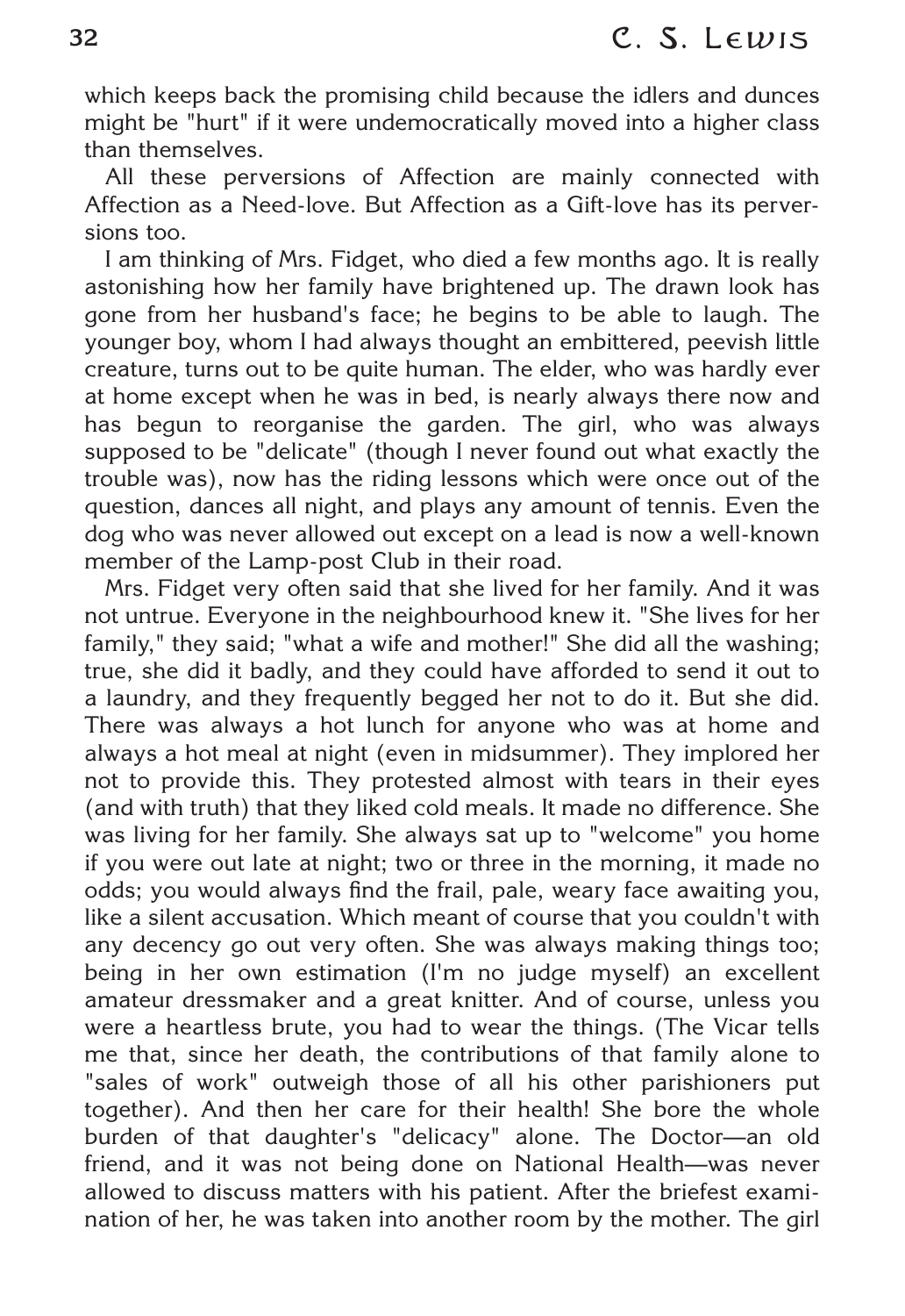which keeps back the promising child because the idlers and dunces might be "hurt" if it were undemocratically moved into a higher class than themselves.

All these perversions of Affection are mainly connected with Affection as a Need-love. But Affection as a Gift-love has its perversions too.

I am thinking of Mrs. Fidget, who died a few months ago. It is really astonishing how her family have brightened up. The drawn look has gone from her husband's face; he begins to be able to laugh. The younger boy, whom I had always thought an embittered, peevish little creature, turns out to be quite human. The elder, who was hardly ever at home except when he was in bed, is nearly always there now and has begun to reorganise the garden. The girl, who was always supposed to be "delicate" (though I never found out what exactly the trouble was), now has the riding lessons which were once out of the question, dances all night, and plays any amount of tennis. Even the dog who was never allowed out except on a lead is now a well-known member of the Lamp-post Club in their road.

Mrs. Fidget very often said that she lived for her family. And it was not untrue. Everyone in the neighbourhood knew it. "She lives for her family," they said; "what a wife and mother!" She did all the washing; true, she did it badly, and they could have afforded to send it out to a laundry, and they frequently begged her not to do it. But she did. There was always a hot lunch for anyone who was at home and always a hot meal at night (even in midsummer). They implored her not to provide this. They protested almost with tears in their eyes (and with truth) that they liked cold meals. It made no difference. She was living for her family. She always sat up to "welcome" you home if you were out late at night; two or three in the morning, it made no odds; you would always find the frail, pale, weary face awaiting you, like a silent accusation. Which meant of course that you couldn't with any decency go out very often. She was always making things too; being in her own estimation (I'm no judge myself) an excellent amateur dressmaker and a great knitter. And of course, unless you were a heartless brute, you had to wear the things. (The Vicar tells me that, since her death, the contributions of that family alone to "sales of work" outweigh those of all his other parishioners put together). And then her care for their health! She bore the whole burden of that daughter's "delicacy" alone. The Doctor—an old friend, and it was not being done on National Health—was never allowed to discuss matters with his patient. After the briefest examination of her, he was taken into another room by the mother. The girl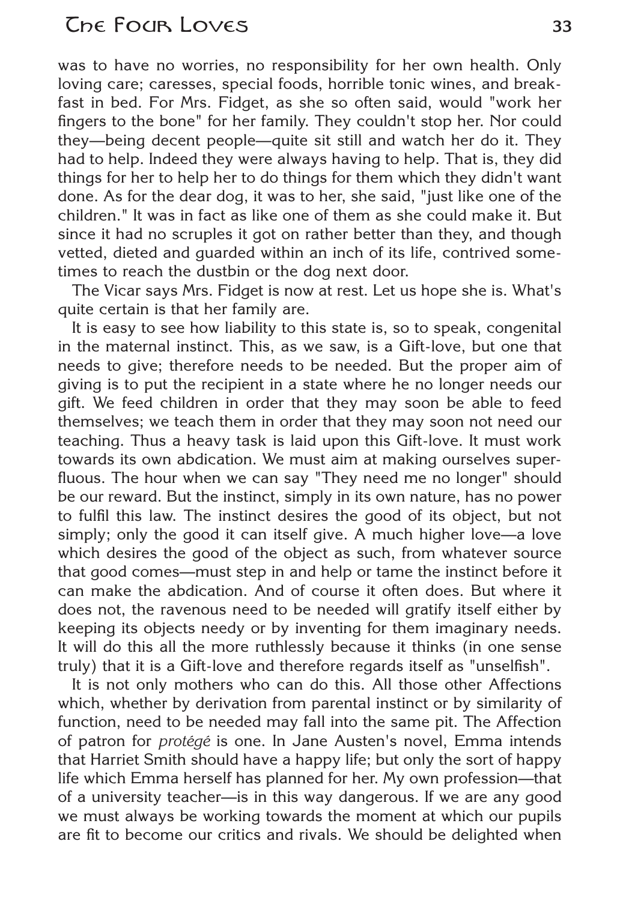was to have no worries, no responsibility for her own health. Only loving care; caresses, special foods, horrible tonic wines, and breakfast in bed. For Mrs. Fidget, as she so often said, would "work her fingers to the bone" for her family. They couldn't stop her. Nor could they—being decent people—quite sit still and watch her do it. They had to help. Indeed they were always having to help. That is, they did things for her to help her to do things for them which they didn't want done. As for the dear dog, it was to her, she said, "just like one of the children." It was in fact as like one of them as she could make it. But since it had no scruples it got on rather better than they, and though vetted, dieted and guarded within an inch of its life, contrived sometimes to reach the dustbin or the dog next door.

The Vicar says Mrs. Fidget is now at rest. Let us hope she is. What's quite certain is that her family are.

It is easy to see how liability to this state is, so to speak, congenital in the maternal instinct. This, as we saw, is a Gift-love, but one that needs to give; therefore needs to be needed. But the proper aim of giving is to put the recipient in a state where he no longer needs our gift. We feed children in order that they may soon be able to feed themselves; we teach them in order that they may soon not need our teaching. Thus a heavy task is laid upon this Gift-love. It must work towards its own abdication. We must aim at making ourselves superfluous. The hour when we can say "They need me no longer" should be our reward. But the instinct, simply in its own nature, has no power to fulfil this law. The instinct desires the good of its object, but not simply; only the good it can itself give. A much higher love—a love which desires the good of the object as such, from whatever source that good comes—must step in and help or tame the instinct before it can make the abdication. And of course it often does. But where it does not, the ravenous need to be needed will gratify itself either by keeping its objects needy or by inventing for them imaginary needs. It will do this all the more ruthlessly because it thinks (in one sense truly) that it is a Gift-love and therefore regards itself as "unselfish".

It is not only mothers who can do this. All those other Affections which, whether by derivation from parental instinct or by similarity of function, need to be needed may fall into the same pit. The Affection of patron for *protégé* is one. In Jane Austen's novel, Emma intends that Harriet Smith should have a happy life; but only the sort of happy life which Emma herself has planned for her. My own profession—that of a university teacher—is in this way dangerous. If we are any good we must always be working towards the moment at which our pupils are fit to become our critics and rivals. We should be delighted when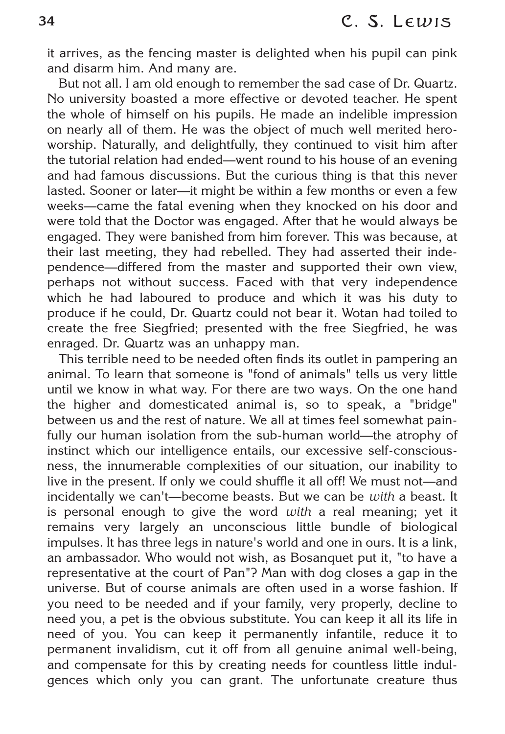it arrives, as the fencing master is delighted when his pupil can pink and disarm him. And many are.

But not all. I am old enough to remember the sad case of Dr. Quartz. No university boasted a more effective or devoted teacher. He spent the whole of himself on his pupils. He made an indelible impression on nearly all of them. He was the object of much well merited hero-worship. Naturally, and delightfully, they continued to visit him after the tutorial relation had ended—went round to his house of an evening and had famous discussions. But the curious thing is that this never lasted. Sooner or later—it might be within a few months or even a few weeks—came the fatal evening when they knocked on his door and were told that the Doctor was engaged. After that he would always be engaged. They were banished from him forever. This was because, at their last meeting, they had rebelled. They had asserted their independence—differed from the master and supported their own view, perhaps not without success. Faced with that very independence which he had laboured to produce and which it was his duty to produce if he could, Dr. Quartz could not bear it. Wotan had toiled to create the free Siegfried; presented with the free Siegfried, he was enraged. Dr. Quartz was an unhappy man.

This terrible need to be needed often finds its outlet in pampering an animal. To learn that someone is "fond of animals" tells us very little until we know in what way. For there are two ways. On the one hand the higher and domesticated animal is, so to speak, a "bridge" between us and the rest of nature. We all at times feel somewhat painfully our human isolation from the sub-human world—the atrophy of instinct which our intelligence entails, our excessive self-consciousness, the innumerable complexities of our situation, our inability to live in the present. If only we could shuffle it all off! We must not—and incidentally we can't—become beasts. But we can be *with* a beast. It is personal enough to give the word *with* a real meaning; yet it remains very largely an unconscious little bundle of biological impulses. It has three legs in nature's world and one in ours. It is a link, an ambassador. Who would not wish, as Bosanquet put it, "to have a representative at the court of Pan"? Man with dog closes a gap in the universe. But of course animals are often used in a worse fashion. If you need to be needed and if your family, very properly, decline to need you, a pet is the obvious substitute. You can keep it all its life in need of you. You can keep it permanently infantile, reduce it to permanent invalidism, cut it off from all genuine animal well-being, and compensate for this by creating needs for countless little indulgences which only you can grant. The unfortunate creature thus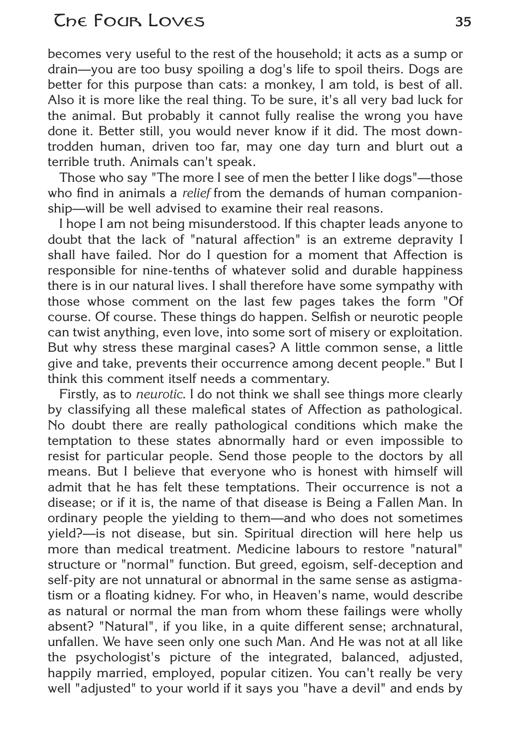becomes very useful to the rest of the household; it acts as a sump or drain—you are too busy spoiling a dog's life to spoil theirs. Dogs are better for this purpose than cats: a monkey, I am told, is best of all. Also it is more like the real thing. To be sure, it's all very bad luck for the animal. But probably it cannot fully realise the wrong you have done it. Better still, you would never know if it did. The most down-trodden human, driven too far, may one day turn and blurt out a terrible truth. Animals can't speak.

Those who say "The more I see of men the better I like dogs"—those who find in animals a *relief* from the demands of human companionship—will be well advised to examine their real reasons.

I hope I am not being misunderstood. If this chapter leads anyone to doubt that the lack of "natural affection" is an extreme depravity I shall have failed. Nor do I question for a moment that Affection is responsible for nine-tenths of whatever solid and durable happiness there is in our natural lives. I shall therefore have some sympathy with those whose comment on the last few pages takes the form "Of course. Of course. These things do happen. Selfish or neurotic people can twist anything, even love, into some sort of misery or exploitation. But why stress these marginal cases? A little common sense, a little give and take, prevents their occurrence among decent people." But I think this comment itself needs a commentary.

Firstly, as to *neurotic*. I do not think we shall see things more clearly by classifying all these malefical states of Affection as pathological. No doubt there are really pathological conditions which make the temptation to these states abnormally hard or even impossible to resist for particular people. Send those people to the doctors by all means. But I believe that everyone who is honest with himself will admit that he has felt these temptations. Their occurrence is not a disease; or if it is, the name of that disease is Being a Fallen Man. In ordinary people the yielding to them—and who does not sometimes yield?—is not disease, but sin. Spiritual direction will here help us more than medical treatment. Medicine labours to restore "natural" structure or "normal" function. But greed, egoism, self-deception and self-pity are not unnatural or abnormal in the same sense as astigmatism or a floating kidney. For who, in Heaven's name, would describe as natural or normal the man from whom these failings were wholly absent? "Natural", if you like, in a quite different sense; archnatural, unfallen. We have seen only one such Man. And He was not at all like the psychologist's picture of the integrated, balanced, adjusted, happily married, employed, popular citizen. You can't really be very well "adjusted" to your world if it says you "have a devil" and ends by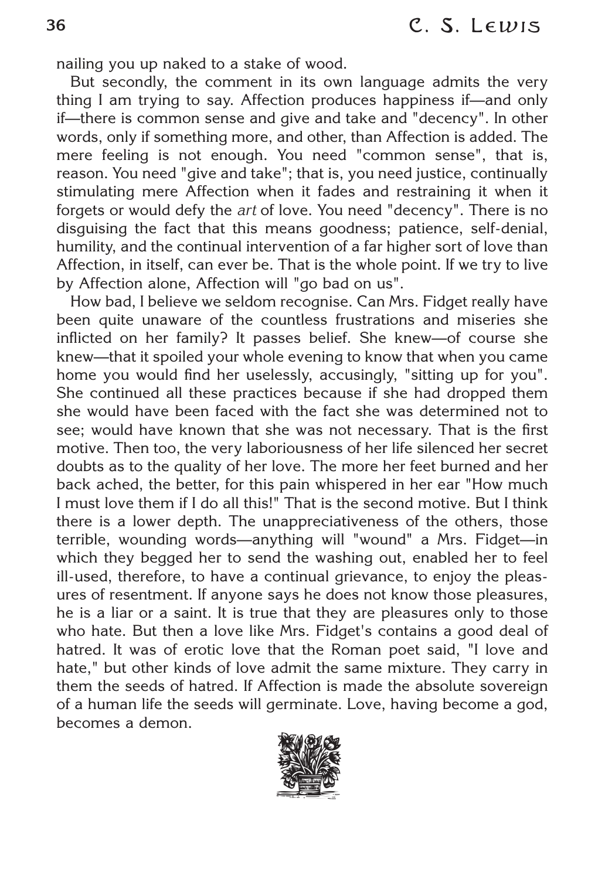nailing you up naked to a stake of wood.

But secondly, the comment in its own language admits the very thing I am trying to say. Affection produces happiness if—and only if—there is common sense and give and take and "decency". In other words, only if something more, and other, than Affection is added. The mere feeling is not enough. You need "common sense", that is, reason. You need "give and take"; that is, you need justice, continually stimulating mere Affection when it fades and restraining it when it forgets or would defy the *art* of love. You need "decency". There is no disguising the fact that this means goodness; patience, self-denial, humility, and the continual intervention of a far higher sort of love than Affection, in itself, can ever be. That is the whole point. If we try to live by Affection alone, Affection will "go bad on us".

How bad, I believe we seldom recognise. Can Mrs. Fidget really have been quite unaware of the countless frustrations and miseries she inflicted on her family? It passes belief. She knew—of course she knew—that it spoiled your whole evening to know that when you came home you would find her uselessly, accusingly, "sitting up for you". She continued all these practices because if she had dropped them she would have been faced with the fact she was determined not to see; would have known that she was not necessary. That is the first motive. Then too, the very laboriousness of her life silenced her secret doubts as to the quality of her love. The more her feet burned and her back ached, the better, for this pain whispered in her ear "How much I must love them if I do all this!" That is the second motive. But I think there is a lower depth. The unappreciativeness of the others, those terrible, wounding words—anything will "wound" a Mrs. Fidget—in which they begged her to send the washing out, enabled her to feel ill-used, therefore, to have a continual grievance, to enjoy the pleasures of resentment. If anyone says he does not know those pleasures, he is a liar or a saint. It is true that they are pleasures only to those who hate. But then a love like Mrs. Fidget's contains a good deal of hatred. It was of erotic love that the Roman poet said, "I love and hate," but other kinds of love admit the same mixture. They carry in them the seeds of hatred. If Affection is made the absolute sovereign of a human life the seeds will germinate. Love, having become a god, becomes a demon.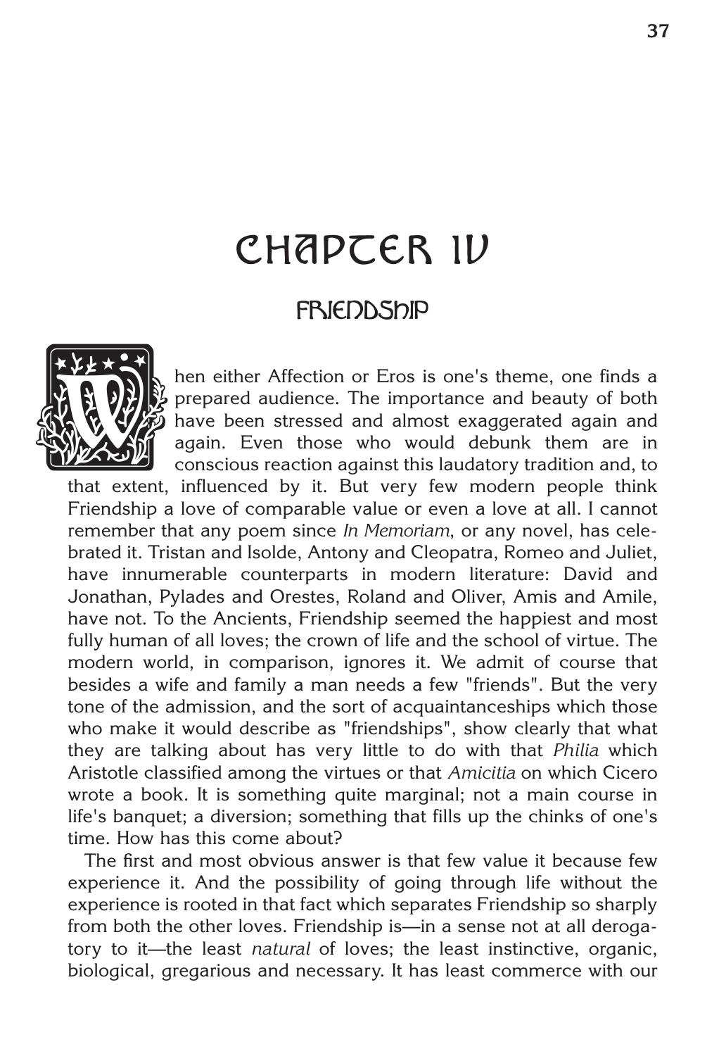# CHAPTER IV

## FRIENDSHIP

When either Affection or Eros is one's theme, one finds a prepared audience. The importance and beauty of both have been stressed and almost exaggerated again and again. Even those who would debunk them are in conscious reaction against this laudatory tradition and, to that extent, influenced by it. But very few modern people think Friendship a love of comparable value or even a love at all. I cannot remember that any poem since *In Memoriam*, or any novel, has celebrated it. Tristan and Isolde, Antony and Cleopatra, Romeo and Juliet, have innumerable counterparts in modern literature: David and Jonathan, Pylades and Orestes, Roland and Oliver, Amis and Amile, have not. To the Ancients, Friendship seemed the happiest and most fully human of all loves; the crown of life and the school of virtue. The modern world, in comparison, ignores it. We admit of course that besides a wife and family a man needs a few "friends". But the very tone of the admission, and the sort of acquaintanceships which those who make it would describe as "friendships", show clearly that what they are talking about has very little to do with that *Philia* which Aristotle classified among the virtues or that *Amicitia* on which Cicero wrote a book. It is something quite marginal; not a main course in life's banquet; a diversion; something that fills up the chinks of one's time. How has this come about?

The first and most obvious answer is that few value it because few experience it. And the possibility of going through life without the experience is rooted in that fact which separates Friendship so sharply from both the other loves. Friendship is—in a sense not at all derogatory to it—the least *natural* of loves; the least instinctive, organic, biological, gregarious and necessary. It has least commerce with our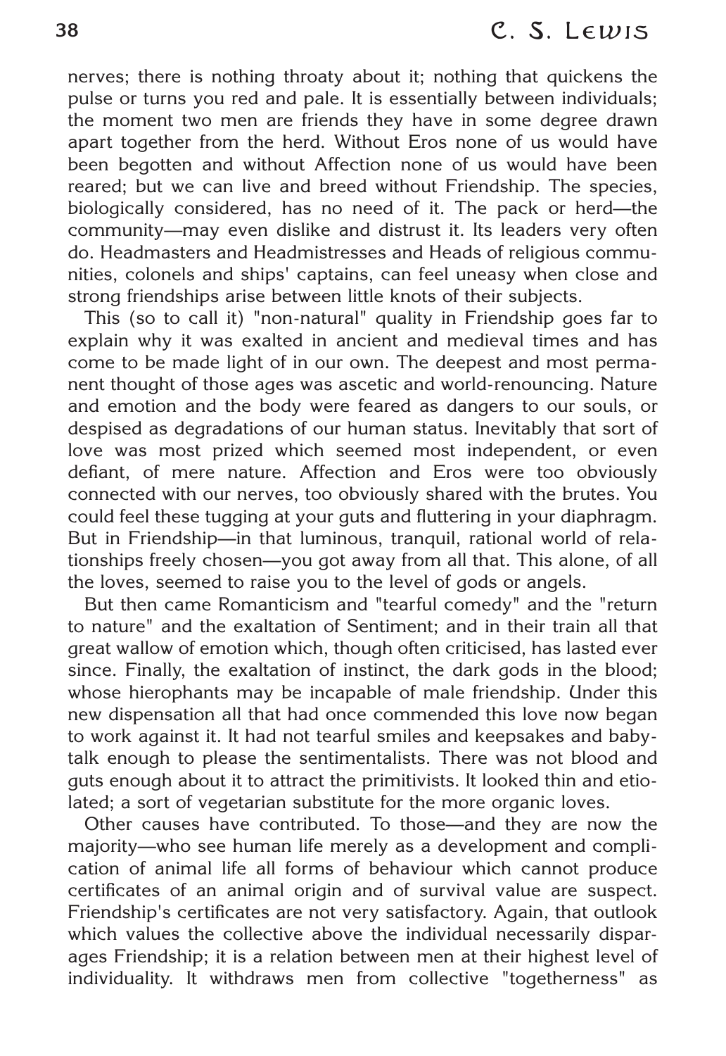nerves; there is nothing throaty about it; nothing that quickens the pulse or turns you red and pale. It is essentially between individuals; the moment two men are friends they have in some degree drawn apart together from the herd. Without Eros none of us would have been begotten and without Affection none of us would have been reared; but we can live and breed without Friendship. The species, biologically considered, has no need of it. The pack or herd—the community—may even dislike and distrust it. Its leaders very often do. Headmasters and Headmistresses and Heads of religious communities, colonels and ships' captains, can feel uneasy when close and strong friendships arise between little knots of their subjects.

This (so to call it) "non-natural" quality in Friendship goes far to explain why it was exalted in ancient and medieval times and has come to be made light of in our own. The deepest and most permanent thought of those ages was ascetic and world-renouncing. Nature and emotion and the body were feared as dangers to our souls, or despised as degradations of our human status. Inevitably that sort of love was most prized which seemed most independent, or even defiant, of mere nature. Affection and Eros were too obviously connected with our nerves, too obviously shared with the brutes. You could feel these tugging at your guts and fluttering in your diaphragm. But in Friendship—in that luminous, tranquil, rational world of relationships freely chosen—you got away from all that. This alone, of all the loves, seemed to raise you to the level of gods or angels.

But then came Romanticism and "tearful comedy" and the "return to nature" and the exaltation of Sentiment; and in their train all that great wallow of emotion which, though often criticised, has lasted ever since. Finally, the exaltation of instinct, the dark gods in the blood; whose hierophants may be incapable of male friendship. Under this new dispensation all that had once commended this love now began to work against it. It had not tearful smiles and keepsakes and baby-talk enough to please the sentimentalists. There was not blood and guts enough about it to attract the primitivists. It looked thin and etiolated; a sort of vegetarian substitute for the more organic loves.

Other causes have contributed. To those—and they are now the majority—who see human life merely as a development and complication of animal life all forms of behaviour which cannot produce certificates of an animal origin and of survival value are suspect. Friendship's certificates are not very satisfactory. Again, that outlook which values the collective above the individual necessarily disparages Friendship; it is a relation between men at their highest level of individuality. It withdraws men from collective "togetherness" as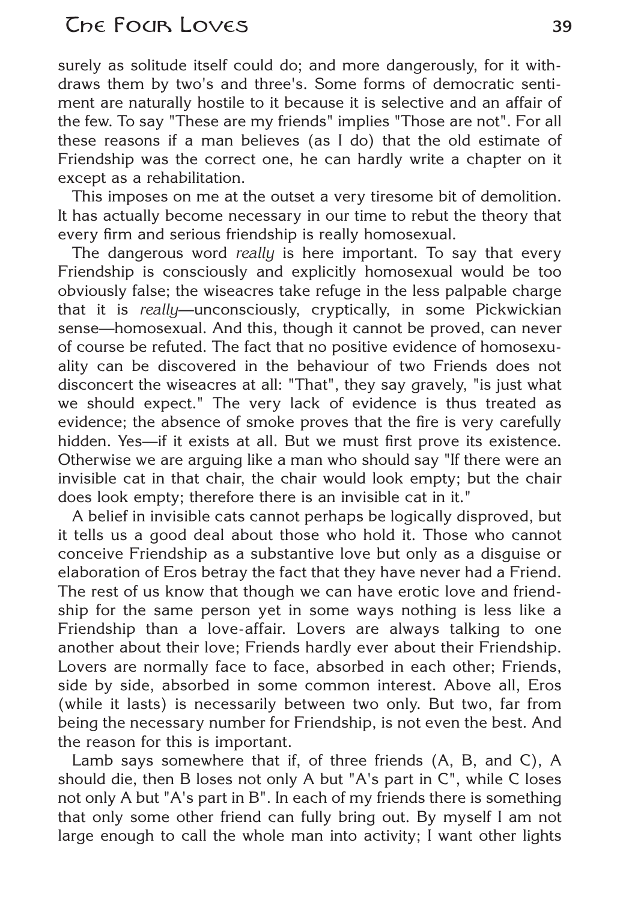surely as solitude itself could do; and more dangerously, for it withdraws them by two's and three's. Some forms of democratic sentiment are naturally hostile to it because it is selective and an affair of the few. To say "These are my friends" implies "Those are not". For all these reasons if a man believes (as I do) that the old estimate of Friendship was the correct one, he can hardly write a chapter on it except as a rehabilitation.

This imposes on me at the outset a very tiresome bit of demolition. It has actually become necessary in our time to rebut the theory that every firm and serious friendship is really homosexual.

The dangerous word *really* is here important. To say that every Friendship is consciously and explicitly homosexual would be too obviously false; the wiseacres take refuge in the less palpable charge that it is *really*—unconsciously, cryptically, in some Pickwickian sense—homosexual. And this, though it cannot be proved, can never of course be refuted. The fact that no positive evidence of homosexuality can be discovered in the behaviour of two Friends does not disconcert the wiseacres at all: "That", they say gravely, "is just what we should expect." The very lack of evidence is thus treated as evidence; the absence of smoke proves that the fire is very carefully hidden. Yes—if it exists at all. But we must first prove its existence. Otherwise we are arguing like a man who should say "If there were an invisible cat in that chair, the chair would look empty; but the chair does look empty; therefore there is an invisible cat in it."

A belief in invisible cats cannot perhaps be logically disproved, but it tells us a good deal about those who hold it. Those who cannot conceive Friendship as a substantive love but only as a disguise or elaboration of Eros betray the fact that they have never had a Friend. The rest of us know that though we can have erotic love and friendship for the same person yet in some ways nothing is less like a Friendship than a love-affair. Lovers are always talking to one another about their love; Friends hardly ever about their Friendship. Lovers are normally face to face, absorbed in each other; Friends, side by side, absorbed in some common interest. Above all, Eros (while it lasts) is necessarily between two only. But two, far from being the necessary number for Friendship, is not even the best. And the reason for this is important.

Lamb says somewhere that if, of three friends (A, B, and C), A should die, then B loses not only A but "A's part in C", while C loses not only A but "A's part in B". In each of my friends there is something that only some other friend can fully bring out. By myself I am not large enough to call the whole man into activity; I want other lights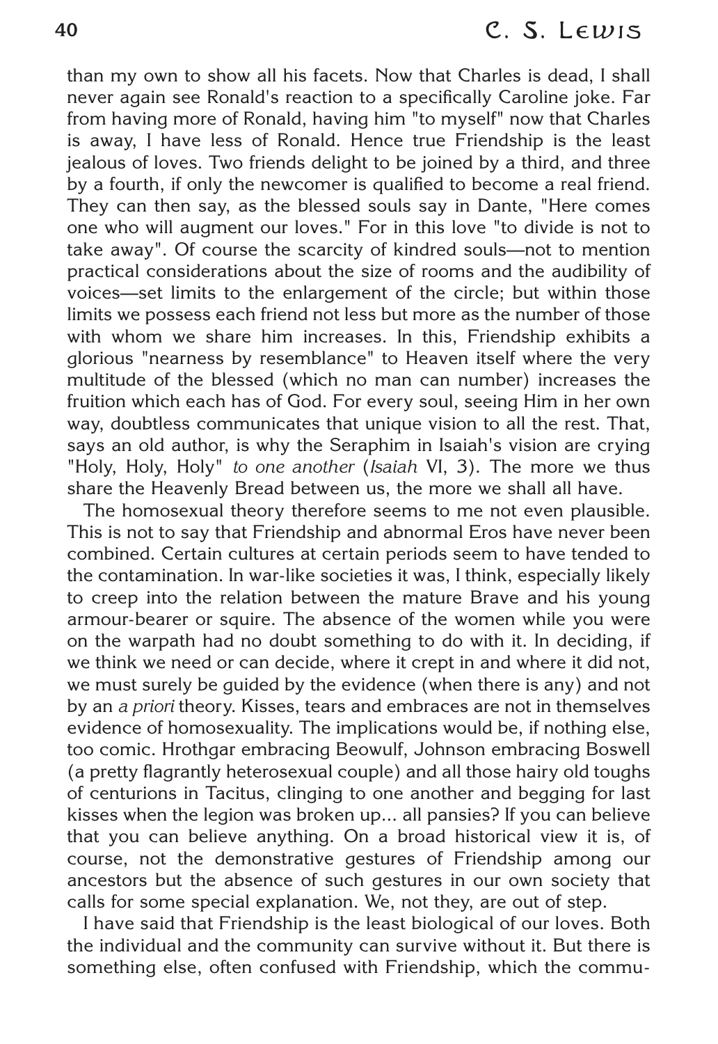than my own to show all his facets. Now that Charles is dead, I shall never again see Ronald's reaction to a specifically Caroline joke. Far from having more of Ronald, having him "to myself" now that Charles is away, I have less of Ronald. Hence true Friendship is the least jealous of loves. Two friends delight to be joined by a third, and three by a fourth, if only the newcomer is qualified to become a real friend. They can then say, as the blessed souls say in Dante, "Here comes one who will augment our loves." For in this love "to divide is not to take away". Of course the scarcity of kindred souls—not to mention practical considerations about the size of rooms and the audibility of voices—set limits to the enlargement of the circle; but within those limits we possess each friend not less but more as the number of those with whom we share him increases. In this, Friendship exhibits a glorious "nearness by resemblance" to Heaven itself where the very multitude of the blessed (which no man can number) increases the fruition which each has of God. For every soul, seeing Him in her own way, doubtless communicates that unique vision to all the rest. That, says an old author, is why the Seraphim in Isaiah's vision are crying "Holy, Holy, Holy" *to one another* (*Isaiah* VI, 3). The more we thus share the Heavenly Bread between us, the more we shall all have.

The homosexual theory therefore seems to me not even plausible. This is not to say that Friendship and abnormal Eros have never been combined. Certain cultures at certain periods seem to have tended to the contamination. In war-like societies it was, I think, especially likely to creep into the relation between the mature Brave and his young armour-bearer or squire. The absence of the women while you were on the warpath had no doubt something to do with it. In deciding, if we think we need or can decide, where it crept in and where it did not, we must surely be guided by the evidence (when there is any) and not by an *a priori* theory. Kisses, tears and embraces are not in themselves evidence of homosexuality. The implications would be, if nothing else, too comic. Hrothgar embracing Beowulf, Johnson embracing Boswell (a pretty flagrantly heterosexual couple) and all those hairy old toughs of centurions in Tacitus, clinging to one another and begging for last kisses when the legion was broken up... all pansies? If you can believe that you can believe anything. On a broad historical view it is, of course, not the demonstrative gestures of Friendship among our ancestors but the absence of such gestures in our own society that calls for some special explanation. We, not they, are out of step.

I have said that Friendship is the least biological of our loves. Both the individual and the community can survive without it. But there is something else, often confused with Friendship, which the commu-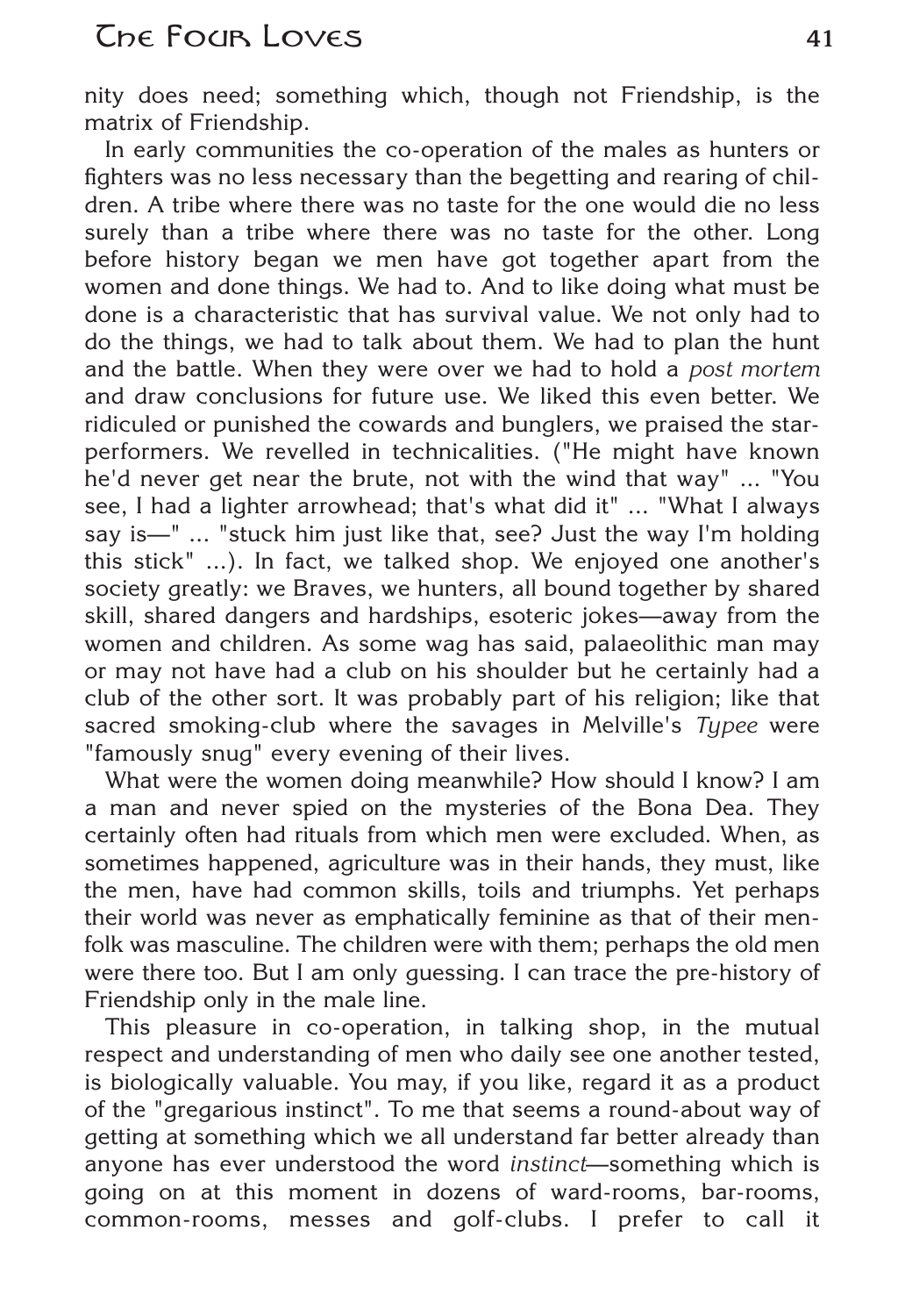nity does need; something which, though not Friendship, is the matrix of Friendship.

In early communities the co-operation of the males as hunters or fighters was no less necessary than the begetting and rearing of children. A tribe where there was no taste for the one would die no less surely than a tribe where there was no taste for the other. Long before history began we men have got together apart from the women and done things. We had to. And to like doing what must be done is a characteristic that has survival value. We not only had to do the things, we had to talk about them. We had to plan the hunt and the battle. When they were over we had to hold a *post mortem* and draw conclusions for future use. We liked this even better. We ridiculed or punished the cowards and bunglers, we praised the star-performers. We revelled in technicalities. ("He might have known he'd never get near the brute, not with the wind that way" ... "You see, I had a lighter arrowhead; that's what did it" ... "What I always say is—" ... "stuck him just like that, see? Just the way I'm holding this stick" ...). In fact, we talked shop. We enjoyed one another's society greatly: we Braves, we hunters, all bound together by shared skill, shared dangers and hardships, esoteric jokes—away from the women and children. As some wag has said, palaeolithic man may or may not have had a club on his shoulder but he certainly had a club of the other sort. It was probably part of his religion; like that sacred smoking-club where the savages in Melville's *Typee* were "famously snug" every evening of their lives.

What were the women doing meanwhile? How should I know? I am a man and never spied on the mysteries of the Bona Dea. They certainly often had rituals from which men were excluded. When, as sometimes happened, agriculture was in their hands, they must, like the men, have had common skills, toils and triumphs. Yet perhaps their world was never as emphatically feminine as that of their menfolk was masculine. The children were with them; perhaps the old men were there too. But I am only guessing. I can trace the pre-history of Friendship only in the male line.

This pleasure in co-operation, in talking shop, in the mutual respect and understanding of men who daily see one another tested, is biologically valuable. You may, if you like, regard it as a product of the "gregarious instinct". To me that seems a round-about way of getting at something which we all understand far better already than anyone has ever understood the word *instinct*—something which is going on at this moment in dozens of ward-rooms, bar-rooms, common-rooms, messes and golf-clubs. I prefer to call it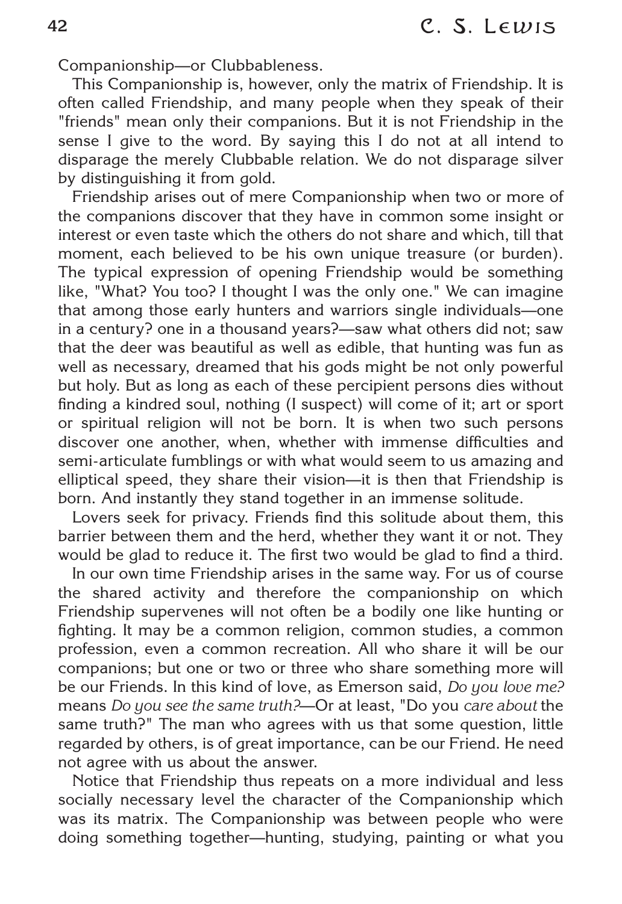Companionship—or Clubbableness.

This Companionship is, however, only the matrix of Friendship. It is often called Friendship, and many people when they speak of their "friends" mean only their companions. But it is not Friendship in the sense I give to the word. By saying this I do not at all intend to disparage the merely Clubbable relation. We do not disparage silver by distinguishing it from gold.

Friendship arises out of mere Companionship when two or more of the companions discover that they have in common some insight or interest or even taste which the others do not share and which, till that moment, each believed to be his own unique treasure (or burden). The typical expression of opening Friendship would be something like, "What? You too? I thought I was the only one." We can imagine that among those early hunters and warriors single individuals—one in a century? one in a thousand years?—saw what others did not; saw that the deer was beautiful as well as edible, that hunting was fun as well as necessary, dreamed that his gods might be not only powerful but holy. But as long as each of these percipient persons dies without finding a kindred soul, nothing (I suspect) will come of it; art or sport or spiritual religion will not be born. It is when two such persons discover one another, when, whether with immense difficulties and semi-articulate fumblings or with what would seem to us amazing and elliptical speed, they share their vision—it is then that Friendship is born. And instantly they stand together in an immense solitude.

Lovers seek for privacy. Friends find this solitude about them, this barrier between them and the herd, whether they want it or not. They would be glad to reduce it. The first two would be glad to find a third.

In our own time Friendship arises in the same way. For us of course the shared activity and therefore the companionship on which Friendship supervenes will not often be a bodily one like hunting or fighting. It may be a common religion, common studies, a common profession, even a common recreation. All who share it will be our companions; but one or two or three who share something more will be our Friends. In this kind of love, as Emerson said, *Do you love me?* means *Do you see the same truth?*—Or at least, "Do you *care about* the same truth?" The man who agrees with us that some question, little regarded by others, is of great importance, can be our Friend. He need not agree with us about the answer.

Notice that Friendship thus repeats on a more individual and less socially necessary level the character of the Companionship which was its matrix. The Companionship was between people who were doing something together—hunting, studying, painting or what you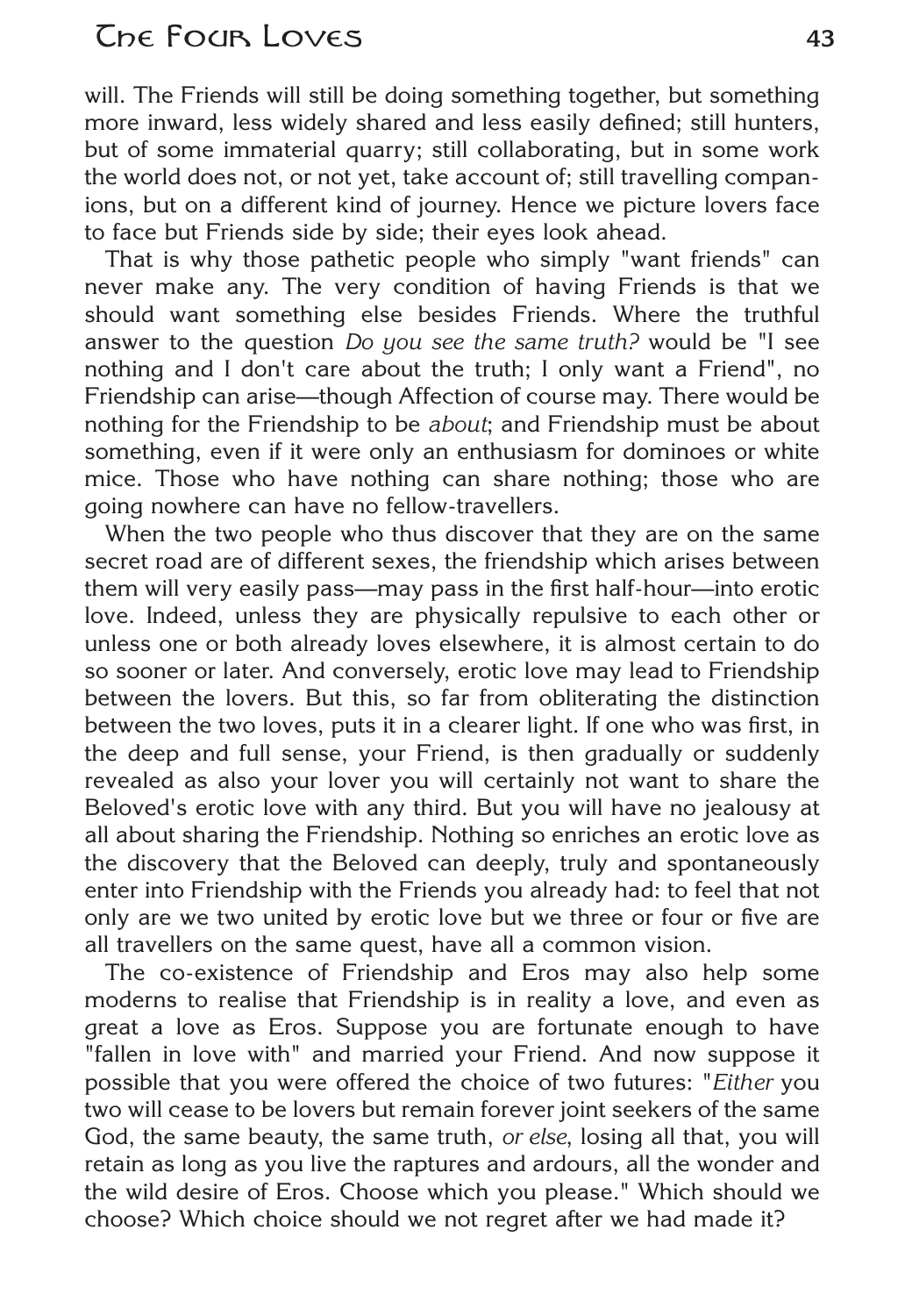will. The Friends will still be doing something together, but something more inward, less widely shared and less easily defined; still hunters, but of some immaterial quarry; still collaborating, but in some work the world does not, or not yet, take account of; still travelling companions, but on a different kind of journey. Hence we picture lovers face to face but Friends side by side; their eyes look ahead.

That is why those pathetic people who simply "want friends" can never make any. The very condition of having Friends is that we should want something else besides Friends. Where the truthful answer to the question *Do you see the same truth?* would be "I see nothing and I don't care about the truth; I only want a Friend", no Friendship can arise—though Affection of course may. There would be nothing for the Friendship to be *about*; and Friendship must be about something, even if it were only an enthusiasm for dominoes or white mice. Those who have nothing can share nothing; those who are going nowhere can have no fellow-travellers.

When the two people who thus discover that they are on the same secret road are of different sexes, the friendship which arises between them will very easily pass—may pass in the first half-hour—into erotic love. Indeed, unless they are physically repulsive to each other or unless one or both already loves elsewhere, it is almost certain to do so sooner or later. And conversely, erotic love may lead to Friendship between the lovers. But this, so far from obliterating the distinction between the two loves, puts it in a clearer light. If one who was first, in the deep and full sense, your Friend, is then gradually or suddenly revealed as also your lover you will certainly not want to share the Beloved's erotic love with any third. But you will have no jealousy at all about sharing the Friendship. Nothing so enriches an erotic love as the discovery that the Beloved can deeply, truly and spontaneously enter into Friendship with the Friends you already had: to feel that not only are we two united by erotic love but we three or four or five are all travellers on the same quest, have all a common vision.

The co-existence of Friendship and Eros may also help some moderns to realise that Friendship is in reality a love, and even as great a love as Eros. Suppose you are fortunate enough to have "fallen in love with" and married your Friend. And now suppose it possible that you were offered the choice of two futures: "*Either* you two will cease to be lovers but remain forever joint seekers of the same God, the same beauty, the same truth, *or else*, losing all that, you will retain as long as you live the raptures and ardours, all the wonder and the wild desire of Eros. Choose which you please." Which should we choose? Which choice should we not regret after we had made it?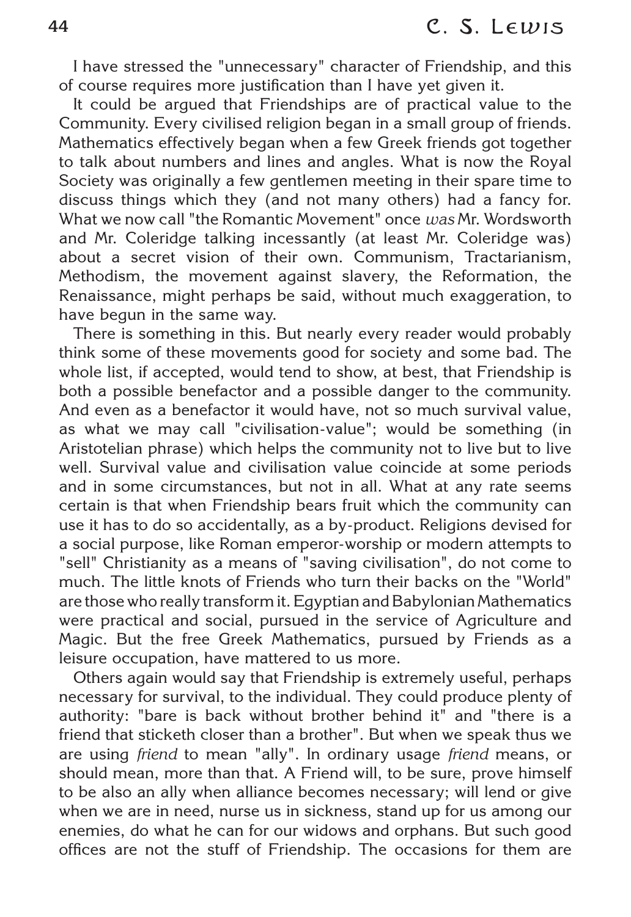I have stressed the "unnecessary" character of Friendship, and this of course requires more justification than I have yet given it.

It could be argued that Friendships are of practical value to the Community. Every civilised religion began in a small group of friends. Mathematics effectively began when a few Greek friends got together to talk about numbers and lines and angles. What is now the Royal Society was originally a few gentlemen meeting in their spare time to discuss things which they (and not many others) had a fancy for. What we now call "the Romantic Movement" once *was* Mr. Wordsworth and Mr. Coleridge talking incessantly (at least Mr. Coleridge was) about a secret vision of their own. Communism, Tractarianism, Methodism, the movement against slavery, the Reformation, the Renaissance, might perhaps be said, without much exaggeration, to have begun in the same way.

There is something in this. But nearly every reader would probably think some of these movements good for society and some bad. The whole list, if accepted, would tend to show, at best, that Friendship is both a possible benefactor and a possible danger to the community. And even as a benefactor it would have, not so much survival value, as what we may call "civilisation-value"; would be something (in Aristotelian phrase) which helps the community not to live but to live well. Survival value and civilisation value coincide at some periods and in some circumstances, but not in all. What at any rate seems certain is that when Friendship bears fruit which the community can use it has to do so accidentally, as a by-product. Religions devised for a social purpose, like Roman emperor-worship or modern attempts to "sell" Christianity as a means of "saving civilisation", do not come to much. The little knots of Friends who turn their backs on the "World" are those who really transform it. Egyptian and Babylonian Mathematics were practical and social, pursued in the service of Agriculture and Magic. But the free Greek Mathematics, pursued by Friends as a leisure occupation, have mattered to us more.

Others again would say that Friendship is extremely useful, perhaps necessary for survival, to the individual. They could produce plenty of authority: "bare is back without brother behind it" and "there is a friend that sticketh closer than a brother". But when we speak thus we are using *friend* to mean "ally". In ordinary usage *friend* means, or should mean, more than that. A Friend will, to be sure, prove himself to be also an ally when alliance becomes necessary; will lend or give when we are in need, nurse us in sickness, stand up for us among our enemies, do what he can for our widows and orphans. But such good offices are not the stuff of Friendship. The occasions for them are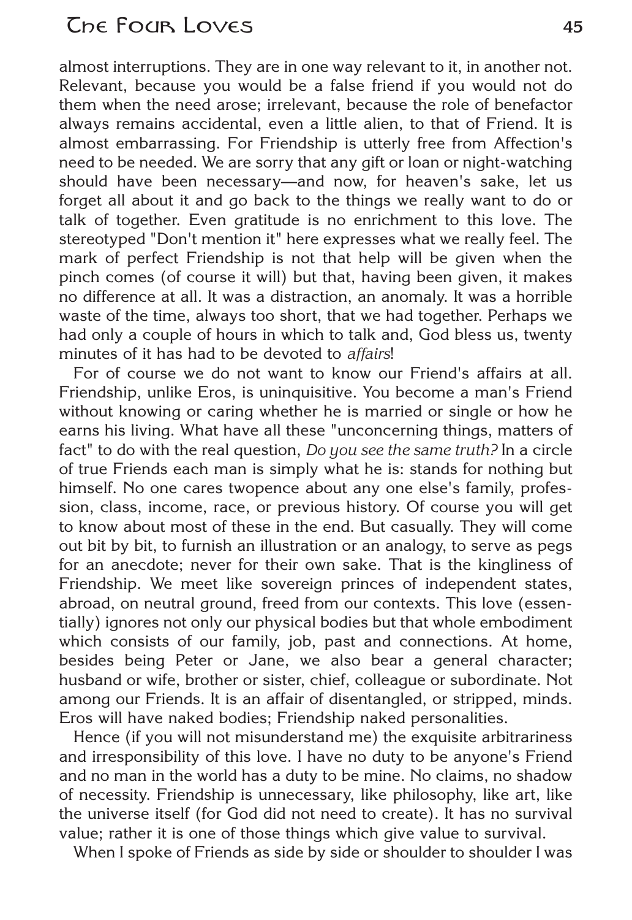almost interruptions. They are in one way relevant to it, in another not. Relevant, because you would be a false friend if you would not do them when the need arose; irrelevant, because the role of benefactor always remains accidental, even a little alien, to that of Friend. It is almost embarrassing. For Friendship is utterly free from Affection's need to be needed. We are sorry that any gift or loan or night-watching should have been necessary—and now, for heaven's sake, let us forget all about it and go back to the things we really want to do or talk of together. Even gratitude is no enrichment to this love. The stereotyped "Don't mention it" here expresses what we really feel. The mark of perfect Friendship is not that help will be given when the pinch comes (of course it will) but that, having been given, it makes no difference at all. It was a distraction, an anomaly. It was a horrible waste of the time, always too short, that we had together. Perhaps we had only a couple of hours in which to talk and, God bless us, twenty minutes of it has had to be devoted to *affairs*!

For of course we do not want to know our Friend's affairs at all. Friendship, unlike Eros, is uninquisitive. You become a man's Friend without knowing or caring whether he is married or single or how he earns his living. What have all these "unconcerning things, matters of fact" to do with the real question, *Do you see the same truth?* In a circle of true Friends each man is simply what he is: stands for nothing but himself. No one cares twopence about any one else's family, profession, class, income, race, or previous history. Of course you will get to know about most of these in the end. But casually. They will come out bit by bit, to furnish an illustration or an analogy, to serve as pegs for an anecdote; never for their own sake. That is the kingliness of Friendship. We meet like sovereign princes of independent states, abroad, on neutral ground, freed from our contexts. This love (essentially) ignores not only our physical bodies but that whole embodiment which consists of our family, job, past and connections. At home, besides being Peter or Jane, we also bear a general character; husband or wife, brother or sister, chief, colleague or subordinate. Not among our Friends. It is an affair of disentangled, or stripped, minds. Eros will have naked bodies; Friendship naked personalities.

Hence (if you will not misunderstand me) the exquisite arbitrariness and irresponsibility of this love. I have no duty to be anyone's Friend and no man in the world has a duty to be mine. No claims, no shadow of necessity. Friendship is unnecessary, like philosophy, like art, like the universe itself (for God did not need to create). It has no survival value; rather it is one of those things which give value to survival.

When I spoke of Friends as side by side or shoulder to shoulder I was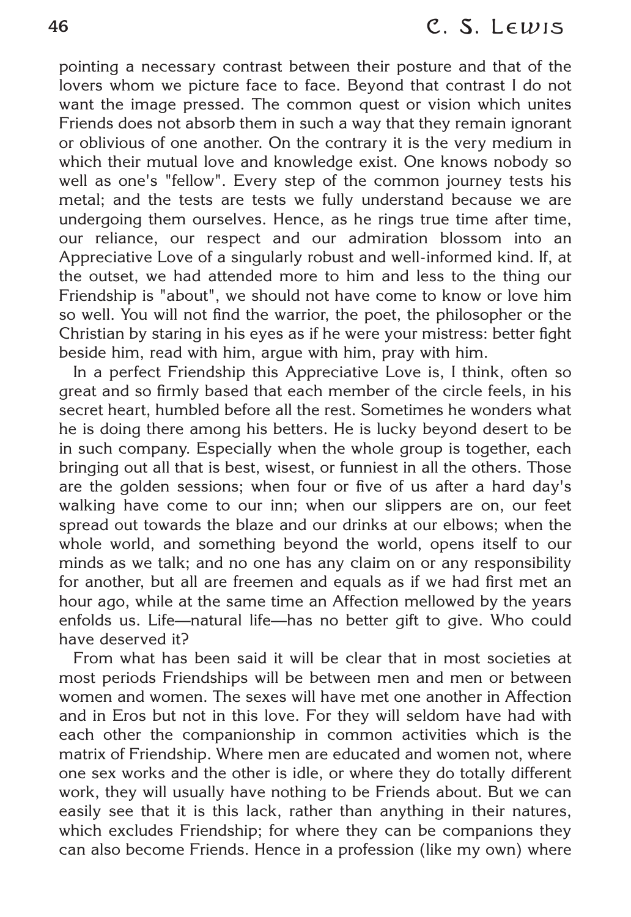pointing a necessary contrast between their posture and that of the lovers whom we picture face to face. Beyond that contrast I do not want the image pressed. The common quest or vision which unites Friends does not absorb them in such a way that they remain ignorant or oblivious of one another. On the contrary it is the very medium in which their mutual love and knowledge exist. One knows nobody so well as one's "fellow". Every step of the common journey tests his metal; and the tests are tests we fully understand because we are undergoing them ourselves. Hence, as he rings true time after time, our reliance, our respect and our admiration blossom into an Appreciative Love of a singularly robust and well-informed kind. If, at the outset, we had attended more to him and less to the thing our Friendship is "about", we should not have come to know or love him so well. You will not find the warrior, the poet, the philosopher or the Christian by staring in his eyes as if he were your mistress: better fight beside him, read with him, argue with him, pray with him.

In a perfect Friendship this Appreciative Love is, I think, often so great and so firmly based that each member of the circle feels, in his secret heart, humbled before all the rest. Sometimes he wonders what he is doing there among his betters. He is lucky beyond desert to be in such company. Especially when the whole group is together, each bringing out all that is best, wisest, or funniest in all the others. Those are the golden sessions; when four or five of us after a hard day's walking have come to our inn; when our slippers are on, our feet spread out towards the blaze and our drinks at our elbows; when the whole world, and something beyond the world, opens itself to our minds as we talk; and no one has any claim on or any responsibility for another, but all are freemen and equals as if we had first met an hour ago, while at the same time an Affection mellowed by the years enfolds us. Life—natural life—has no better gift to give. Who could have deserved it?

From what has been said it will be clear that in most societies at most periods Friendships will be between men and men or between women and women. The sexes will have met one another in Affection and in Eros but not in this love. For they will seldom have had with each other the companionship in common activities which is the matrix of Friendship. Where men are educated and women not, where one sex works and the other is idle, or where they do totally different work, they will usually have nothing to be Friends about. But we can easily see that it is this lack, rather than anything in their natures, which excludes Friendship; for where they can be companions they can also become Friends. Hence in a profession (like my own) where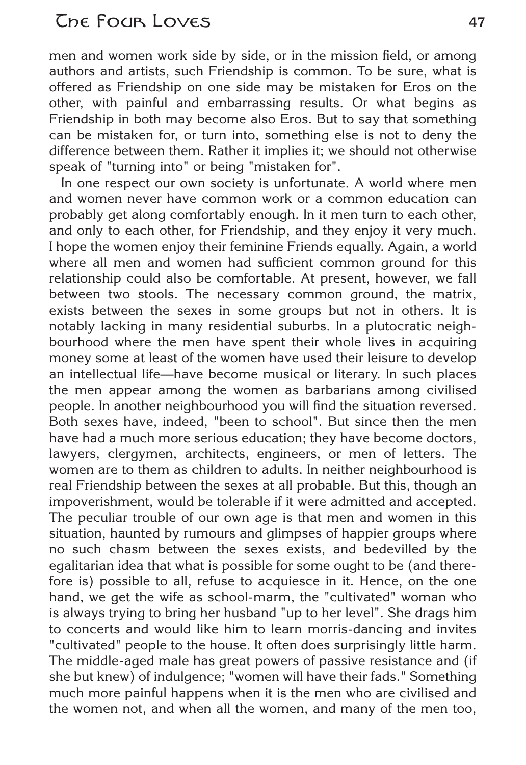men and women work side by side, or in the mission field, or among authors and artists, such Friendship is common. To be sure, what is offered as Friendship on one side may be mistaken for Eros on the other, with painful and embarrassing results. Or what begins as Friendship in both may become also Eros. But to say that something can be mistaken for, or turn into, something else is not to deny the difference between them. Rather it implies it; we should not otherwise speak of "turning into" or being "mistaken for".

In one respect our own society is unfortunate. A world where men and women never have common work or a common education can probably get along comfortably enough. In it men turn to each other, and only to each other, for Friendship, and they enjoy it very much. I hope the women enjoy their feminine Friends equally. Again, a world where all men and women had sufficient common ground for this relationship could also be comfortable. At present, however, we fall between two stools. The necessary common ground, the matrix, exists between the sexes in some groups but not in others. It is notably lacking in many residential suburbs. In a plutocratic neighbourhood where the men have spent their whole lives in acquiring money some at least of the women have used their leisure to develop an intellectual life—have become musical or literary. In such places the men appear among the women as barbarians among civilised people. In another neighbourhood you will find the situation reversed. Both sexes have, indeed, "been to school". But since then the men have had a much more serious education; they have become doctors, lawyers, clergymen, architects, engineers, or men of letters. The women are to them as children to adults. In neither neighbourhood is real Friendship between the sexes at all probable. But this, though an impoverishment, would be tolerable if it were admitted and accepted. The peculiar trouble of our own age is that men and women in this situation, haunted by rumours and glimpses of happier groups where no such chasm between the sexes exists, and bedevilled by the egalitarian idea that what is possible for some ought to be (and therefore is) possible to all, refuse to acquiesce in it. Hence, on the one hand, we get the wife as school-marm, the "cultivated" woman who is always trying to bring her husband "up to her level". She drags him to concerts and would like him to learn morris-dancing and invites "cultivated" people to the house. It often does surprisingly little harm. The middle-aged male has great powers of passive resistance and (if she but knew) of indulgence; "women will have their fads." Something much more painful happens when it is the men who are civilised and the women not, and when all the women, and many of the men too,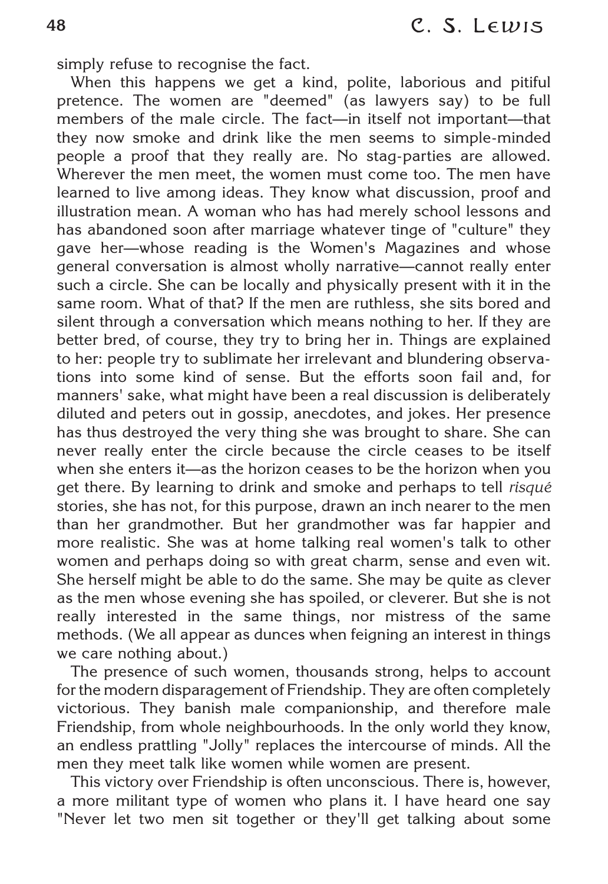simply refuse to recognise the fact.

When this happens we get a kind, polite, laborious and pitiful pretence. The women are "deemed" (as lawyers say) to be full members of the male circle. The fact—in itself not important—that they now smoke and drink like the men seems to simple-minded people a proof that they really are. No stag-parties are allowed. Wherever the men meet, the women must come too. The men have learned to live among ideas. They know what discussion, proof and illustration mean. A woman who has had merely school lessons and has abandoned soon after marriage whatever tinge of "culture" they gave her—whose reading is the Women's Magazines and whose general conversation is almost wholly narrative—cannot really enter such a circle. She can be locally and physically present with it in the same room. What of that? If the men are ruthless, she sits bored and silent through a conversation which means nothing to her. If they are better bred, of course, they try to bring her in. Things are explained to her: people try to sublimate her irrelevant and blundering observations into some kind of sense. But the efforts soon fail and, for manners' sake, what might have been a real discussion is deliberately diluted and peters out in gossip, anecdotes, and jokes. Her presence has thus destroyed the very thing she was brought to share. She can never really enter the circle because the circle ceases to be itself when she enters it—as the horizon ceases to be the horizon when you get there. By learning to drink and smoke and perhaps to tell *risqué* stories, she has not, for this purpose, drawn an inch nearer to the men than her grandmother. But her grandmother was far happier and more realistic. She was at home talking real women's talk to other women and perhaps doing so with great charm, sense and even wit. She herself might be able to do the same. She may be quite as clever as the men whose evening she has spoiled, or cleverer. But she is not really interested in the same things, nor mistress of the same methods. (We all appear as dunces when feigning an interest in things we care nothing about.)

The presence of such women, thousands strong, helps to account for the modern disparagement of Friendship. They are often completely victorious. They banish male companionship, and therefore male Friendship, from whole neighbourhoods. In the only world they know, an endless prattling "Jolly" replaces the intercourse of minds. All the men they meet talk like women while women are present.

This victory over Friendship is often unconscious. There is, however, a more militant type of women who plans it. I have heard one say "Never let two men sit together or they'll get talking about some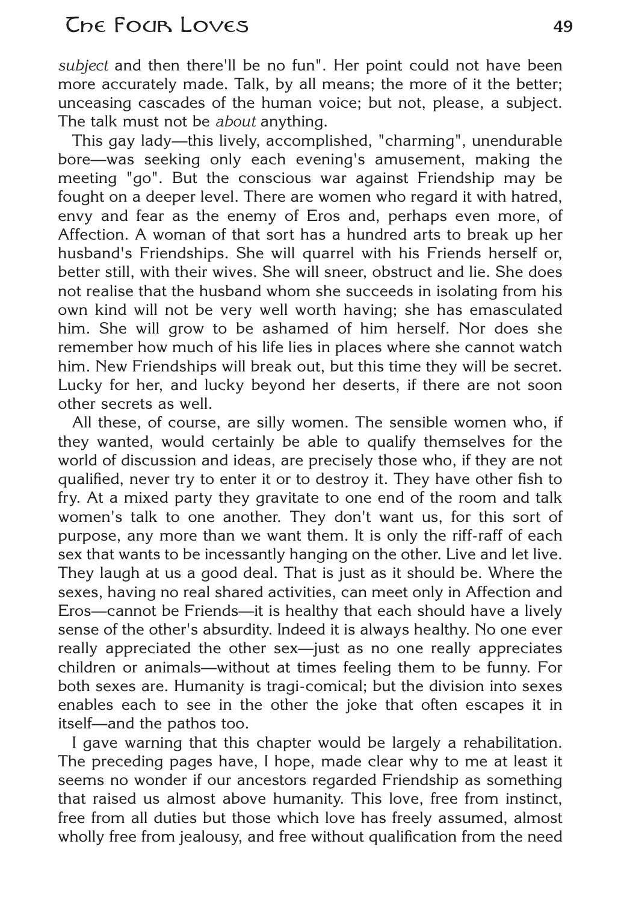*subject* and then there'll be no fun". Her point could not have been more accurately made. Talk, by all means; the more of it the better; unceasing cascades of the human voice; but not, please, a subject. The talk must not be *about* anything.

This gay lady—this lively, accomplished, "charming", unendurable bore—was seeking only each evening's amusement, making the meeting "go". But the conscious war against Friendship may be fought on a deeper level. There are women who regard it with hatred, envy and fear as the enemy of Eros and, perhaps even more, of Affection. A woman of that sort has a hundred arts to break up her husband's Friendships. She will quarrel with his Friends herself or, better still, with their wives. She will sneer, obstruct and lie. She does not realise that the husband whom she succeeds in isolating from his own kind will not be very well worth having; she has emasculated him. She will grow to be ashamed of him herself. Nor does she remember how much of his life lies in places where she cannot watch him. New Friendships will break out, but this time they will be secret. Lucky for her, and lucky beyond her deserts, if there are not soon other secrets as well.

All these, of course, are silly women. The sensible women who, if they wanted, would certainly be able to qualify themselves for the world of discussion and ideas, are precisely those who, if they are not qualified, never try to enter it or to destroy it. They have other fish to fry. At a mixed party they gravitate to one end of the room and talk women's talk to one another. They don't want us, for this sort of purpose, any more than we want them. It is only the riff-raff of each sex that wants to be incessantly hanging on the other. Live and let live. They laugh at us a good deal. That is just as it should be. Where the sexes, having no real shared activities, can meet only in Affection and Eros—cannot be Friends—it is healthy that each should have a lively sense of the other's absurdity. Indeed it is always healthy. No one ever really appreciated the other sex—just as no one really appreciates children or animals—without at times feeling them to be funny. For both sexes are. Humanity is tragi-comical; but the division into sexes enables each to see in the other the joke that often escapes it in itself—and the pathos too.

I gave warning that this chapter would be largely a rehabilitation. The preceding pages have, I hope, made clear why to me at least it seems no wonder if our ancestors regarded Friendship as something that raised us almost above humanity. This love, free from instinct, free from all duties but those which love has freely assumed, almost wholly free from jealousy, and free without qualification from the need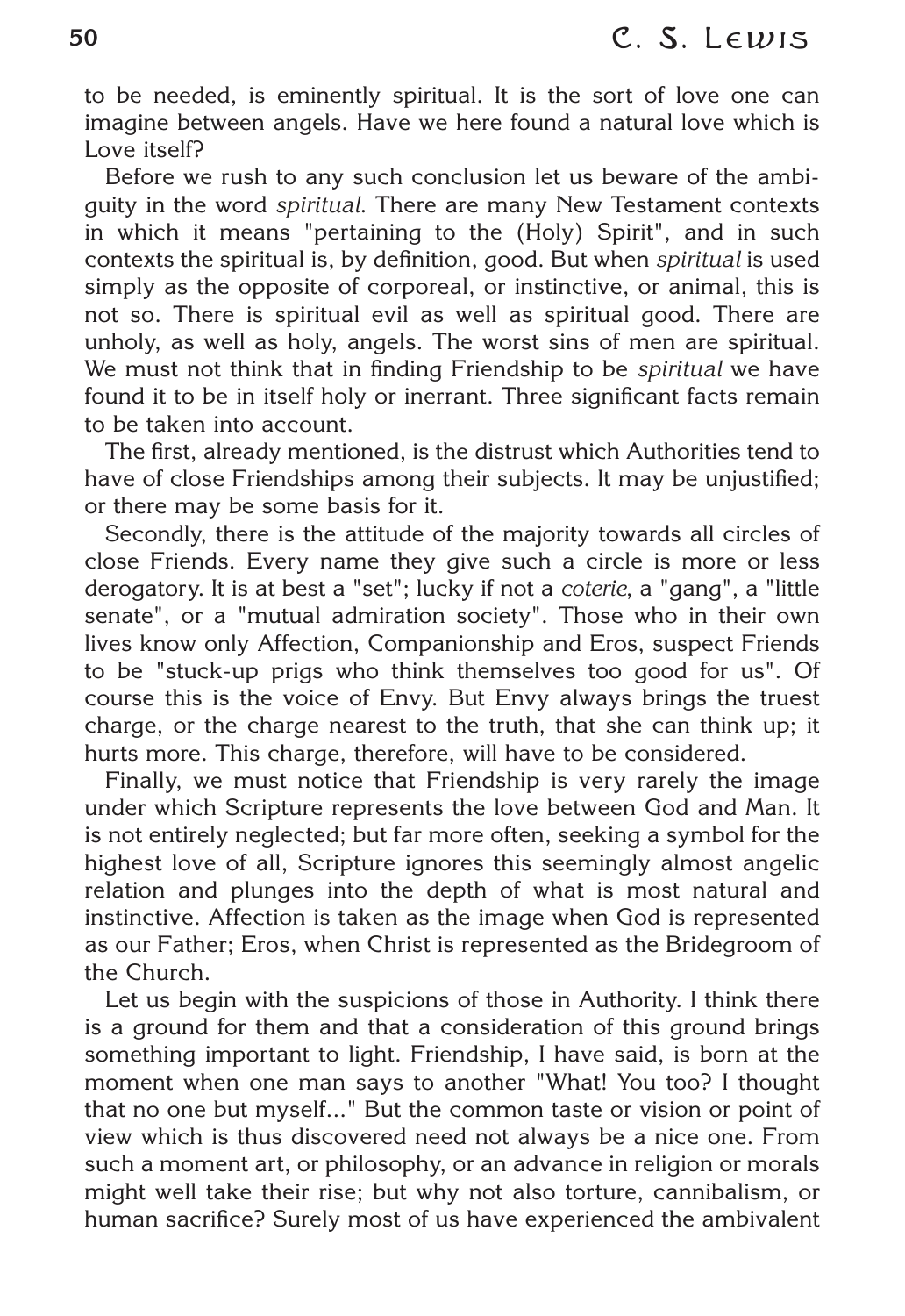to be needed, is eminently spiritual. It is the sort of love one can imagine between angels. Have we here found a natural love which is Love itself?

Before we rush to any such conclusion let us beware of the ambiguity in the word *spiritual*. There are many New Testament contexts in which it means "pertaining to the (Holy) Spirit", and in such contexts the spiritual is, by definition, good. But when *spiritual* is used simply as the opposite of corporeal, or instinctive, or animal, this is not so. There is spiritual evil as well as spiritual good. There are unholy, as well as holy, angels. The worst sins of men are spiritual. We must not think that in finding Friendship to be *spiritual* we have found it to be in itself holy or inerrant. Three significant facts remain to be taken into account.

The first, already mentioned, is the distrust which Authorities tend to have of close Friendships among their subjects. It may be unjustified; or there may be some basis for it.

Secondly, there is the attitude of the majority towards all circles of close Friends. Every name they give such a circle is more or less derogatory. It is at best a "set"; lucky if not a *coterie*, a "gang", a "little senate", or a "mutual admiration society". Those who in their own lives know only Affection, Companionship and Eros, suspect Friends to be "stuck-up prigs who think themselves too good for us". Of course this is the voice of Envy. But Envy always brings the truest charge, or the charge nearest to the truth, that she can think up; it hurts more. This charge, therefore, will have to be considered.

Finally, we must notice that Friendship is very rarely the image under which Scripture represents the love between God and Man. It is not entirely neglected; but far more often, seeking a symbol for the highest love of all, Scripture ignores this seemingly almost angelic relation and plunges into the depth of what is most natural and instinctive. Affection is taken as the image when God is represented as our Father; Eros, when Christ is represented as the Bridegroom of the Church.

Let us begin with the suspicions of those in Authority. I think there is a ground for them and that a consideration of this ground brings something important to light. Friendship, I have said, is born at the moment when one man says to another "What! You too? I thought that no one but myself..." But the common taste or vision or point of view which is thus discovered need not always be a nice one. From such a moment art, or philosophy, or an advance in religion or morals might well take their rise; but why not also torture, cannibalism, or human sacrifice? Surely most of us have experienced the ambivalent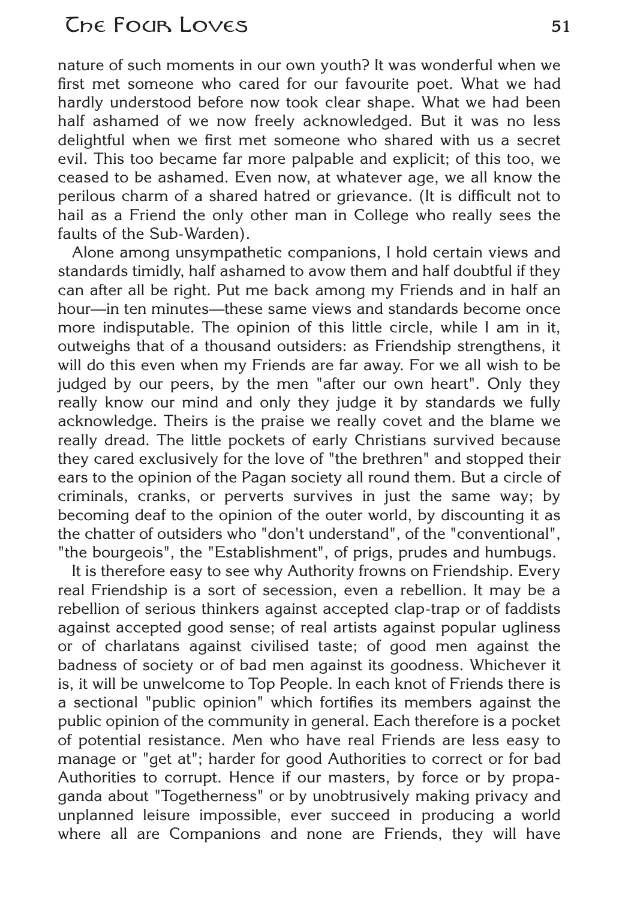nature of such moments in our own youth? It was wonderful when we first met someone who cared for our favourite poet. What we had hardly understood before now took clear shape. What we had been half ashamed of we now freely acknowledged. But it was no less delightful when we first met someone who shared with us a secret evil. This too became far more palpable and explicit; of this too, we ceased to be ashamed. Even now, at whatever age, we all know the perilous charm of a shared hatred or grievance. (It is difficult not to hail as a Friend the only other man in College who really sees the faults of the Sub-Warden).

Alone among unsympathetic companions, I hold certain views and standards timidly, half ashamed to avow them and half doubtful if they can after all be right. Put me back among my Friends and in half an hour—in ten minutes—these same views and standards become once more indisputable. The opinion of this little circle, while I am in it, outweighs that of a thousand outsiders: as Friendship strengthens, it will do this even when my Friends are far away. For we all wish to be judged by our peers, by the men "after our own heart". Only they really know our mind and only they judge it by standards we fully acknowledge. Theirs is the praise we really covet and the blame we really dread. The little pockets of early Christians survived because they cared exclusively for the love of "the brethren" and stopped their ears to the opinion of the Pagan society all round them. But a circle of criminals, cranks, or perverts survives in just the same way; by becoming deaf to the opinion of the outer world, by discounting it as the chatter of outsiders who "don't understand", of the "conventional", "the bourgeois", the "Establishment", of prigs, prudes and humbugs.

It is therefore easy to see why Authority frowns on Friendship. Every real Friendship is a sort of secession, even a rebellion. It may be a rebellion of serious thinkers against accepted clap-trap or of faddists against accepted good sense; of real artists against popular ugliness or of charlatans against civilised taste; of good men against the badness of society or of bad men against its goodness. Whichever it is, it will be unwelcome to Top People. In each knot of Friends there is a sectional "public opinion" which fortifies its members against the public opinion of the community in general. Each therefore is a pocket of potential resistance. Men who have real Friends are less easy to manage or "get at"; harder for good Authorities to correct or for bad Authorities to corrupt. Hence if our masters, by force or by propaganda about "Togetherness" or by unobtrusively making privacy and unplanned leisure impossible, ever succeed in producing a world where all are Companions and none are Friends, they will have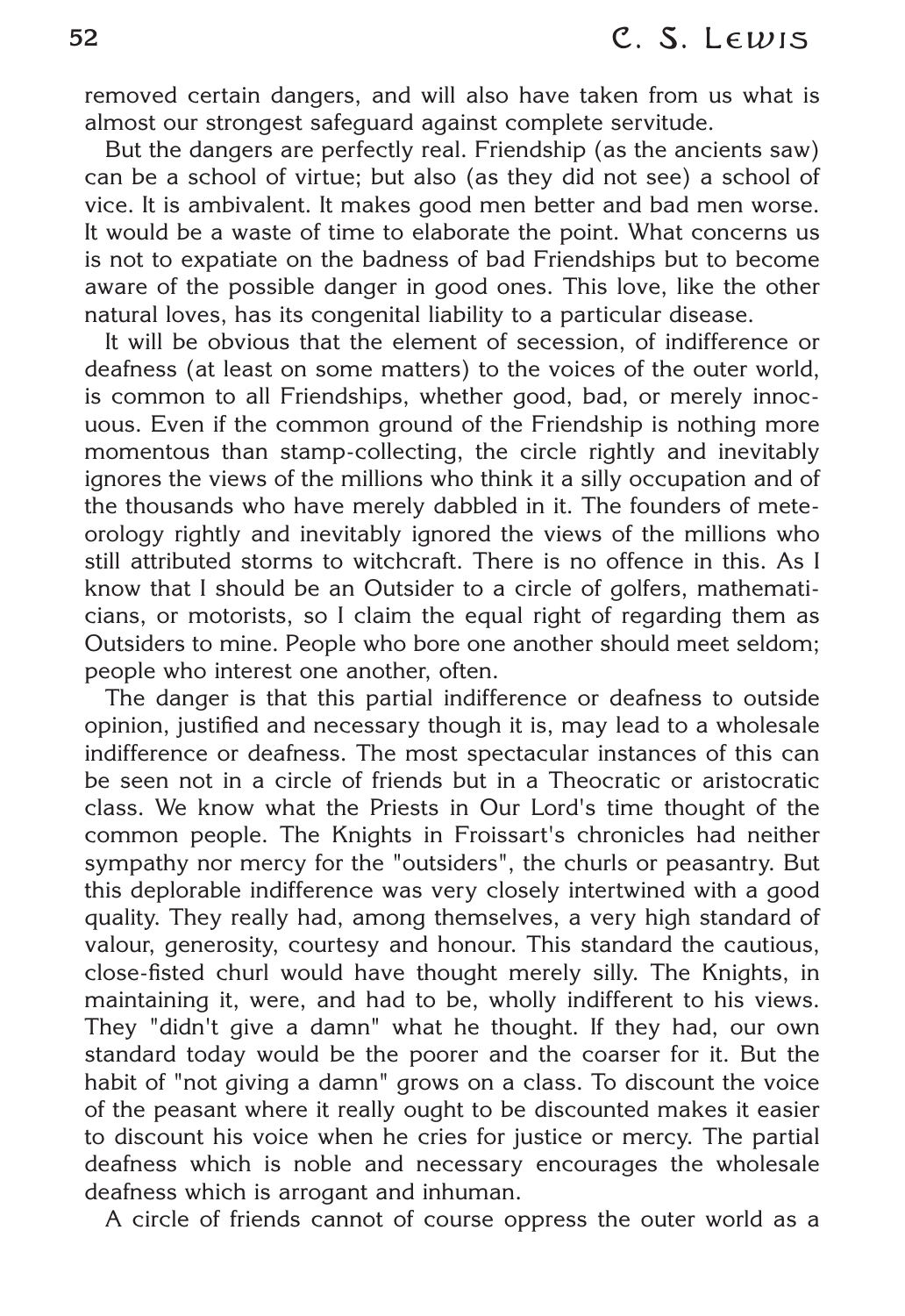removed certain dangers, and will also have taken from us what is almost our strongest safeguard against complete servitude.

But the dangers are perfectly real. Friendship (as the ancients saw) can be a school of virtue; but also (as they did not see) a school of vice. It is ambivalent. It makes good men better and bad men worse. It would be a waste of time to elaborate the point. What concerns us is not to expatiate on the badness of bad Friendships but to become aware of the possible danger in good ones. This love, like the other natural loves, has its congenital liability to a particular disease.

It will be obvious that the element of secession, of indifference or deafness (at least on some matters) to the voices of the outer world, is common to all Friendships, whether good, bad, or merely innocuous. Even if the common ground of the Friendship is nothing more momentous than stamp-collecting, the circle rightly and inevitably ignores the views of the millions who think it a silly occupation and of the thousands who have merely dabbled in it. The founders of meteorology rightly and inevitably ignored the views of the millions who still attributed storms to witchcraft. There is no offence in this. As I know that I should be an Outsider to a circle of golfers, mathematicians, or motorists, so I claim the equal right of regarding them as Outsiders to mine. People who bore one another should meet seldom; people who interest one another, often.

The danger is that this partial indifference or deafness to outside opinion, justified and necessary though it is, may lead to a wholesale indifference or deafness. The most spectacular instances of this can be seen not in a circle of friends but in a Theocratic or aristocratic class. We know what the Priests in Our Lord's time thought of the common people. The Knights in Froissart's chronicles had neither sympathy nor mercy for the "outsiders", the churls or peasantry. But this deplorable indifference was very closely intertwined with a good quality. They really had, among themselves, a very high standard of valour, generosity, courtesy and honour. This standard the cautious, close-fisted churl would have thought merely silly. The Knights, in maintaining it, were, and had to be, wholly indifferent to his views. They "didn't give a damn" what he thought. If they had, our own standard today would be the poorer and the coarser for it. But the habit of "not giving a damn" grows on a class. To discount the voice of the peasant where it really ought to be discounted makes it easier to discount his voice when he cries for justice or mercy. The partial deafness which is noble and necessary encourages the wholesale deafness which is arrogant and inhuman.

A circle of friends cannot of course oppress the outer world as a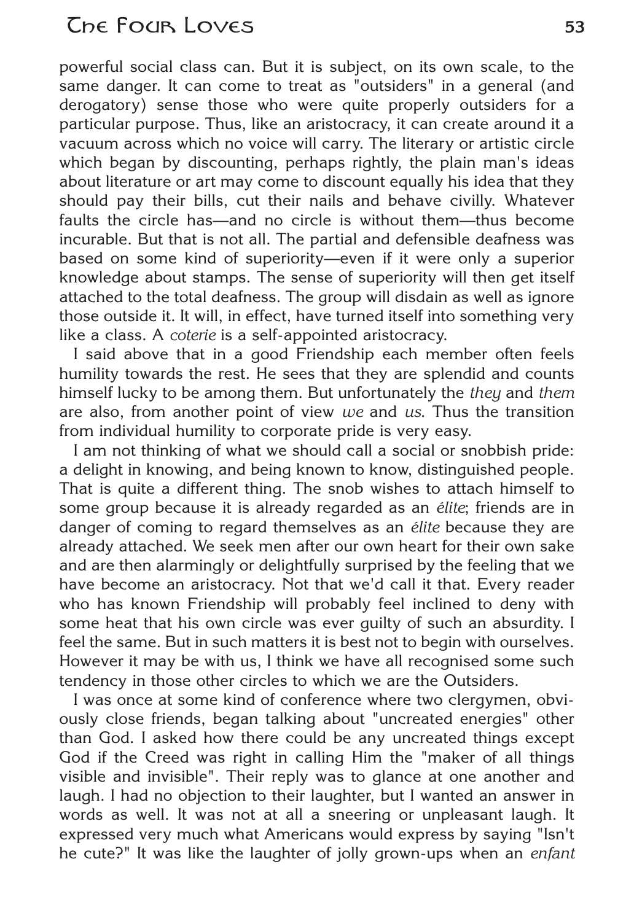powerful social class can. But it is subject, on its own scale, to the same danger. It can come to treat as "outsiders" in a general (and derogatory) sense those who were quite properly outsiders for a particular purpose. Thus, like an aristocracy, it can create around it a vacuum across which no voice will carry. The literary or artistic circle which began by discounting, perhaps rightly, the plain man's ideas about literature or art may come to discount equally his idea that they should pay their bills, cut their nails and behave civilly. Whatever faults the circle has—and no circle is without them—thus become incurable. But that is not all. The partial and defensible deafness was based on some kind of superiority—even if it were only a superior knowledge about stamps. The sense of superiority will then get itself attached to the total deafness. The group will disdain as well as ignore those outside it. It will, in effect, have turned itself into something very like a class. A *coterie* is a self-appointed aristocracy.

I said above that in a good Friendship each member often feels humility towards the rest. He sees that they are splendid and counts himself lucky to be among them. But unfortunately the *they* and *them* are also, from another point of view *we* and *us*. Thus the transition from individual humility to corporate pride is very easy.

I am not thinking of what we should call a social or snobbish pride: a delight in knowing, and being known to know, distinguished people. That is quite a different thing. The snob wishes to attach himself to some group because it is already regarded as an *élite*; friends are in danger of coming to regard themselves as an *élite* because they are already attached. We seek men after our own heart for their own sake and are then alarmingly or delightfully surprised by the feeling that we have become an aristocracy. Not that we'd call it that. Every reader who has known Friendship will probably feel inclined to deny with some heat that his own circle was ever guilty of such an absurdity. I feel the same. But in such matters it is best not to begin with ourselves. However it may be with us, I think we have all recognised some such tendency in those other circles to which we are the Outsiders.

I was once at some kind of conference where two clergymen, obviously close friends, began talking about "uncreated energies" other than God. I asked how there could be any uncreated things except God if the Creed was right in calling Him the "maker of all things visible and invisible". Their reply was to glance at one another and laugh. I had no objection to their laughter, but I wanted an answer in words as well. It was not at all a sneering or unpleasant laugh. It expressed very much what Americans would express by saying "Isn't he cute?" It was like the laughter of jolly grown-ups when an *enfant*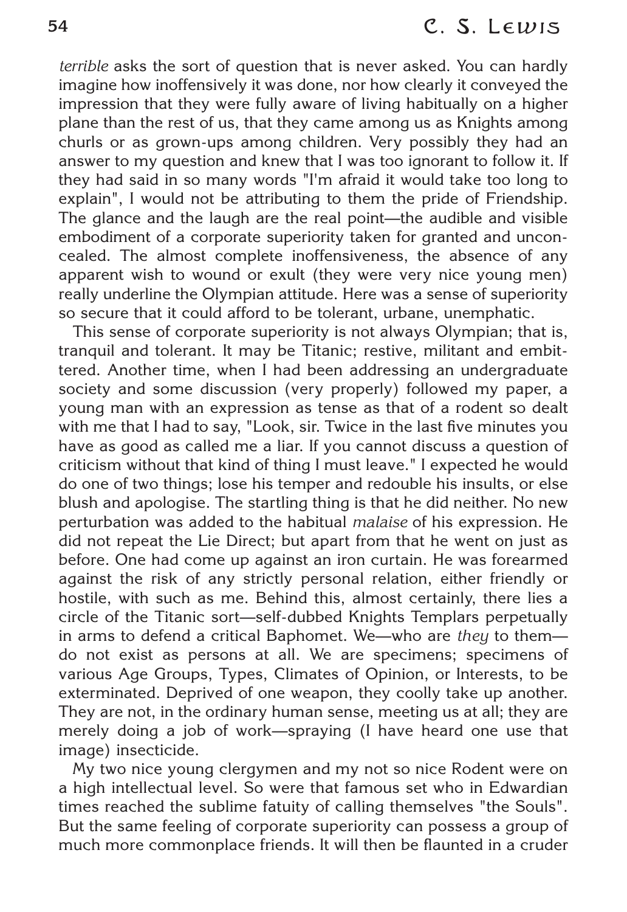*terrible* asks the sort of question that is never asked. You can hardly imagine how inoffensively it was done, nor how clearly it conveyed the impression that they were fully aware of living habitually on a higher plane than the rest of us, that they came among us as Knights among churls or as grown-ups among children. Very possibly they had an answer to my question and knew that I was too ignorant to follow it. If they had said in so many words "I'm afraid it would take too long to explain", I would not be attributing to them the pride of Friendship. The glance and the laugh are the real point—the audible and visible embodiment of a corporate superiority taken for granted and unconcealed. The almost complete inoffensiveness, the absence of any apparent wish to wound or exult (they were very nice young men) really underline the Olympian attitude. Here was a sense of superiority so secure that it could afford to be tolerant, urbane, unemphatic.

This sense of corporate superiority is not always Olympian; that is, tranquil and tolerant. It may be Titanic; restive, militant and embittered. Another time, when I had been addressing an undergraduate society and some discussion (very properly) followed my paper, a young man with an expression as tense as that of a rodent so dealt with me that I had to say, "Look, sir. Twice in the last five minutes you have as good as called me a liar. If you cannot discuss a question of criticism without that kind of thing I must leave." I expected he would do one of two things; lose his temper and redouble his insults, or else blush and apologise. The startling thing is that he did neither. No new perturbation was added to the habitual *malaise* of his expression. He did not repeat the Lie Direct; but apart from that he went on just as before. One had come up against an iron curtain. He was forearmed against the risk of any strictly personal relation, either friendly or hostile, with such as me. Behind this, almost certainly, there lies a circle of the Titanic sort—self-dubbed Knights Templars perpetually in arms to defend a critical Baphomet. We—who are *they* to them—do not exist as persons at all. We are specimens; specimens of various Age Groups, Types, Climates of Opinion, or Interests, to be exterminated. Deprived of one weapon, they coolly take up another. They are not, in the ordinary human sense, meeting us at all; they are merely doing a job of work—spraying (I have heard one use that image) insecticide.

My two nice young clergymen and my not so nice Rodent were on a high intellectual level. So were that famous set who in Edwardian times reached the sublime fatuity of calling themselves "the Souls". But the same feeling of corporate superiority can possess a group of much more commonplace friends. It will then be flaunted in a cruder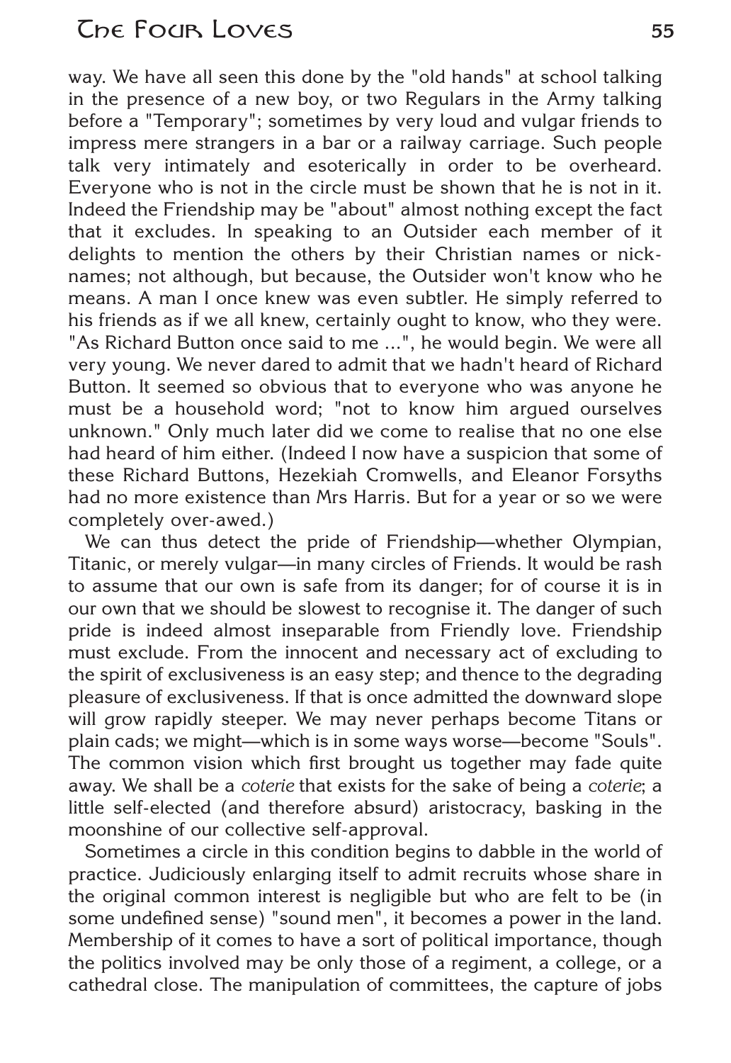way. We have all seen this done by the "old hands" at school talking in the presence of a new boy, or two Regulars in the Army talking before a "Temporary"; sometimes by very loud and vulgar friends to impress mere strangers in a bar or a railway carriage. Such people talk very intimately and esoterically in order to be overheard. Everyone who is not in the circle must be shown that he is not in it. Indeed the Friendship may be "about" almost nothing except the fact that it excludes. In speaking to an Outsider each member of it delights to mention the others by their Christian names or nick-names; not although, but because, the Outsider won't know who he means. A man I once knew was even subtler. He simply referred to his friends as if we all knew, certainly ought to know, who they were. "As Richard Button once said to me ...", he would begin. We were all very young. We never dared to admit that we hadn't heard of Richard Button. It seemed so obvious that to everyone who was anyone he must be a household word; "not to know him argued ourselves unknown." Only much later did we come to realise that no one else had heard of him either. (Indeed I now have a suspicion that some of these Richard Buttons, Hezekiah Cromwells, and Eleanor Forsyths had no more existence than Mrs Harris. But for a year or so we were completely over-awed.)

We can thus detect the pride of Friendship—whether Olympian, Titanic, or merely vulgar—in many circles of Friends. It would be rash to assume that our own is safe from its danger; for of course it is in our own that we should be slowest to recognise it. The danger of such pride is indeed almost inseparable from Friendly love. Friendship must exclude. From the innocent and necessary act of excluding to the spirit of exclusiveness is an easy step; and thence to the degrading pleasure of exclusiveness. If that is once admitted the downward slope will grow rapidly steeper. We may never perhaps become Titans or plain cads; we might—which is in some ways worse—become "Souls". The common vision which first brought us together may fade quite away. We shall be a *coterie* that exists for the sake of being a *coterie*; a little self-elected (and therefore absurd) aristocracy, basking in the moonshine of our collective self-approval.

Sometimes a circle in this condition begins to dabble in the world of practice. Judiciously enlarging itself to admit recruits whose share in the original common interest is negligible but who are felt to be (in some undefined sense) "sound men", it becomes a power in the land. Membership of it comes to have a sort of political importance, though the politics involved may be only those of a regiment, a college, or a cathedral close. The manipulation of committees, the capture of jobs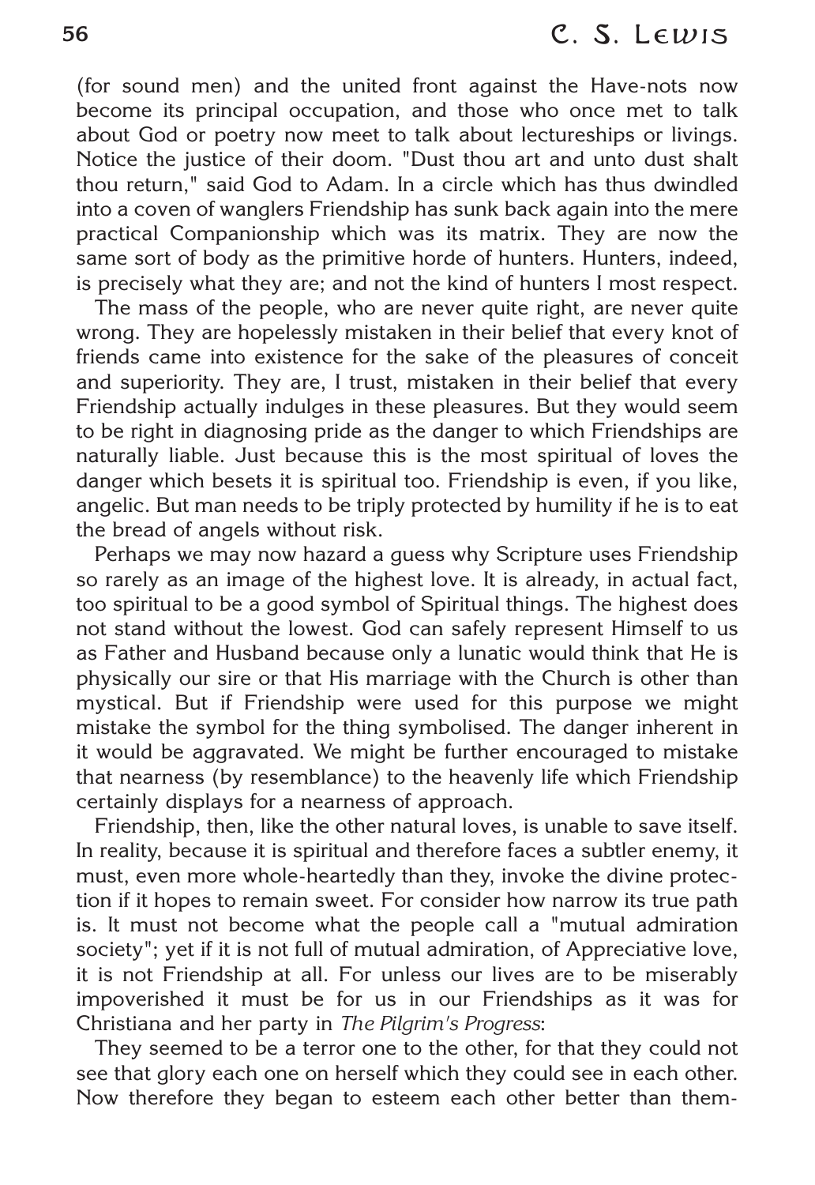(for sound men) and the united front against the Have-nots now become its principal occupation, and those who once met to talk about God or poetry now meet to talk about lectureships or livings. Notice the justice of their doom. "Dust thou art and unto dust shalt thou return," said God to Adam. In a circle which has thus dwindled into a coven of wanglers Friendship has sunk back again into the mere practical Companionship which was its matrix. They are now the same sort of body as the primitive horde of hunters. Hunters, indeed, is precisely what they are; and not the kind of hunters I most respect.

The mass of the people, who are never quite right, are never quite wrong. They are hopelessly mistaken in their belief that every knot of friends came into existence for the sake of the pleasures of conceit and superiority. They are, I trust, mistaken in their belief that every Friendship actually indulges in these pleasures. But they would seem to be right in diagnosing pride as the danger to which Friendships are naturally liable. Just because this is the most spiritual of loves the danger which besets it is spiritual too. Friendship is even, if you like, angelic. But man needs to be triply protected by humility if he is to eat the bread of angels without risk.

Perhaps we may now hazard a guess why Scripture uses Friendship so rarely as an image of the highest love. It is already, in actual fact, too spiritual to be a good symbol of Spiritual things. The highest does not stand without the lowest. God can safely represent Himself to us as Father and Husband because only a lunatic would think that He is physically our sire or that His marriage with the Church is other than mystical. But if Friendship were used for this purpose we might mistake the symbol for the thing symbolised. The danger inherent in it would be aggravated. We might be further encouraged to mistake that nearness (by resemblance) to the heavenly life which Friendship certainly displays for a nearness of approach.

Friendship, then, like the other natural loves, is unable to save itself. In reality, because it is spiritual and therefore faces a subtler enemy, it must, even more whole-heartedly than they, invoke the divine protection if it hopes to remain sweet. For consider how narrow its true path is. It must not become what the people call a "mutual admiration society"; yet if it is not full of mutual admiration, of Appreciative love, it is not Friendship at all. For unless our lives are to be miserably impoverished it must be for us in our Friendships as it was for Christiana and her party in *The Pilgrim's Progress*:

They seemed to be a terror one to the other, for that they could not see that glory each one on herself which they could see in each other. Now therefore they began to esteem each other better than them-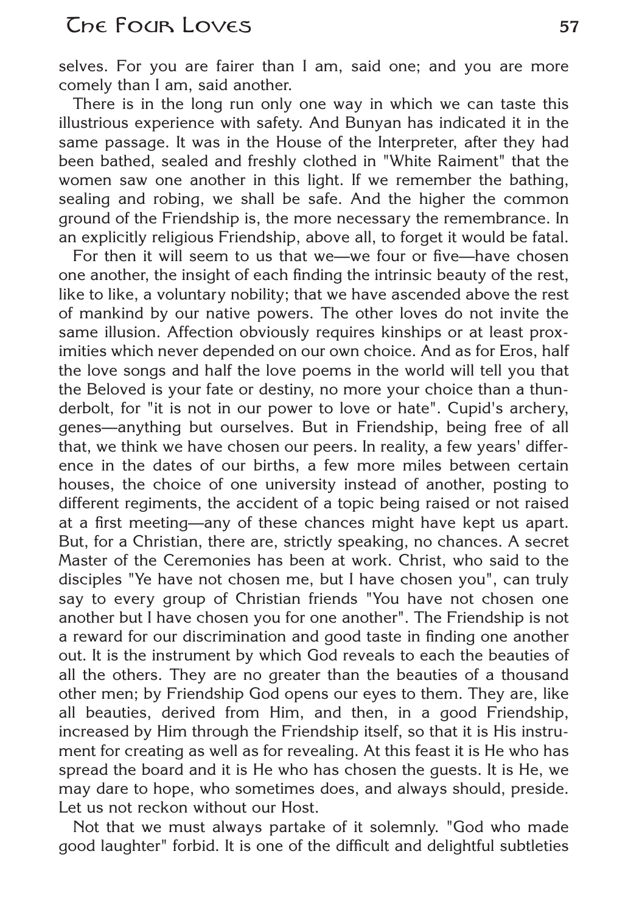selves. For you are fairer than I am, said one; and you are more comely than I am, said another.

There is in the long run only one way in which we can taste this illustrious experience with safety. And Bunyan has indicated it in the same passage. It was in the House of the Interpreter, after they had been bathed, sealed and freshly clothed in "White Raiment" that the women saw one another in this light. If we remember the bathing, sealing and robing, we shall be safe. And the higher the common ground of the Friendship is, the more necessary the remembrance. In an explicitly religious Friendship, above all, to forget it would be fatal.

For then it will seem to us that we—we four or five—have chosen one another, the insight of each finding the intrinsic beauty of the rest, like to like, a voluntary nobility; that we have ascended above the rest of mankind by our native powers. The other loves do not invite the same illusion. Affection obviously requires kinships or at least proximities which never depended on our own choice. And as for Eros, half the love songs and half the love poems in the world will tell you that the Beloved is your fate or destiny, no more your choice than a thunderbolt, for "it is not in our power to love or hate". Cupid's archery, genes—anything but ourselves. But in Friendship, being free of all that, we think we have chosen our peers. In reality, a few years' difference in the dates of our births, a few more miles between certain houses, the choice of one university instead of another, posting to different regiments, the accident of a topic being raised or not raised at a first meeting—any of these chances might have kept us apart. But, for a Christian, there are, strictly speaking, no chances. A secret Master of the Ceremonies has been at work. Christ, who said to the disciples "Ye have not chosen me, but I have chosen you", can truly say to every group of Christian friends "You have not chosen one another but I have chosen you for one another". The Friendship is not a reward for our discrimination and good taste in finding one another out. It is the instrument by which God reveals to each the beauties of all the others. They are no greater than the beauties of a thousand other men; by Friendship God opens our eyes to them. They are, like all beauties, derived from Him, and then, in a good Friendship, increased by Him through the Friendship itself, so that it is His instrument for creating as well as for revealing. At this feast it is He who has spread the board and it is He who has chosen the guests. It is He, we may dare to hope, who sometimes does, and always should, preside. Let us not reckon without our Host.

Not that we must always partake of it solemnly. "God who made good laughter" forbid. It is one of the difficult and delightful subtleties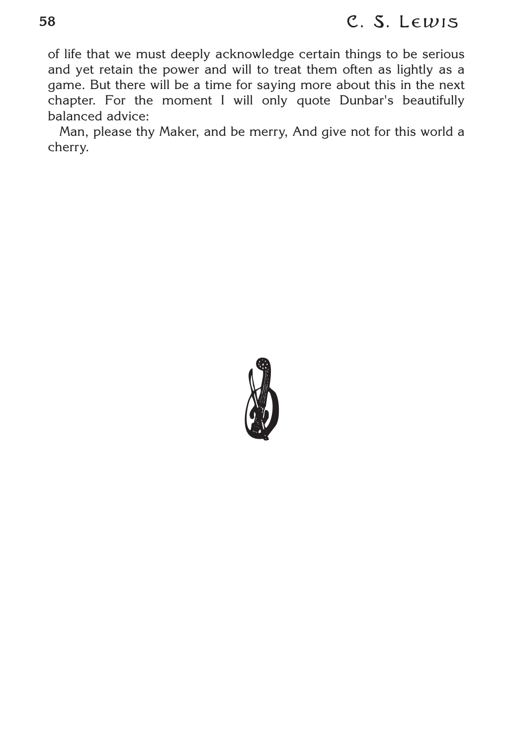of life that we must deeply acknowledge certain things to be serious and yet retain the power and will to treat them often as lightly as a game. But there will be a time for saying more about this in the next chapter. For the moment I will only quote Dunbar's beautifully balanced advice:

Man, please thy Maker, and be merry, And give not for this world a cherry.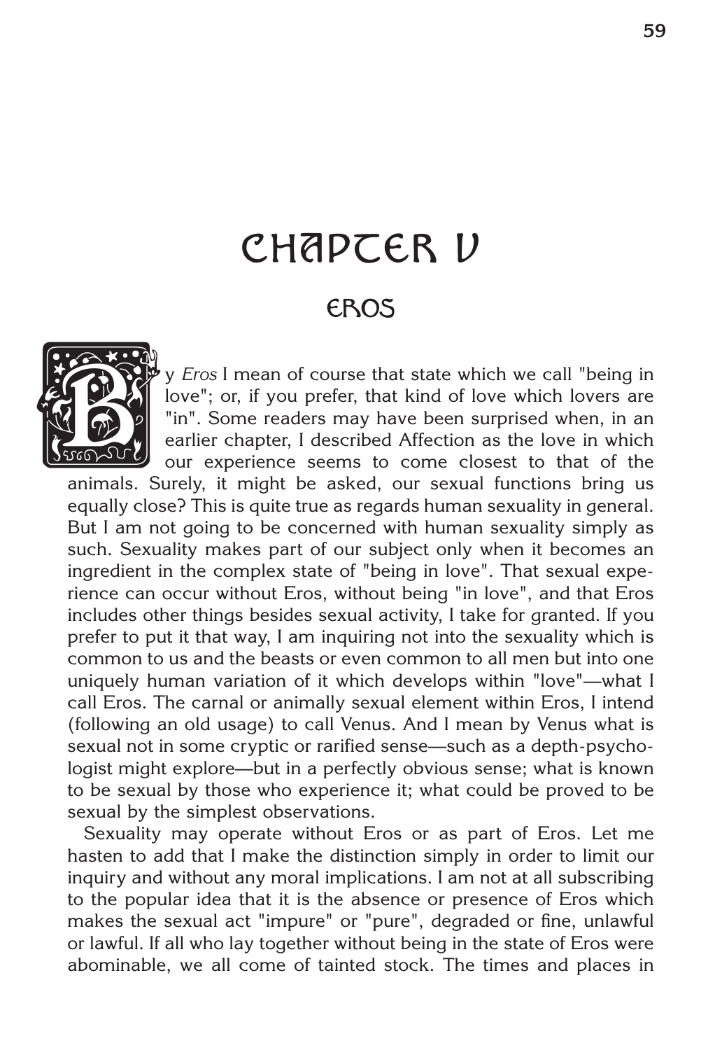# CHAPTER V

## EROS

By *Eros* I mean of course that state which we call "being in love"; or, if you prefer, that kind of love which lovers are "in". Some readers may have been surprised when, in an earlier chapter, I described Affection as the love in which our experience seems to come closest to that of the animals. Surely, it might be asked, our sexual functions bring us equally close? This is quite true as regards human sexuality in general. But I am not going to be concerned with human sexuality simply as such. Sexuality makes part of our subject only when it becomes an ingredient in the complex state of "being in love". That sexual experience can occur without Eros, without being "in love", and that Eros includes other things besides sexual activity, I take for granted. If you prefer to put it that way, I am inquiring not into the sexuality which is common to us and the beasts or even common to all men but into one uniquely human variation of it which develops within "love"—what I call Eros. The carnal or animally sexual element within Eros, I intend (following an old usage) to call Venus. And I mean by Venus what is sexual not in some cryptic or rarified sense—such as a depth-psychologist might explore—but in a perfectly obvious sense; what is known to be sexual by those who experience it; what could be proved to be sexual by the simplest observations.

Sexuality may operate without Eros or as part of Eros. Let me hasten to add that I make the distinction simply in order to limit our inquiry and without any moral implications. I am not at all subscribing to the popular idea that it is the absence or presence of Eros which makes the sexual act "impure" or "pure", degraded or fine, unlawful or lawful. If all who lay together without being in the state of Eros were abominable, we all come of tainted stock. The times and places in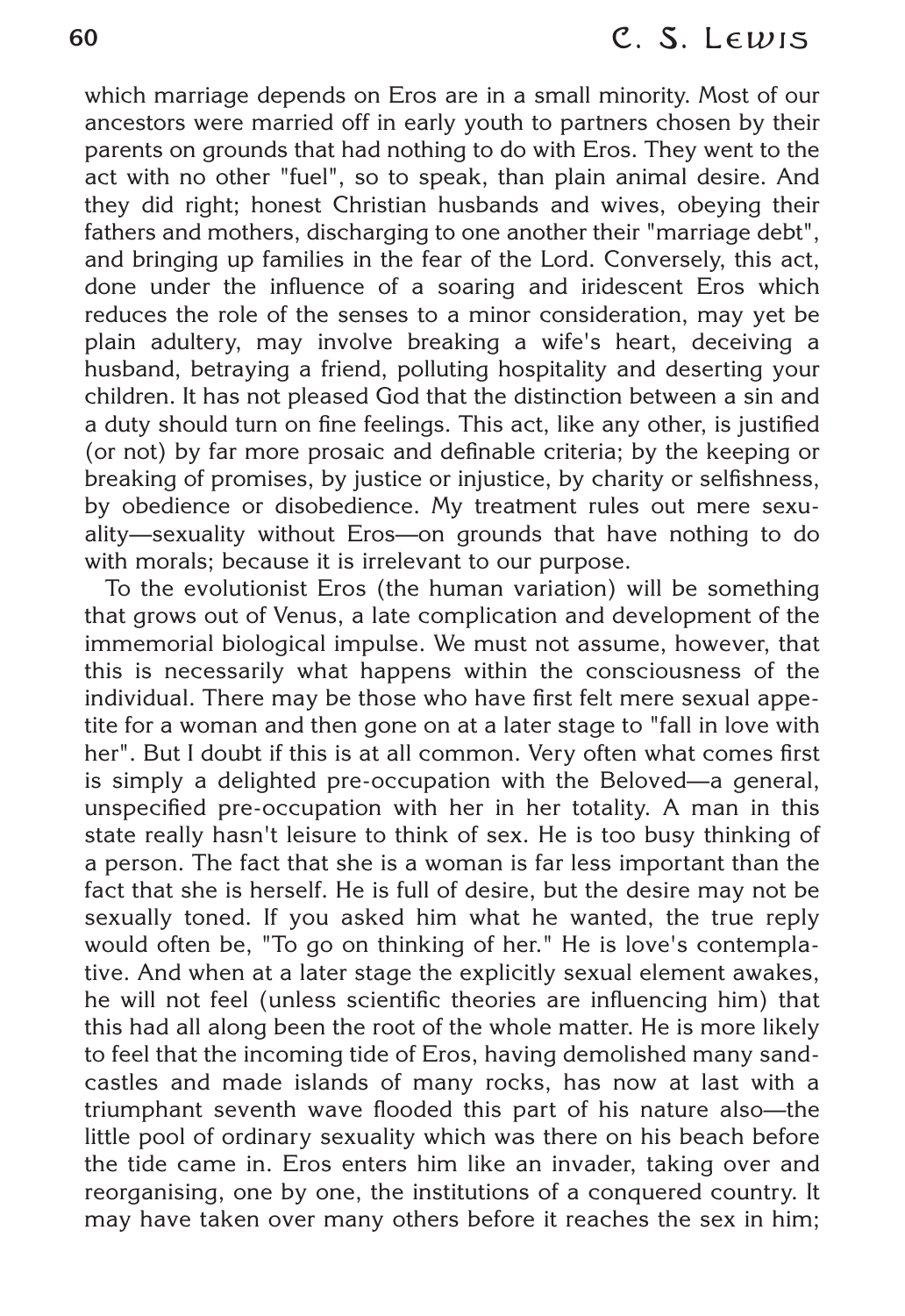which marriage depends on Eros are in a small minority. Most of our ancestors were married off in early youth to partners chosen by their parents on grounds that had nothing to do with Eros. They went to the act with no other "fuel", so to speak, than plain animal desire. And they did right; honest Christian husbands and wives, obeying their fathers and mothers, discharging to one another their "marriage debt", and bringing up families in the fear of the Lord. Conversely, this act, done under the influence of a soaring and iridescent Eros which reduces the role of the senses to a minor consideration, may yet be plain adultery, may involve breaking a wife's heart, deceiving a husband, betraying a friend, polluting hospitality and deserting your children. It has not pleased God that the distinction between a sin and a duty should turn on fine feelings. This act, like any other, is justified (or not) by far more prosaic and definable criteria; by the keeping or breaking of promises, by justice or injustice, by charity or selfishness, by obedience or disobedience. My treatment rules out mere sexuality—sexuality without Eros—on grounds that have nothing to do with morals; because it is irrelevant to our purpose.

To the evolutionist Eros (the human variation) will be something that grows out of Venus, a late complication and development of the immemorial biological impulse. We must not assume, however, that this is necessarily what happens within the consciousness of the individual. There may be those who have first felt mere sexual appetite for a woman and then gone on at a later stage to "fall in love with her". But I doubt if this is at all common. Very often what comes first is simply a delighted pre-occupation with the Beloved—a general, unspecified pre-occupation with her in her totality. A man in this state really hasn't leisure to think of sex. He is too busy thinking of a person. The fact that she is a woman is far less important than the fact that she is herself. He is full of desire, but the desire may not be sexually toned. If you asked him what he wanted, the true reply would often be, "To go on thinking of her." He is love's contemplative. And when at a later stage the explicitly sexual element awakes, he will not feel (unless scientific theories are influencing him) that this had all along been the root of the whole matter. He is more likely to feel that the incoming tide of Eros, having demolished many sand-castles and made islands of many rocks, has now at last with a triumphant seventh wave flooded this part of his nature also—the little pool of ordinary sexuality which was there on his beach before the tide came in. Eros enters him like an invader, taking over and reorganising, one by one, the institutions of a conquered country. It may have taken over many others before it reaches the sex in him;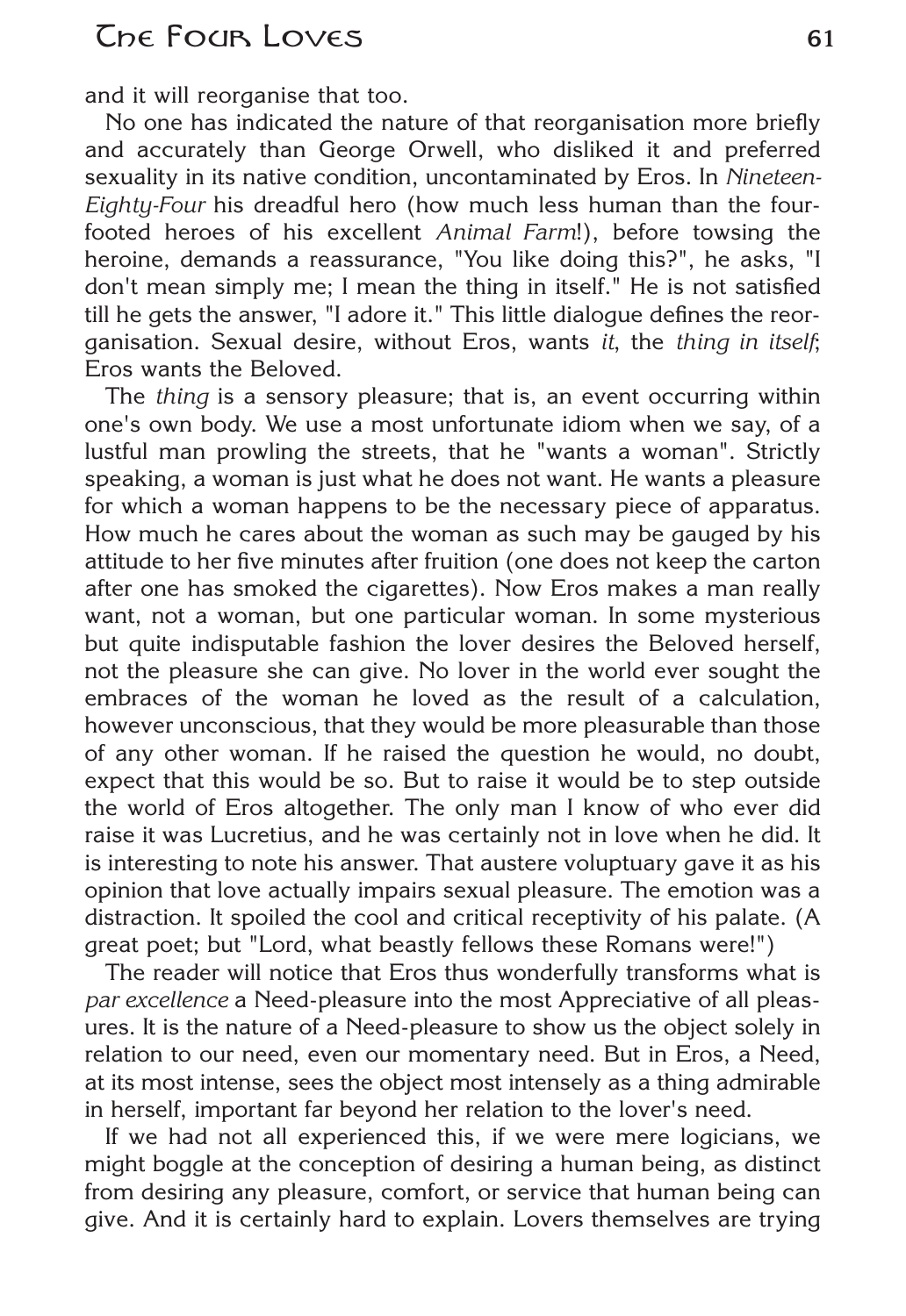and it will reorganise that too.

No one has indicated the nature of that reorganisation more briefly and accurately than George Orwell, who disliked it and preferred sexuality in its native condition, uncontaminated by Eros. In *Nineteen-Eighty-Four* his dreadful hero (how much less human than the four-footed heroes of his excellent *Animal Farm*!), before towsing the heroine, demands a reassurance, "You like doing this?", he asks, "I don't mean simply me; I mean the thing in itself." He is not satisfied till he gets the answer, "I adore it." This little dialogue defines the reorganisation. Sexual desire, without Eros, wants *it*, the *thing in itself*; Eros wants the Beloved.

The *thing* is a sensory pleasure; that is, an event occurring within one's own body. We use a most unfortunate idiom when we say, of a lustful man prowling the streets, that he "wants a woman". Strictly speaking, a woman is just what he does not want. He wants a pleasure for which a woman happens to be the necessary piece of apparatus. How much he cares about the woman as such may be gauged by his attitude to her five minutes after fruition (one does not keep the carton after one has smoked the cigarettes). Now Eros makes a man really want, not a woman, but one particular woman. In some mysterious but quite indisputable fashion the lover desires the Beloved herself, not the pleasure she can give. No lover in the world ever sought the embraces of the woman he loved as the result of a calculation, however unconscious, that they would be more pleasurable than those of any other woman. If he raised the question he would, no doubt, expect that this would be so. But to raise it would be to step outside the world of Eros altogether. The only man I know of who ever did raise it was Lucretius, and he was certainly not in love when he did. It is interesting to note his answer. That austere voluptuary gave it as his opinion that love actually impairs sexual pleasure. The emotion was a distraction. It spoiled the cool and critical receptivity of his palate. (A great poet; but "Lord, what beastly fellows these Romans were!")

The reader will notice that Eros thus wonderfully transforms what is *par excellence* a Need-pleasure into the most Appreciative of all pleasures. It is the nature of a Need-pleasure to show us the object solely in relation to our need, even our momentary need. But in Eros, a Need, at its most intense, sees the object most intensely as a thing admirable in herself, important far beyond her relation to the lover's need.

If we had not all experienced this, if we were mere logicians, we might boggle at the conception of desiring a human being, as distinct from desiring any pleasure, comfort, or service that human being can give. And it is certainly hard to explain. Lovers themselves are trying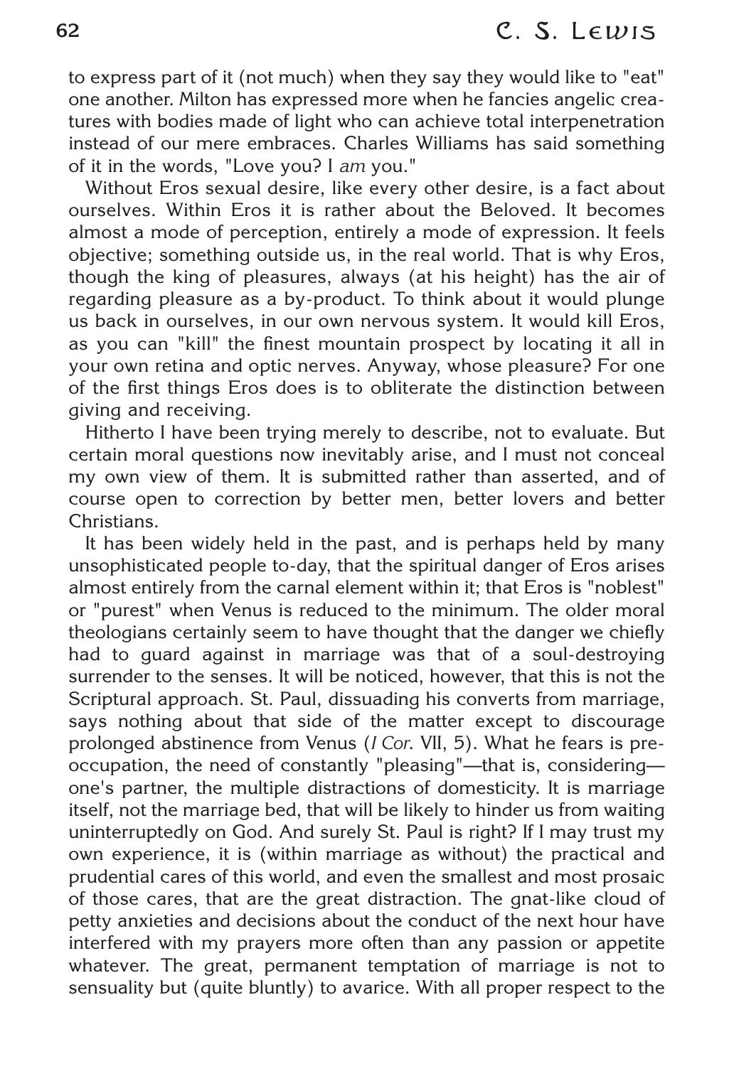to express part of it (not much) when they say they would like to "eat" one another. Milton has expressed more when he fancies angelic creatures with bodies made of light who can achieve total interpenetration instead of our mere embraces. Charles Williams has said something of it in the words, "Love you? I *am* you."

Without Eros sexual desire, like every other desire, is a fact about ourselves. Within Eros it is rather about the Beloved. It becomes almost a mode of perception, entirely a mode of expression. It feels objective; something outside us, in the real world. That is why Eros, though the king of pleasures, always (at his height) has the air of regarding pleasure as a by-product. To think about it would plunge us back in ourselves, in our own nervous system. It would kill Eros, as you can "kill" the finest mountain prospect by locating it all in your own retina and optic nerves. Anyway, whose pleasure? For one of the first things Eros does is to obliterate the distinction between giving and receiving.

Hitherto I have been trying merely to describe, not to evaluate. But certain moral questions now inevitably arise, and I must not conceal my own view of them. It is submitted rather than asserted, and of course open to correction by better men, better lovers and better Christians.

It has been widely held in the past, and is perhaps held by many unsophisticated people to-day, that the spiritual danger of Eros arises almost entirely from the carnal element within it; that Eros is "noblest" or "purest" when Venus is reduced to the minimum. The older moral theologians certainly seem to have thought that the danger we chiefly had to guard against in marriage was that of a soul-destroying surrender to the senses. It will be noticed, however, that this is not the Scriptural approach. St. Paul, dissuading his converts from marriage, says nothing about that side of the matter except to discourage prolonged abstinence from Venus (*I Cor.* VII, 5). What he fears is preoccupation, the need of constantly "pleasing"—that is, considering—one's partner, the multiple distractions of domesticity. It is marriage itself, not the marriage bed, that will be likely to hinder us from waiting uninterruptedly on God. And surely St. Paul is right? If I may trust my own experience, it is (within marriage as without) the practical and prudential cares of this world, and even the smallest and most prosaic of those cares, that are the great distraction. The gnat-like cloud of petty anxieties and decisions about the conduct of the next hour have interfered with my prayers more often than any passion or appetite whatever. The great, permanent temptation of marriage is not to sensuality but (quite bluntly) to avarice. With all proper respect to the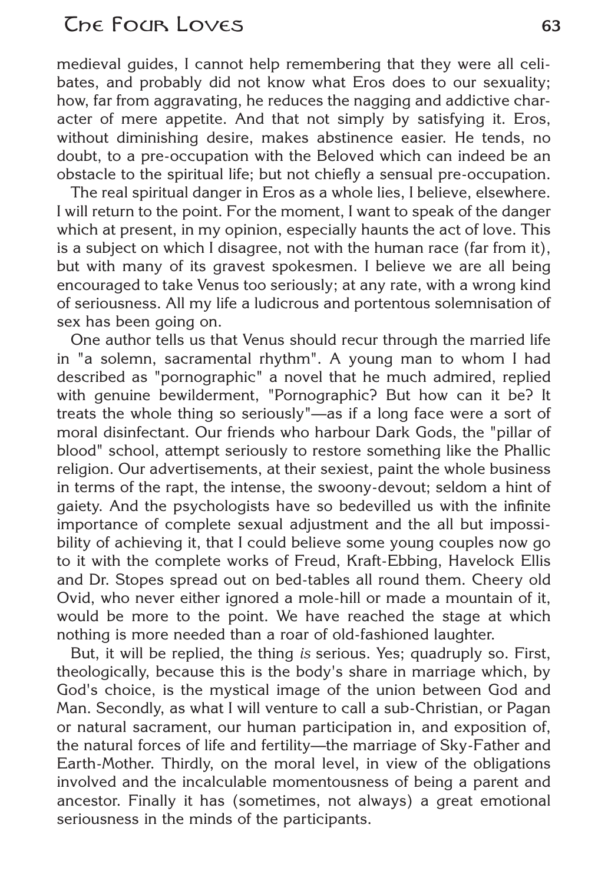medieval guides, I cannot help remembering that they were all celibates, and probably did not know what Eros does to our sexuality; how, far from aggravating, he reduces the nagging and addictive character of mere appetite. And that not simply by satisfying it. Eros, without diminishing desire, makes abstinence easier. He tends, no doubt, to a pre-occupation with the Beloved which can indeed be an obstacle to the spiritual life; but not chiefly a sensual pre-occupation.

The real spiritual danger in Eros as a whole lies, I believe, elsewhere. I will return to the point. For the moment, I want to speak of the danger which at present, in my opinion, especially haunts the act of love. This is a subject on which I disagree, not with the human race (far from it), but with many of its gravest spokesmen. I believe we are all being encouraged to take Venus too seriously; at any rate, with a wrong kind of seriousness. All my life a ludicrous and portentous solemnisation of sex has been going on.

One author tells us that Venus should recur through the married life in "a solemn, sacramental rhythm". A young man to whom I had described as "pornographic" a novel that he much admired, replied with genuine bewilderment, "Pornographic? But how can it be? It treats the whole thing so seriously"—as if a long face were a sort of moral disinfectant. Our friends who harbour Dark Gods, the "pillar of blood" school, attempt seriously to restore something like the Phallic religion. Our advertisements, at their sexiest, paint the whole business in terms of the rapt, the intense, the swoony-devout; seldom a hint of gaiety. And the psychologists have so bedevilled us with the infinite importance of complete sexual adjustment and the all but impossibility of achieving it, that I could believe some young couples now go to it with the complete works of Freud, Kraft-Ebbing, Havelock Ellis and Dr. Stopes spread out on bed-tables all round them. Cheery old Ovid, who never either ignored a mole-hill or made a mountain of it, would be more to the point. We have reached the stage at which nothing is more needed than a roar of old-fashioned laughter.

But, it will be replied, the thing *is* serious. Yes; quadruply so. First, theologically, because this is the body's share in marriage which, by God's choice, is the mystical image of the union between God and Man. Secondly, as what I will venture to call a sub-Christian, or Pagan or natural sacrament, our human participation in, and exposition of, the natural forces of life and fertility—the marriage of Sky-Father and Earth-Mother. Thirdly, on the moral level, in view of the obligations involved and the incalculable momentousness of being a parent and ancestor. Finally it has (sometimes, not always) a great emotional seriousness in the minds of the participants.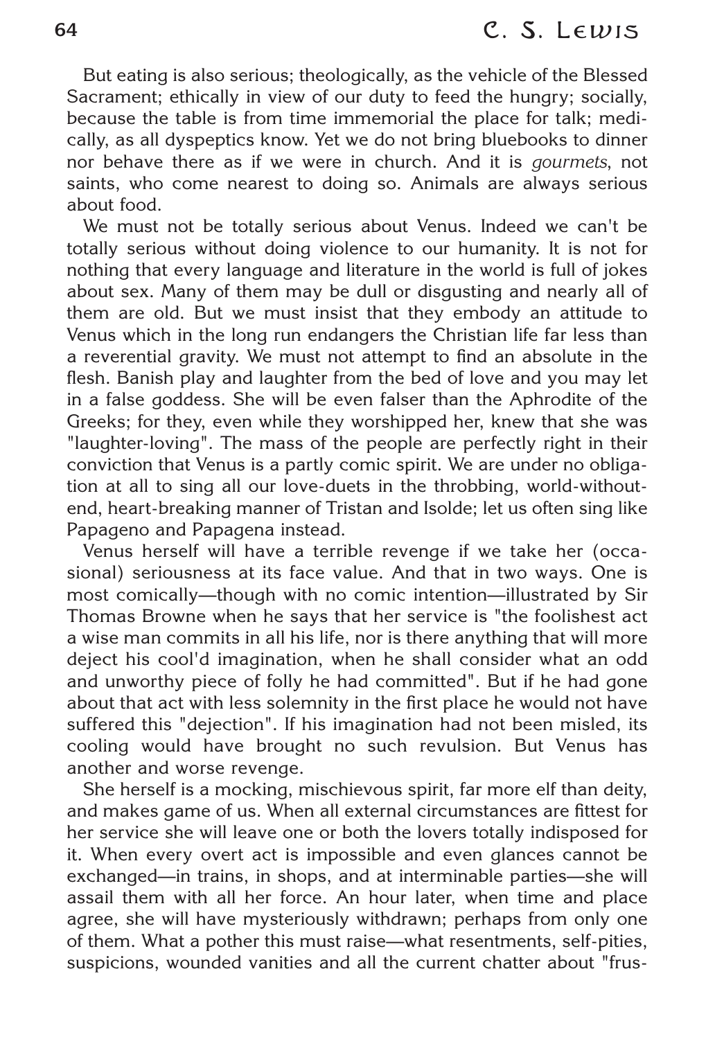But eating is also serious; theologically, as the vehicle of the Blessed Sacrament; ethically in view of our duty to feed the hungry; socially, because the table is from time immemorial the place for talk; medically, as all dyspeptics know. Yet we do not bring bluebooks to dinner nor behave there as if we were in church. And it is *gourmets*, not saints, who come nearest to doing so. Animals are always serious about food.

We must not be totally serious about Venus. Indeed we can't be totally serious without doing violence to our humanity. It is not for nothing that every language and literature in the world is full of jokes about sex. Many of them may be dull or disgusting and nearly all of them are old. But we must insist that they embody an attitude to Venus which in the long run endangers the Christian life far less than a reverential gravity. We must not attempt to find an absolute in the flesh. Banish play and laughter from the bed of love and you may let in a false goddess. She will be even falser than the Aphrodite of the Greeks; for they, even while they worshipped her, knew that she was "laughter-loving". The mass of the people are perfectly right in their conviction that Venus is a partly comic spirit. We are under no obligation at all to sing all our love-duets in the throbbing, world-without-end, heart-breaking manner of Tristan and Isolde; let us often sing like Papageno and Papagena instead.

Venus herself will have a terrible revenge if we take her (occasional) seriousness at its face value. And that in two ways. One is most comically—though with no comic intention—illustrated by Sir Thomas Browne when he says that her service is "the foolishest act a wise man commits in all his life, nor is there anything that will more deject his cool'd imagination, when he shall consider what an odd and unworthy piece of folly he had committed". But if he had gone about that act with less solemnity in the first place he would not have suffered this "dejection". If his imagination had not been misled, its cooling would have brought no such revulsion. But Venus has another and worse revenge.

She herself is a mocking, mischievous spirit, far more elf than deity, and makes game of us. When all external circumstances are fittest for her service she will leave one or both the lovers totally indisposed for it. When every overt act is impossible and even glances cannot be exchanged—in trains, in shops, and at interminable parties—she will assail them with all her force. An hour later, when time and place agree, she will have mysteriously withdrawn; perhaps from only one of them. What a pother this must raise—what resentments, self-pities, suspicions, wounded vanities and all the current chatter about "frus-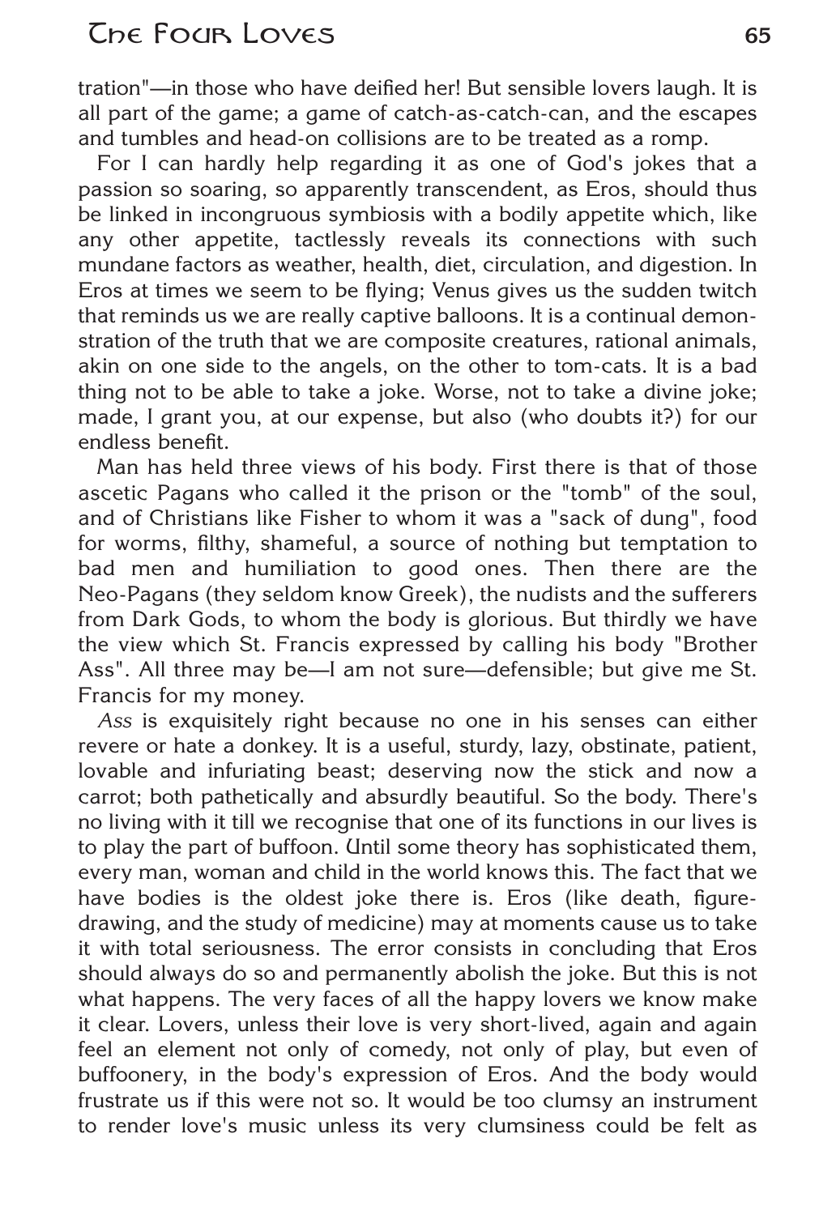tration"—in those who have deified her! But sensible lovers laugh. It is all part of the game; a game of catch-as-catch-can, and the escapes and tumbles and head-on collisions are to be treated as a romp.

For I can hardly help regarding it as one of God's jokes that a passion so soaring, so apparently transcendent, as Eros, should thus be linked in incongruous symbiosis with a bodily appetite which, like any other appetite, tactlessly reveals its connections with such mundane factors as weather, health, diet, circulation, and digestion. In Eros at times we seem to be flying; Venus gives us the sudden twitch that reminds us we are really captive balloons. It is a continual demonstration of the truth that we are composite creatures, rational animals, akin on one side to the angels, on the other to tom-cats. It is a bad thing not to be able to take a joke. Worse, not to take a divine joke; made, I grant you, at our expense, but also (who doubts it?) for our endless benefit.

Man has held three views of his body. First there is that of those ascetic Pagans who called it the prison or the "tomb" of the soul, and of Christians like Fisher to whom it was a "sack of dung", food for worms, filthy, shameful, a source of nothing but temptation to bad men and humiliation to good ones. Then there are the Neo-Pagans (they seldom know Greek), the nudists and the sufferers from Dark Gods, to whom the body is glorious. But thirdly we have the view which St. Francis expressed by calling his body "Brother Ass". All three may be—I am not sure—defensible; but give me St. Francis for my money.

*Ass* is exquisitely right because no one in his senses can either revere or hate a donkey. It is a useful, sturdy, lazy, obstinate, patient, lovable and infuriating beast; deserving now the stick and now a carrot; both pathetically and absurdly beautiful. So the body. There's no living with it till we recognise that one of its functions in our lives is to play the part of buffoon. Until some theory has sophisticated them, every man, woman and child in the world knows this. The fact that we have bodies is the oldest joke there is. Eros (like death, figure-drawing, and the study of medicine) may at moments cause us to take it with total seriousness. The error consists in concluding that Eros should always do so and permanently abolish the joke. But this is not what happens. The very faces of all the happy lovers we know make it clear. Lovers, unless their love is very short-lived, again and again feel an element not only of comedy, not only of play, but even of buffoonery, in the body's expression of Eros. And the body would frustrate us if this were not so. It would be too clumsy an instrument to render love's music unless its very clumsiness could be felt as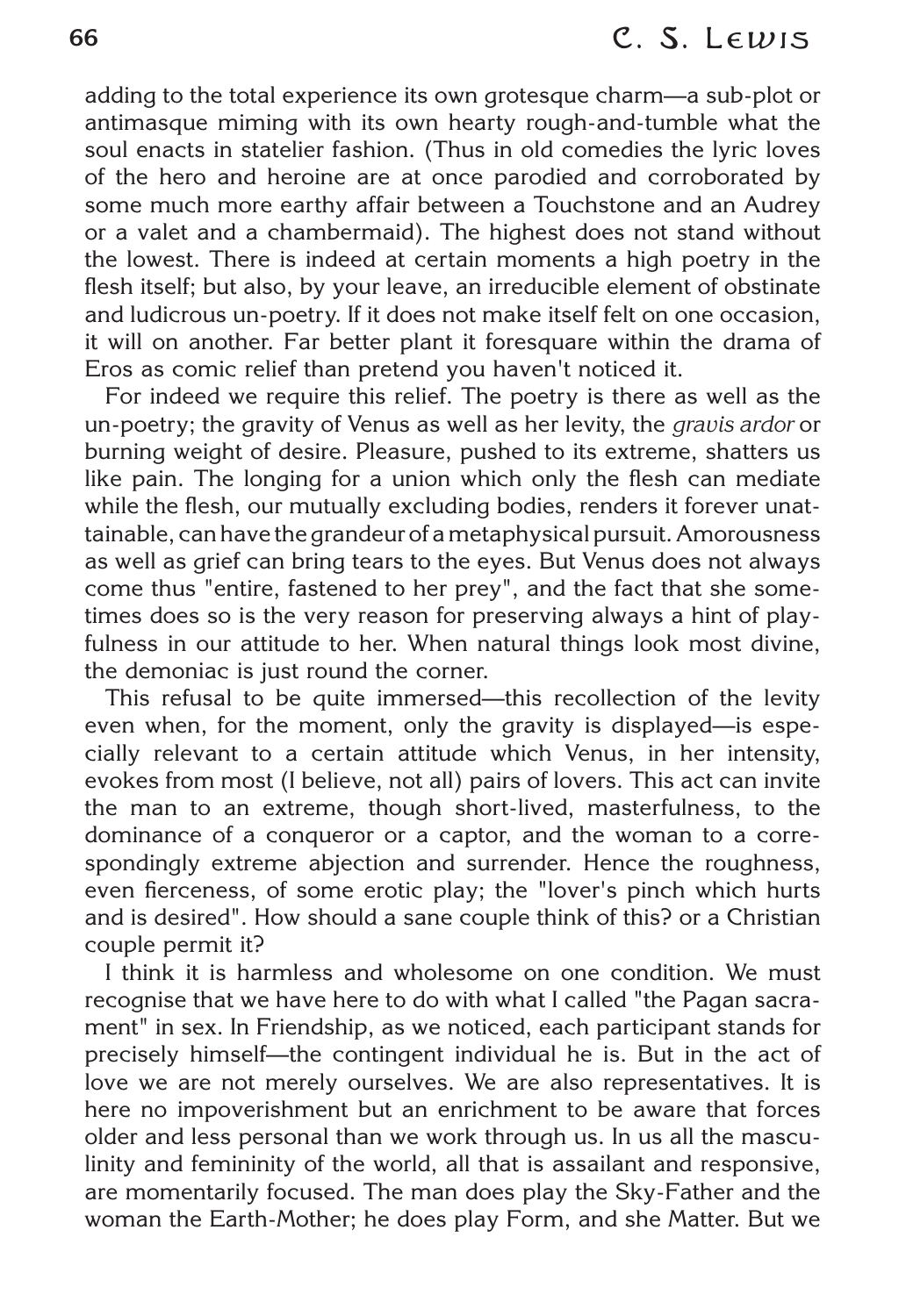adding to the total experience its own grotesque charm—a sub-plot or antimasque miming with its own hearty rough-and-tumble what the soul enacts in statelier fashion. (Thus in old comedies the lyric loves of the hero and heroine are at once parodied and corroborated by some much more earthy affair between a Touchstone and an Audrey or a valet and a chambermaid). The highest does not stand without the lowest. There is indeed at certain moments a high poetry in the flesh itself; but also, by your leave, an irreducible element of obstinate and ludicrous un-poetry. If it does not make itself felt on one occasion, it will on another. Far better plant it foresquare within the drama of Eros as comic relief than pretend you haven't noticed it.

For indeed we require this relief. The poetry is there as well as the un-poetry; the gravity of Venus as well as her levity, the *gravis ardor* or burning weight of desire. Pleasure, pushed to its extreme, shatters us like pain. The longing for a union which only the flesh can mediate while the flesh, our mutually excluding bodies, renders it forever unattainable, can have the grandeur of a metaphysical pursuit. Amorousness as well as grief can bring tears to the eyes. But Venus does not always come thus "entire, fastened to her prey", and the fact that she sometimes does so is the very reason for preserving always a hint of playfulness in our attitude to her. When natural things look most divine, the demoniac is just round the corner.

This refusal to be quite immersed—this recollection of the levity even when, for the moment, only the gravity is displayed—is especially relevant to a certain attitude which Venus, in her intensity, evokes from most (I believe, not all) pairs of lovers. This act can invite the man to an extreme, though short-lived, masterfulness, to the dominance of a conqueror or a captor, and the woman to a correspondingly extreme abjection and surrender. Hence the roughness, even fierceness, of some erotic play; the "lover's pinch which hurts and is desired". How should a sane couple think of this? or a Christian couple permit it?

I think it is harmless and wholesome on one condition. We must recognise that we have here to do with what I called "the Pagan sacrament" in sex. In Friendship, as we noticed, each participant stands for precisely himself—the contingent individual he is. But in the act of love we are not merely ourselves. We are also representatives. It is here no impoverishment but an enrichment to be aware that forces older and less personal than we work through us. In us all the masculinity and femininity of the world, all that is assailant and responsive, are momentarily focused. The man does play the Sky-Father and the woman the Earth-Mother; he does play Form, and she Matter. But we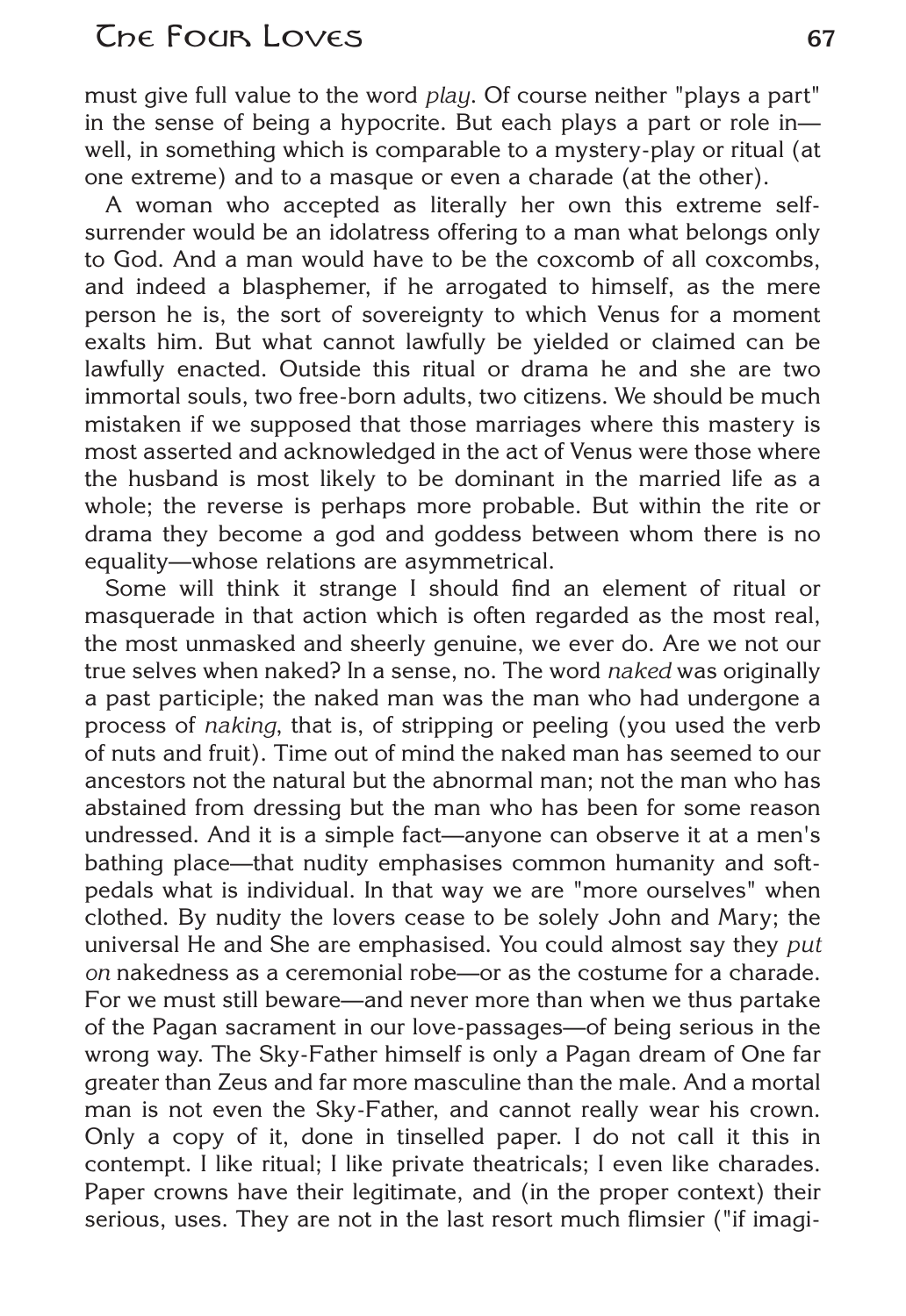must give full value to the word *play*. Of course neither "plays a part" in the sense of being a hypocrite. But each plays a part or role in—well, in something which is comparable to a mystery-play or ritual (at one extreme) and to a masque or even a charade (at the other).

A woman who accepted as literally her own this extreme self-surrender would be an idolatress offering to a man what belongs only to God. And a man would have to be the coxcomb of all coxcombs, and indeed a blasphemer, if he arrogated to himself, as the mere person he is, the sort of sovereignty to which Venus for a moment exalts him. But what cannot lawfully be yielded or claimed can be lawfully enacted. Outside this ritual or drama he and she are two immortal souls, two free-born adults, two citizens. We should be much mistaken if we supposed that those marriages where this mastery is most asserted and acknowledged in the act of Venus were those where the husband is most likely to be dominant in the married life as a whole; the reverse is perhaps more probable. But within the rite or drama they become a god and goddess between whom there is no equality—whose relations are asymmetrical.

Some will think it strange I should find an element of ritual or masquerade in that action which is often regarded as the most real, the most unmasked and sheerly genuine, we ever do. Are we not our true selves when naked? In a sense, no. The word *naked* was originally a past participle; the naked man was the man who had undergone a process of *naking*, that is, of stripping or peeling (you used the verb of nuts and fruit). Time out of mind the naked man has seemed to our ancestors not the natural but the abnormal man; not the man who has abstained from dressing but the man who has been for some reason undressed. And it is a simple fact—anyone can observe it at a men's bathing place—that nudity emphasises common humanity and soft-pedals what is individual. In that way we are "more ourselves" when clothed. By nudity the lovers cease to be solely John and Mary; the universal He and She are emphasised. You could almost say they *put on* nakedness as a ceremonial robe—or as the costume for a charade. For we must still beware—and never more than when we thus partake of the Pagan sacrament in our love-passages—of being serious in the wrong way. The Sky-Father himself is only a Pagan dream of One far greater than Zeus and far more masculine than the male. And a mortal man is not even the Sky-Father, and cannot really wear his crown. Only a copy of it, done in tinselled paper. I do not call it this in contempt. I like ritual; I like private theatricals; I even like charades. Paper crowns have their legitimate, and (in the proper context) their serious, uses. They are not in the last resort much flimsier ("if imagi-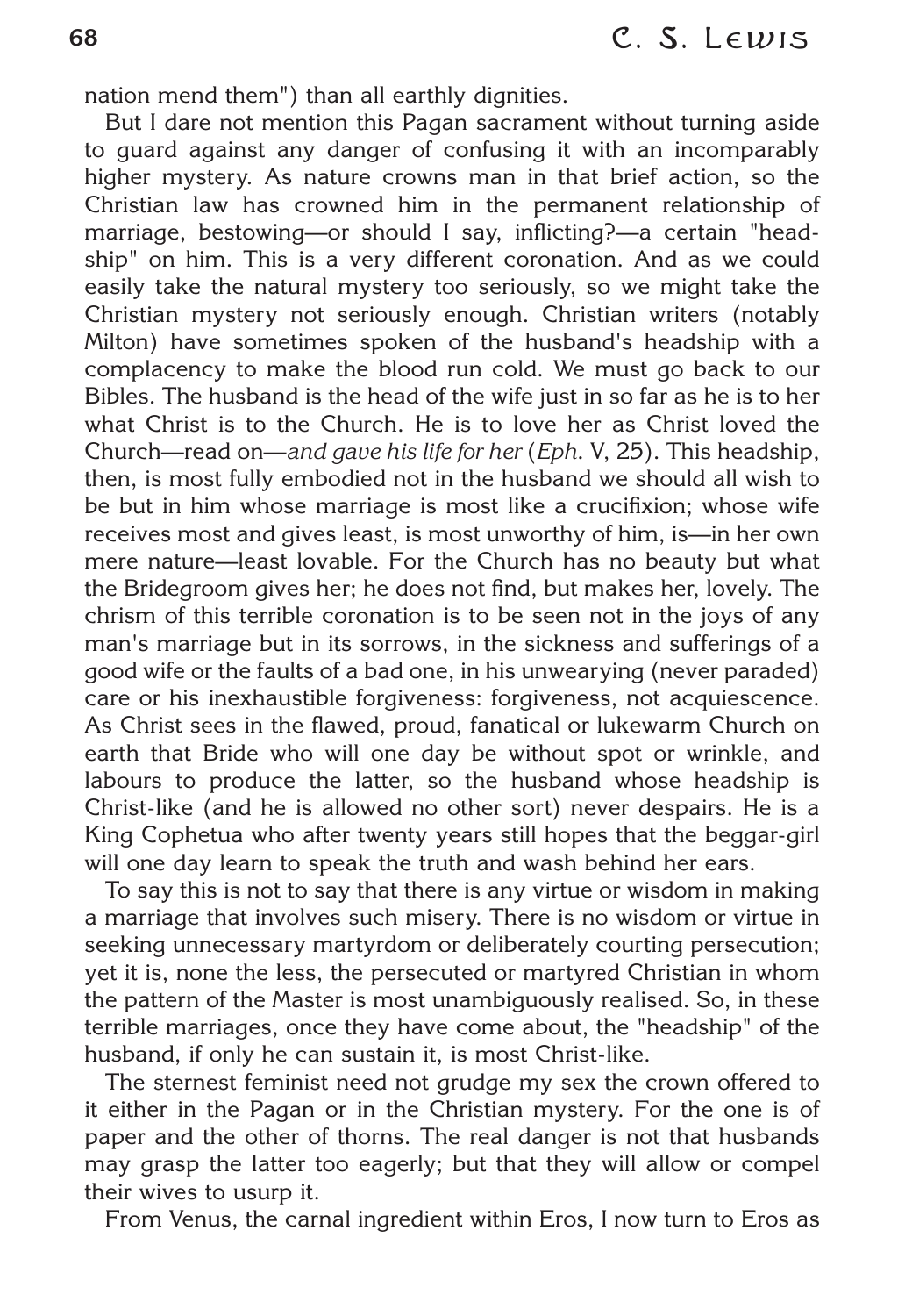nation mend them") than all earthly dignities.

But I dare not mention this Pagan sacrament without turning aside to guard against any danger of confusing it with an incomparably higher mystery. As nature crowns man in that brief action, so the Christian law has crowned him in the permanent relationship of marriage, bestowing—or should I say, inflicting?—a certain "headship" on him. This is a very different coronation. And as we could easily take the natural mystery too seriously, so we might take the Christian mystery not seriously enough. Christian writers (notably Milton) have sometimes spoken of the husband's headship with a complacency to make the blood run cold. We must go back to our Bibles. The husband is the head of the wife just in so far as he is to her what Christ is to the Church. He is to love her as Christ loved the Church—read on—*and gave his life for her* (*Eph.* V, 25). This headship, then, is most fully embodied not in the husband we should all wish to be but in him whose marriage is most like a crucifixion; whose wife receives most and gives least, is most unworthy of him, is—in her own mere nature—least lovable. For the Church has no beauty but what the Bridegroom gives her; he does not find, but makes her, lovely. The chrism of this terrible coronation is to be seen not in the joys of any man's marriage but in its sorrows, in the sickness and sufferings of a good wife or the faults of a bad one, in his unwearying (never paraded) care or his inexhaustible forgiveness: forgiveness, not acquiescence. As Christ sees in the flawed, proud, fanatical or lukewarm Church on earth that Bride who will one day be without spot or wrinkle, and labours to produce the latter, so the husband whose headship is Christ-like (and he is allowed no other sort) never despairs. He is a King Cophetua who after twenty years still hopes that the beggar-girl will one day learn to speak the truth and wash behind her ears.

To say this is not to say that there is any virtue or wisdom in making a marriage that involves such misery. There is no wisdom or virtue in seeking unnecessary martyrdom or deliberately courting persecution; yet it is, none the less, the persecuted or martyred Christian in whom the pattern of the Master is most unambiguously realised. So, in these terrible marriages, once they have come about, the "headship" of the husband, if only he can sustain it, is most Christ-like.

The sternest feminist need not grudge my sex the crown offered to it either in the Pagan or in the Christian mystery. For the one is of paper and the other of thorns. The real danger is not that husbands may grasp the latter too eagerly; but that they will allow or compel their wives to usurp it.

From Venus, the carnal ingredient within Eros, I now turn to Eros as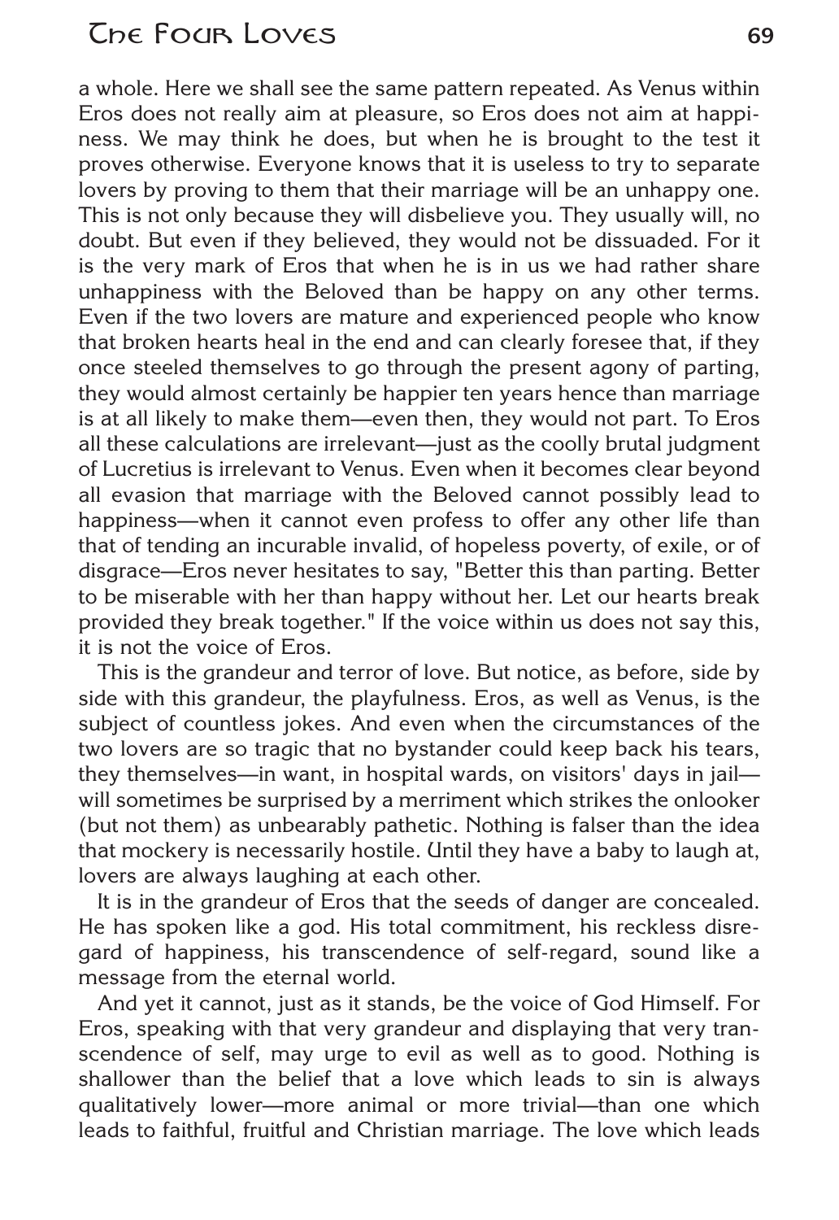a whole. Here we shall see the same pattern repeated. As Venus within Eros does not really aim at pleasure, so Eros does not aim at happiness. We may think he does, but when he is brought to the test it proves otherwise. Everyone knows that it is useless to try to separate lovers by proving to them that their marriage will be an unhappy one. This is not only because they will disbelieve you. They usually will, no doubt. But even if they believed, they would not be dissuaded. For it is the very mark of Eros that when he is in us we had rather share unhappiness with the Beloved than be happy on any other terms. Even if the two lovers are mature and experienced people who know that broken hearts heal in the end and can clearly foresee that, if they once steeled themselves to go through the present agony of parting, they would almost certainly be happier ten years hence than marriage is at all likely to make them—even then, they would not part. To Eros all these calculations are irrelevant—just as the coolly brutal judgment of Lucretius is irrelevant to Venus. Even when it becomes clear beyond all evasion that marriage with the Beloved cannot possibly lead to happiness—when it cannot even profess to offer any other life than that of tending an incurable invalid, of hopeless poverty, of exile, or of disgrace—Eros never hesitates to say, "Better this than parting. Better to be miserable with her than happy without her. Let our hearts break provided they break together." If the voice within us does not say this, it is not the voice of Eros.

This is the grandeur and terror of love. But notice, as before, side by side with this grandeur, the playfulness. Eros, as well as Venus, is the subject of countless jokes. And even when the circumstances of the two lovers are so tragic that no bystander could keep back his tears, they themselves—in want, in hospital wards, on visitors' days in jail—will sometimes be surprised by a merriment which strikes the onlooker (but not them) as unbearably pathetic. Nothing is falser than the idea that mockery is necessarily hostile. Until they have a baby to laugh at, lovers are always laughing at each other.

It is in the grandeur of Eros that the seeds of danger are concealed. He has spoken like a god. His total commitment, his reckless disregard of happiness, his transcendence of self-regard, sound like a message from the eternal world.

And yet it cannot, just as it stands, be the voice of God Himself. For Eros, speaking with that very grandeur and displaying that very transcendence of self, may urge to evil as well as to good. Nothing is shallower than the belief that a love which leads to sin is always qualitatively lower—more animal or more trivial—than one which leads to faithful, fruitful and Christian marriage. The love which leads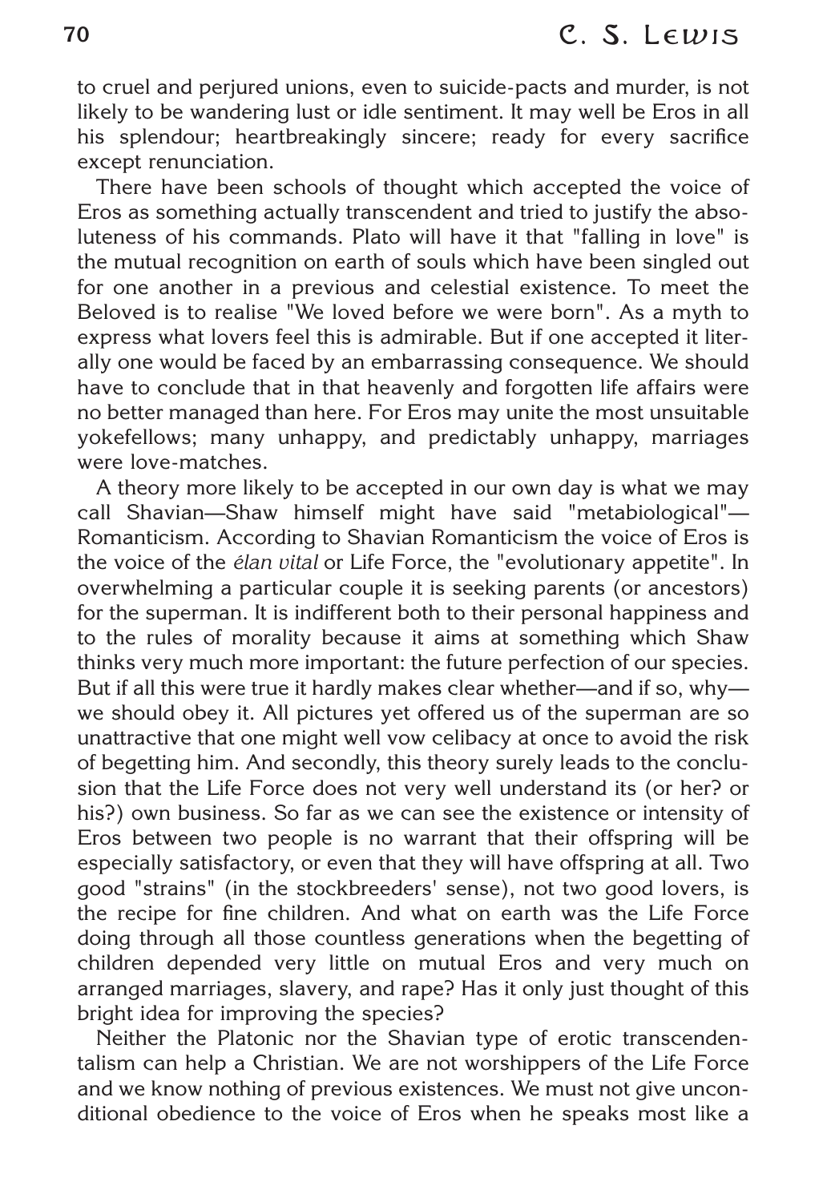to cruel and perjured unions, even to suicide-pacts and murder, is not likely to be wandering lust or idle sentiment. It may well be Eros in all his splendour; heartbreakingly sincere; ready for every sacrifice except renunciation.

There have been schools of thought which accepted the voice of Eros as something actually transcendent and tried to justify the absoluteness of his commands. Plato will have it that "falling in love" is the mutual recognition on earth of souls which have been singled out for one another in a previous and celestial existence. To meet the Beloved is to realise "We loved before we were born". As a myth to express what lovers feel this is admirable. But if one accepted it literally one would be faced by an embarrassing consequence. We should have to conclude that in that heavenly and forgotten life affairs were no better managed than here. For Eros may unite the most unsuitable yokefellows; many unhappy, and predictably unhappy, marriages were love-matches.

A theory more likely to be accepted in our own day is what we may call Shavian—Shaw himself might have said "metabiological"—Romanticism. According to Shavian Romanticism the voice of Eros is the voice of the *élan vital* or Life Force, the "evolutionary appetite". In overwhelming a particular couple it is seeking parents (or ancestors) for the superman. It is indifferent both to their personal happiness and to the rules of morality because it aims at something which Shaw thinks very much more important: the future perfection of our species. But if all this were true it hardly makes clear whether—and if so, why—we should obey it. All pictures yet offered us of the superman are so unattractive that one might well vow celibacy at once to avoid the risk of begetting him. And secondly, this theory surely leads to the conclusion that the Life Force does not very well understand its (or her? or his?) own business. So far as we can see the existence or intensity of Eros between two people is no warrant that their offspring will be especially satisfactory, or even that they will have offspring at all. Two good "strains" (in the stockbreeders' sense), not two good lovers, is the recipe for fine children. And what on earth was the Life Force doing through all those countless generations when the begetting of children depended very little on mutual Eros and very much on arranged marriages, slavery, and rape? Has it only just thought of this bright idea for improving the species?

Neither the Platonic nor the Shavian type of erotic transcendentalism can help a Christian. We are not worshippers of the Life Force and we know nothing of previous existences. We must not give unconditional obedience to the voice of Eros when he speaks most like a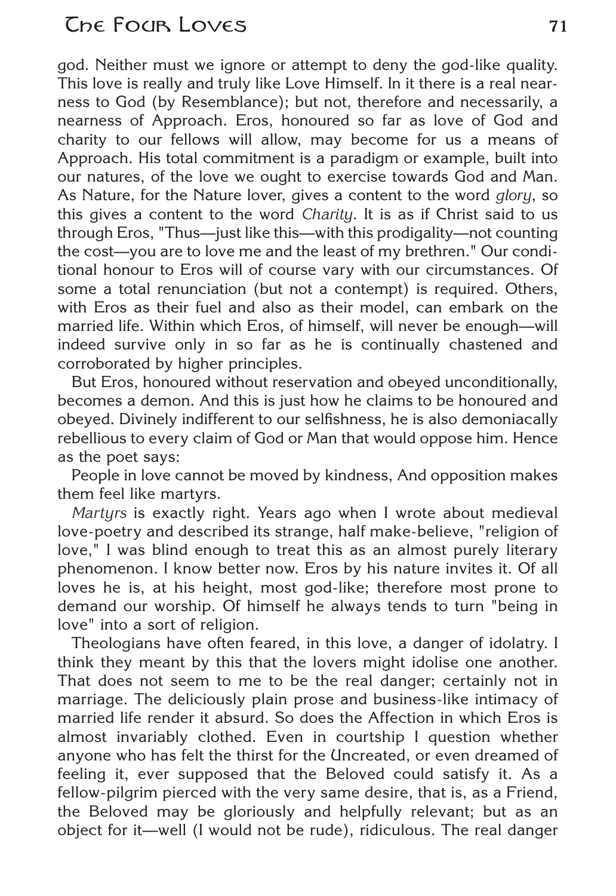god. Neither must we ignore or attempt to deny the god-like quality. This love is really and truly like Love Himself. In it there is a real nearness to God (by Resemblance); but not, therefore and necessarily, a nearness of Approach. Eros, honoured so far as love of God and charity to our fellows will allow, may become for us a means of Approach. His total commitment is a paradigm or example, built into our natures, of the love we ought to exercise towards God and Man. As Nature, for the Nature lover, gives a content to the word *glory*, so this gives a content to the word *Charity*. It is as if Christ said to us through Eros, "Thus—just like this—with this prodigality—not counting the cost—you are to love me and the least of my brethren." Our conditional honour to Eros will of course vary with our circumstances. Of some a total renunciation (but not a contempt) is required. Others, with Eros as their fuel and also as their model, can embark on the married life. Within which Eros, of himself, will never be enough—will indeed survive only in so far as he is continually chastened and corroborated by higher principles.

But Eros, honoured without reservation and obeyed unconditionally, becomes a demon. And this is just how he claims to be honoured and obeyed. Divinely indifferent to our selfishness, he is also demoniacally rebellious to every claim of God or Man that would oppose him. Hence as the poet says:

People in love cannot be moved by kindness, And opposition makes them feel like martyrs.

*Martyrs* is exactly right. Years ago when I wrote about medieval love-poetry and described its strange, half make-believe, "religion of love," I was blind enough to treat this as an almost purely literary phenomenon. I know better now. Eros by his nature invites it. Of all loves he is, at his height, most god-like; therefore most prone to demand our worship. Of himself he always tends to turn "being in love" into a sort of religion.

Theologians have often feared, in this love, a danger of idolatry. I think they meant by this that the lovers might idolise one another. That does not seem to me to be the real danger; certainly not in marriage. The deliciously plain prose and business-like intimacy of married life render it absurd. So does the Affection in which Eros is almost invariably clothed. Even in courtship I question whether anyone who has felt the thirst for the Uncreated, or even dreamed of feeling it, ever supposed that the Beloved could satisfy it. As a fellow-pilgrim pierced with the very same desire, that is, as a Friend, the Beloved may be gloriously and helpfully relevant; but as an object for it—well (I would not be rude), ridiculous. The real danger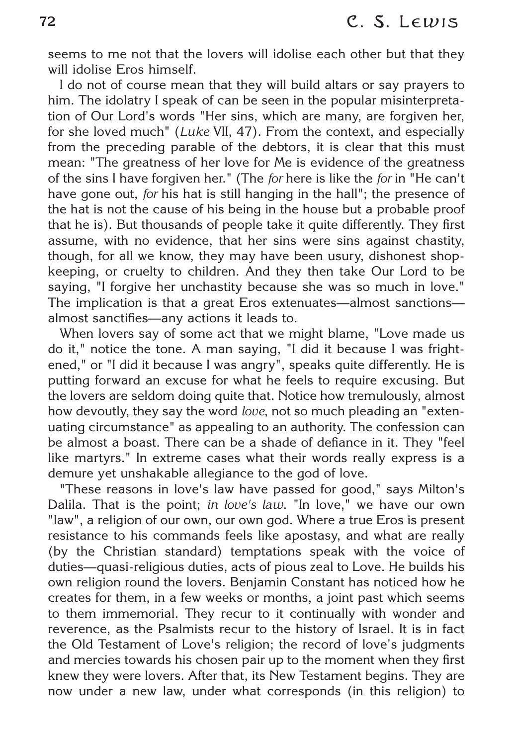seems to me not that the lovers will idolise each other but that they will idolise Eros himself.

I do not of course mean that they will build altars or say prayers to him. The idolatry I speak of can be seen in the popular misinterpretation of Our Lord's words "Her sins, which are many, are forgiven her, for she loved much" (*Luke* VII, 47). From the context, and especially from the preceding parable of the debtors, it is clear that this must mean: "The greatness of her love for Me is evidence of the greatness of the sins I have forgiven her." (The *for* here is like the *for* in "He can't have gone out, *for* his hat is still hanging in the hall"; the presence of the hat is not the cause of his being in the house but a probable proof that he is). But thousands of people take it quite differently. They first assume, with no evidence, that her sins were sins against chastity, though, for all we know, they may have been usury, dishonest shop-keeping, or cruelty to children. And they then take Our Lord to be saying, "I forgive her unchastity because she was so much in love." The implication is that a great Eros extenuates—almost sanctions—almost sanctifies—any actions it leads to.

When lovers say of some act that we might blame, "Love made us do it," notice the tone. A man saying, "I did it because I was frightened," or "I did it because I was angry", speaks quite differently. He is putting forward an excuse for what he feels to require excusing. But the lovers are seldom doing quite that. Notice how tremulously, almost how devoutly, they say the word *love*, not so much pleading an "extenuating circumstance" as appealing to an authority. The confession can be almost a boast. There can be a shade of defiance in it. They "feel like martyrs." In extreme cases what their words really express is a demure yet unshakable allegiance to the god of love.

"These reasons in love's law have passed for good," says Milton's Dalila. That is the point; *in love's law*. "In love," we have our own "law", a religion of our own, our own god. Where a true Eros is present resistance to his commands feels like apostasy, and what are really (by the Christian standard) temptations speak with the voice of duties—quasi-religious duties, acts of pious zeal to Love. He builds his own religion round the lovers. Benjamin Constant has noticed how he creates for them, in a few weeks or months, a joint past which seems to them immemorial. They recur to it continually with wonder and reverence, as the Psalmists recur to the history of Israel. It is in fact the Old Testament of Love's religion; the record of love's judgments and mercies towards his chosen pair up to the moment when they first knew they were lovers. After that, its New Testament begins. They are now under a new law, under what corresponds (in this religion) to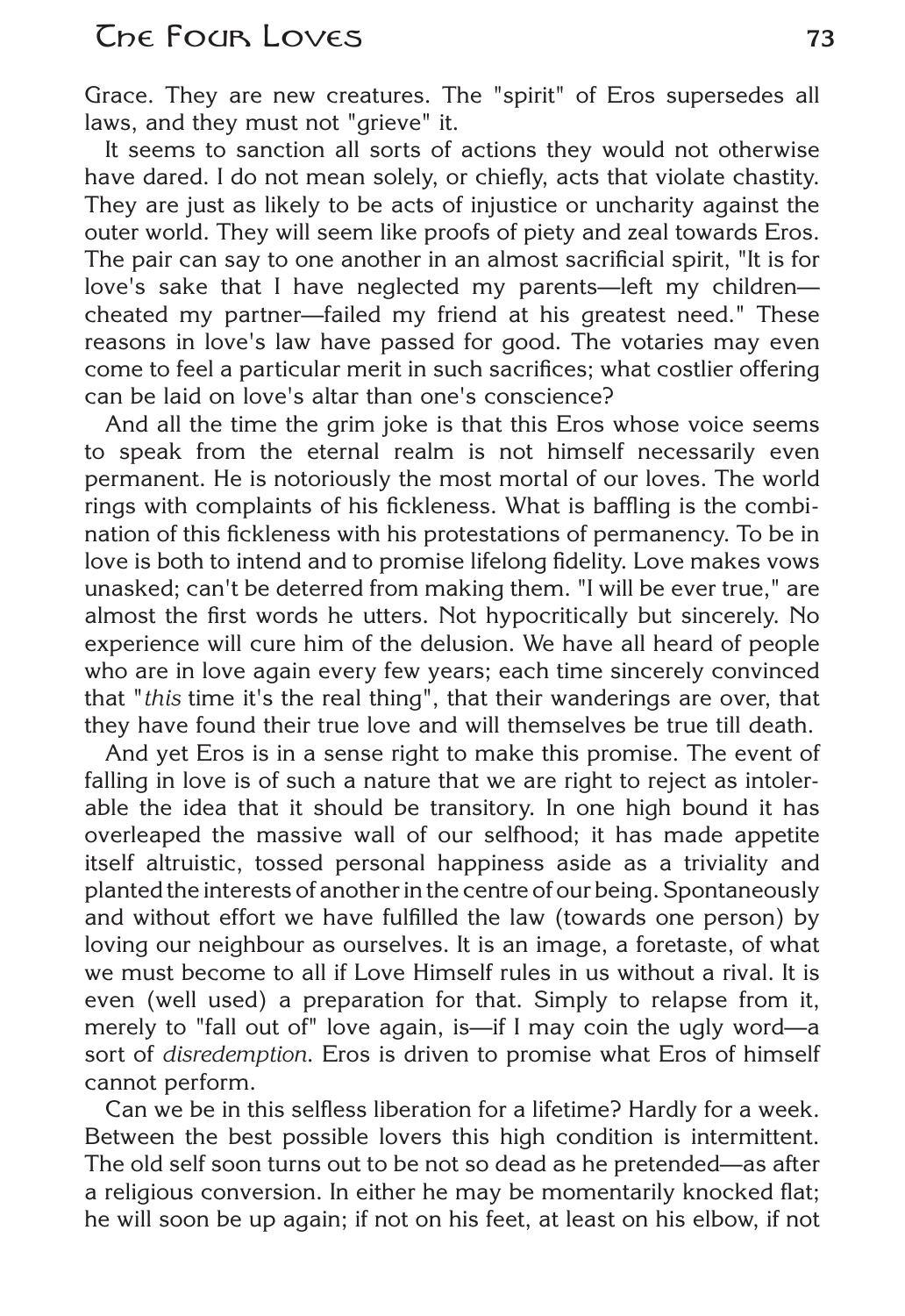Grace. They are new creatures. The "spirit" of Eros supersedes all laws, and they must not "grieve" it.

It seems to sanction all sorts of actions they would not otherwise have dared. I do not mean solely, or chiefly, acts that violate chastity. They are just as likely to be acts of injustice or uncharity against the outer world. They will seem like proofs of piety and zeal towards Eros. The pair can say to one another in an almost sacrificial spirit, "It is for love's sake that I have neglected my parents—left my children—cheated my partner—failed my friend at his greatest need." These reasons in love's law have passed for good. The votaries may even come to feel a particular merit in such sacrifices; what costlier offering can be laid on love's altar than one's conscience?

And all the time the grim joke is that this Eros whose voice seems to speak from the eternal realm is not himself necessarily even permanent. He is notoriously the most mortal of our loves. The world rings with complaints of his fickleness. What is baffling is the combination of this fickleness with his protestations of permanency. To be in love is both to intend and to promise lifelong fidelity. Love makes vows unasked; can't be deterred from making them. "I will be ever true," are almost the first words he utters. Not hypocritically but sincerely. No experience will cure him of the delusion. We have all heard of people who are in love again every few years; each time sincerely convinced that "*this* time it's the real thing", that their wanderings are over, that they have found their true love and will themselves be true till death.

And yet Eros is in a sense right to make this promise. The event of falling in love is of such a nature that we are right to reject as intolerable the idea that it should be transitory. In one high bound it has overleaped the massive wall of our selfhood; it has made appetite itself altruistic, tossed personal happiness aside as a triviality and planted the interests of another in the centre of our being. Spontaneously and without effort we have fulfilled the law (towards one person) by loving our neighbour as ourselves. It is an image, a foretaste, of what we must become to all if Love Himself rules in us without a rival. It is even (well used) a preparation for that. Simply to relapse from it, merely to "fall out of" love again, is—if I may coin the ugly word—a sort of *disredemption*. Eros is driven to promise what Eros of himself cannot perform.

Can we be in this selfless liberation for a lifetime? Hardly for a week. Between the best possible lovers this high condition is intermittent. The old self soon turns out to be not so dead as he pretended—as after a religious conversion. In either he may be momentarily knocked flat; he will soon be up again; if not on his feet, at least on his elbow, if not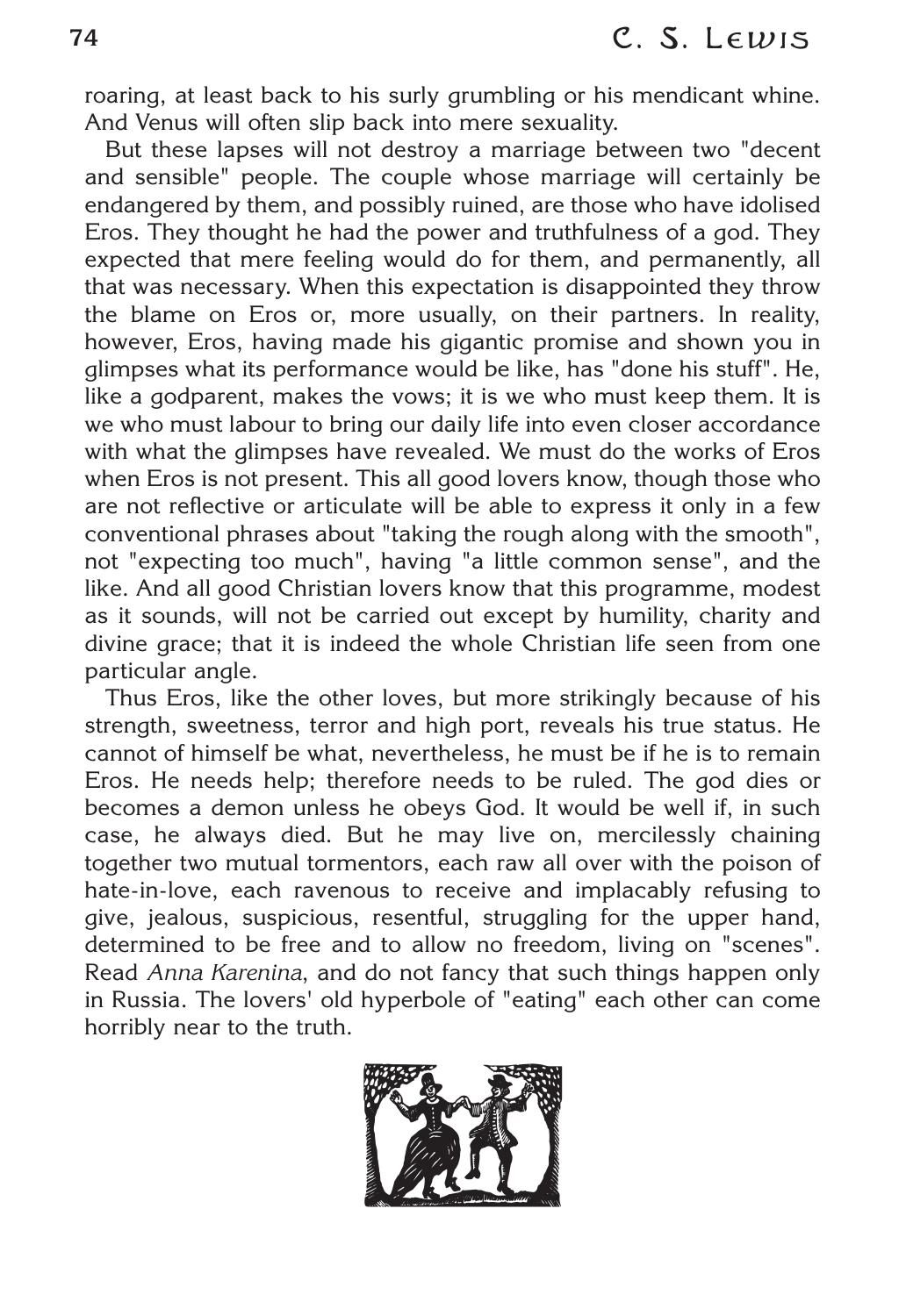roaring, at least back to his surly grumbling or his mendicant whine. And Venus will often slip back into mere sexuality.

But these lapses will not destroy a marriage between two "decent and sensible" people. The couple whose marriage will certainly be endangered by them, and possibly ruined, are those who have idolised Eros. They thought he had the power and truthfulness of a god. They expected that mere feeling would do for them, and permanently, all that was necessary. When this expectation is disappointed they throw the blame on Eros or, more usually, on their partners. In reality, however, Eros, having made his gigantic promise and shown you in glimpses what its performance would be like, has "done his stuff". He, like a godparent, makes the vows; it is we who must keep them. It is we who must labour to bring our daily life into even closer accordance with what the glimpses have revealed. We must do the works of Eros when Eros is not present. This all good lovers know, though those who are not reflective or articulate will be able to express it only in a few conventional phrases about "taking the rough along with the smooth", not "expecting too much", having "a little common sense", and the like. And all good Christian lovers know that this programme, modest as it sounds, will not be carried out except by humility, charity and divine grace; that it is indeed the whole Christian life seen from one particular angle.

Thus Eros, like the other loves, but more strikingly because of his strength, sweetness, terror and high port, reveals his true status. He cannot of himself be what, nevertheless, he must be if he is to remain Eros. He needs help; therefore needs to be ruled. The god dies or becomes a demon unless he obeys God. It would be well if, in such case, he always died. But he may live on, mercilessly chaining together two mutual tormentors, each raw all over with the poison of hate-in-love, each ravenous to receive and implacably refusing to give, jealous, suspicious, resentful, struggling for the upper hand, determined to be free and to allow no freedom, living on "scenes". Read *Anna Karenina*, and do not fancy that such things happen only in Russia. The lovers' old hyperbole of "eating" each other can come horribly near to the truth.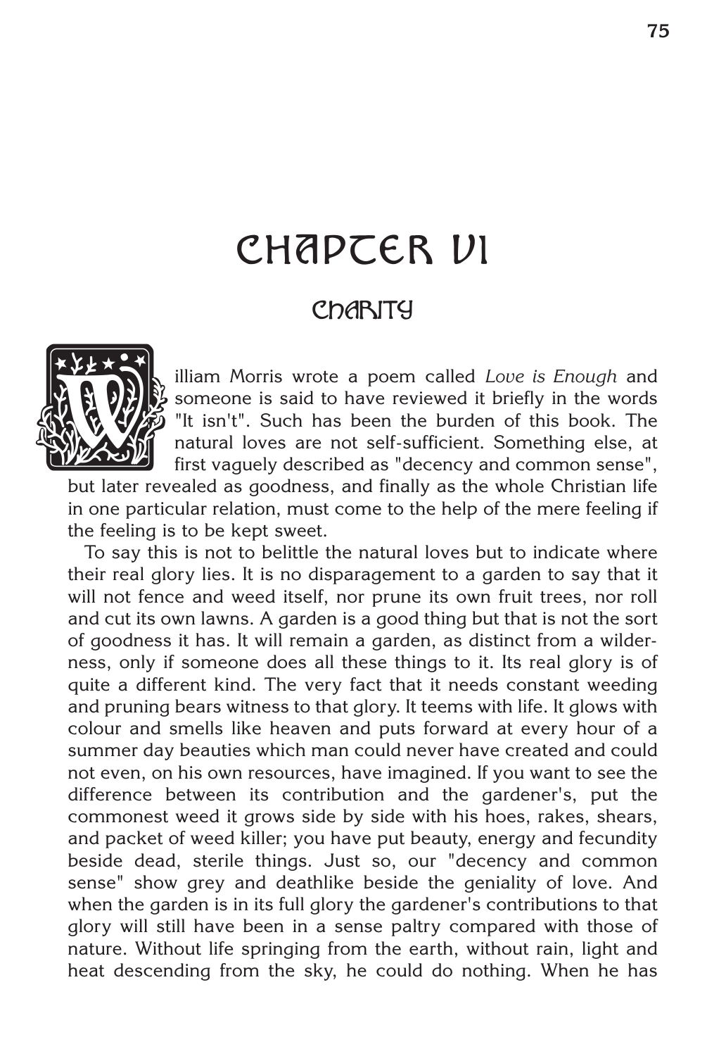# CHAPTER VI

## CHARITY

William Morris wrote a poem called *Love is Enough* and someone is said to have reviewed it briefly in the words "It isn't". Such has been the burden of this book. The natural loves are not self-sufficient. Something else, at first vaguely described as "decency and common sense", but later revealed as goodness, and finally as the whole Christian life in one particular relation, must come to the help of the mere feeling if the feeling is to be kept sweet.

To say this is not to belittle the natural loves but to indicate where their real glory lies. It is no disparagement to a garden to say that it will not fence and weed itself, nor prune its own fruit trees, nor roll and cut its own lawns. A garden is a good thing but that is not the sort of goodness it has. It will remain a garden, as distinct from a wilderness, only if someone does all these things to it. Its real glory is of quite a different kind. The very fact that it needs constant weeding and pruning bears witness to that glory. It teems with life. It glows with colour and smells like heaven and puts forward at every hour of a summer day beauties which man could never have created and could not even, on his own resources, have imagined. If you want to see the difference between its contribution and the gardener's, put the commonest weed it grows side by side with his hoes, rakes, shears, and packet of weed killer; you have put beauty, energy and fecundity beside dead, sterile things. Just so, our "decency and common sense" show grey and deathlike beside the geniality of love. And when the garden is in its full glory the gardener's contributions to that glory will still have been in a sense paltry compared with those of nature. Without life springing from the earth, without rain, light and heat descending from the sky, he could do nothing. When he has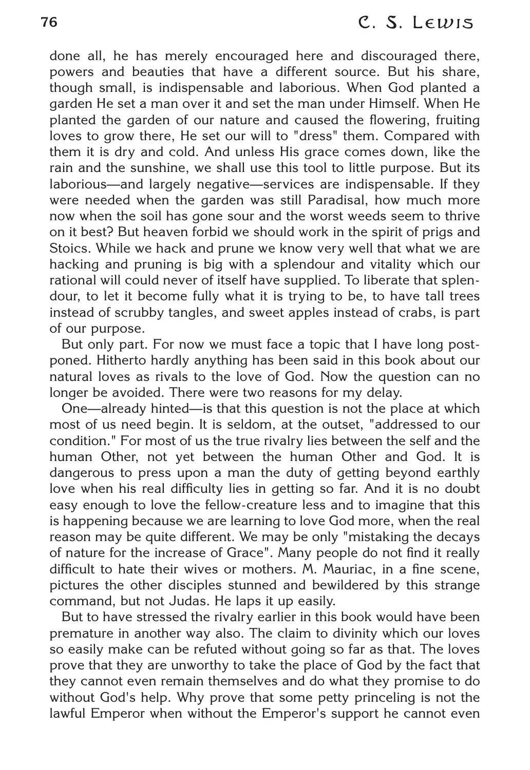done all, he has merely encouraged here and discouraged there, powers and beauties that have a different source. But his share, though small, is indispensable and laborious. When God planted a garden He set a man over it and set the man under Himself. When He planted the garden of our nature and caused the flowering, fruiting loves to grow there, He set our will to "dress" them. Compared with them it is dry and cold. And unless His grace comes down, like the rain and the sunshine, we shall use this tool to little purpose. But its laborious—and largely negative—services are indispensable. If they were needed when the garden was still Paradisal, how much more now when the soil has gone sour and the worst weeds seem to thrive on it best? But heaven forbid we should work in the spirit of prigs and Stoics. While we hack and prune we know very well that what we are hacking and pruning is big with a splendour and vitality which our rational will could never of itself have supplied. To liberate that splendour, to let it become fully what it is trying to be, to have tall trees instead of scrubby tangles, and sweet apples instead of crabs, is part of our purpose.

But only part. For now we must face a topic that I have long postponed. Hitherto hardly anything has been said in this book about our natural loves as rivals to the love of God. Now the question can no longer be avoided. There were two reasons for my delay.

One—already hinted—is that this question is not the place at which most of us need begin. It is seldom, at the outset, "addressed to our condition." For most of us the true rivalry lies between the self and the human Other, not yet between the human Other and God. It is dangerous to press upon a man the duty of getting beyond earthly love when his real difficulty lies in getting so far. And it is no doubt easy enough to love the fellow-creature less and to imagine that this is happening because we are learning to love God more, when the real reason may be quite different. We may be only "mistaking the decays of nature for the increase of Grace". Many people do not find it really difficult to hate their wives or mothers. M. Mauriac, in a fine scene, pictures the other disciples stunned and bewildered by this strange command, but not Judas. He laps it up easily.

But to have stressed the rivalry earlier in this book would have been premature in another way also. The claim to divinity which our loves so easily make can be refuted without going so far as that. The loves prove that they are unworthy to take the place of God by the fact that they cannot even remain themselves and do what they promise to do without God's help. Why prove that some petty princeling is not the lawful Emperor when without the Emperor's support he cannot even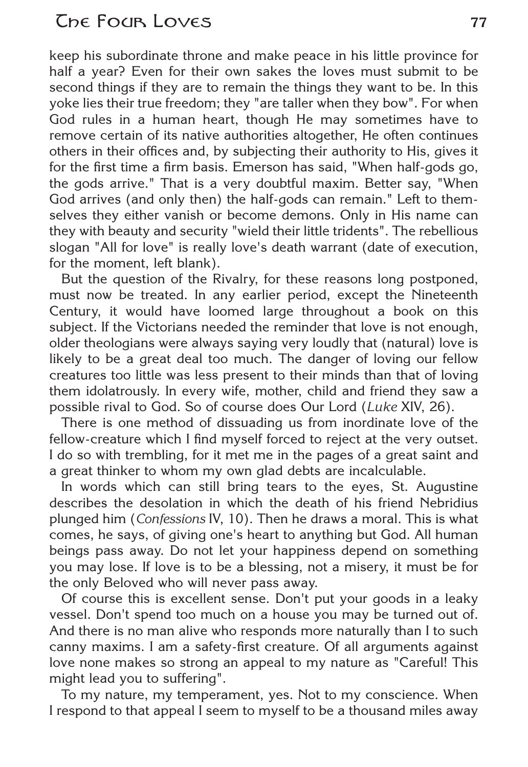keep his subordinate throne and make peace in his little province for half a year? Even for their own sakes the loves must submit to be second things if they are to remain the things they want to be. In this yoke lies their true freedom; they "are taller when they bow". For when God rules in a human heart, though He may sometimes have to remove certain of its native authorities altogether, He often continues others in their offices and, by subjecting their authority to His, gives it for the first time a firm basis. Emerson has said, "When half-gods go, the gods arrive." That is a very doubtful maxim. Better say, "When God arrives (and only then) the half-gods can remain." Left to themselves they either vanish or become demons. Only in His name can they with beauty and security "wield their little tridents". The rebellious slogan "All for love" is really love's death warrant (date of execution, for the moment, left blank).

But the question of the Rivalry, for these reasons long postponed, must now be treated. In any earlier period, except the Nineteenth Century, it would have loomed large throughout a book on this subject. If the Victorians needed the reminder that love is not enough, older theologians were always saying very loudly that (natural) love is likely to be a great deal too much. The danger of loving our fellow creatures too little was less present to their minds than that of loving them idolatrously. In every wife, mother, child and friend they saw a possible rival to God. So of course does Our Lord (*Luke* XIV, 26).

There is one method of dissuading us from inordinate love of the fellow-creature which I find myself forced to reject at the very outset. I do so with trembling, for it met me in the pages of a great saint and a great thinker to whom my own glad debts are incalculable.

In words which can still bring tears to the eyes, St. Augustine describes the desolation in which the death of his friend Nebridius plunged him (*Confessions* IV, 10). Then he draws a moral. This is what comes, he says, of giving one's heart to anything but God. All human beings pass away. Do not let your happiness depend on something you may lose. If love is to be a blessing, not a misery, it must be for the only Beloved who will never pass away.

Of course this is excellent sense. Don't put your goods in a leaky vessel. Don't spend too much on a house you may be turned out of. And there is no man alive who responds more naturally than I to such canny maxims. I am a safety-first creature. Of all arguments against love none makes so strong an appeal to my nature as "Careful! This might lead you to suffering".

To my nature, my temperament, yes. Not to my conscience. When I respond to that appeal I seem to myself to be a thousand miles away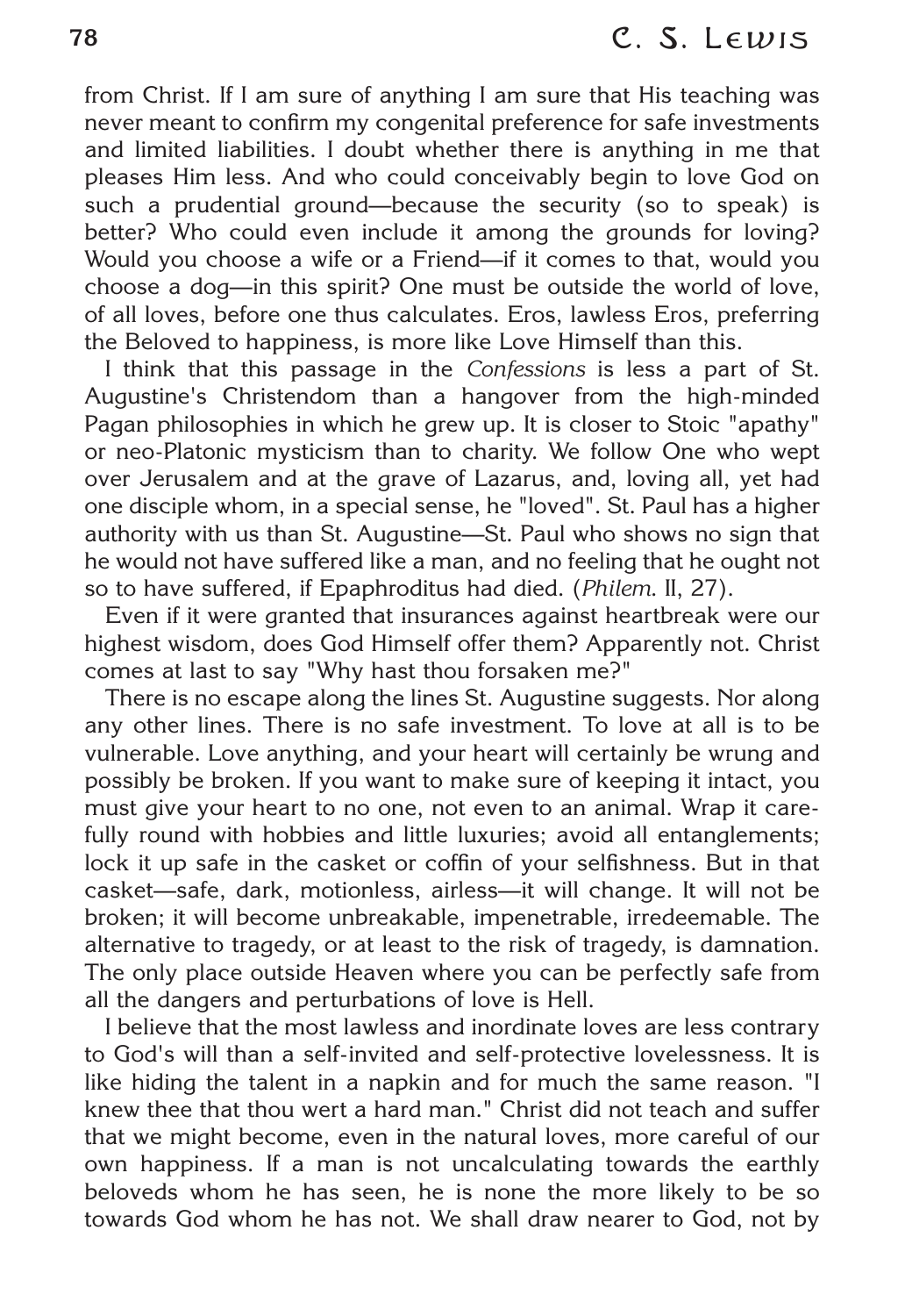from Christ. If I am sure of anything I am sure that His teaching was never meant to confirm my congenital preference for safe investments and limited liabilities. I doubt whether there is anything in me that pleases Him less. And who could conceivably begin to love God on such a prudential ground—because the security (so to speak) is better? Who could even include it among the grounds for loving? Would you choose a wife or a Friend—if it comes to that, would you choose a dog—in this spirit? One must be outside the world of love, of all loves, before one thus calculates. Eros, lawless Eros, preferring the Beloved to happiness, is more like Love Himself than this.

I think that this passage in the *Confessions* is less a part of St. Augustine's Christendom than a hangover from the high-minded Pagan philosophies in which he grew up. It is closer to Stoic "apathy" or neo-Platonic mysticism than to charity. We follow One who wept over Jerusalem and at the grave of Lazarus, and, loving all, yet had one disciple whom, in a special sense, he "loved". St. Paul has a higher authority with us than St. Augustine—St. Paul who shows no sign that he would not have suffered like a man, and no feeling that he ought not so to have suffered, if Epaphroditus had died. (*Philem*. II, 27).

Even if it were granted that insurances against heartbreak were our highest wisdom, does God Himself offer them? Apparently not. Christ comes at last to say "Why hast thou forsaken me?"

There is no escape along the lines St. Augustine suggests. Nor along any other lines. There is no safe investment. To love at all is to be vulnerable. Love anything, and your heart will certainly be wrung and possibly be broken. If you want to make sure of keeping it intact, you must give your heart to no one, not even to an animal. Wrap it carefully round with hobbies and little luxuries; avoid all entanglements; lock it up safe in the casket or coffin of your selfishness. But in that casket—safe, dark, motionless, airless—it will change. It will not be broken; it will become unbreakable, impenetrable, irredeemable. The alternative to tragedy, or at least to the risk of tragedy, is damnation. The only place outside Heaven where you can be perfectly safe from all the dangers and perturbations of love is Hell.

I believe that the most lawless and inordinate loves are less contrary to God's will than a self-invited and self-protective lovelessness. It is like hiding the talent in a napkin and for much the same reason. "I knew thee that thou wert a hard man." Christ did not teach and suffer that we might become, even in the natural loves, more careful of our own happiness. If a man is not uncalculating towards the earthly beloveds whom he has seen, he is none the more likely to be so towards God whom he has not. We shall draw nearer to God, not by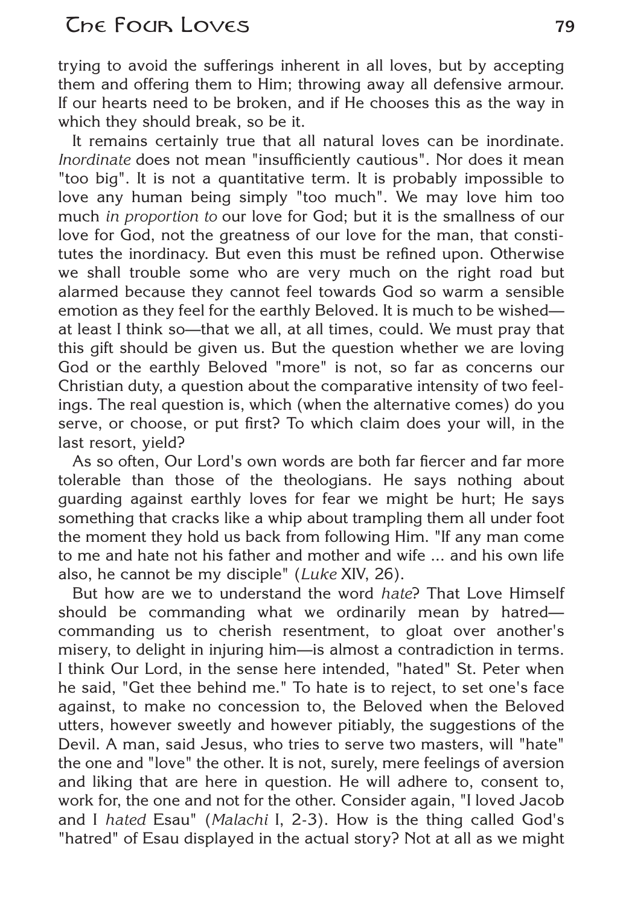trying to avoid the sufferings inherent in all loves, but by accepting them and offering them to Him; throwing away all defensive armour. If our hearts need to be broken, and if He chooses this as the way in which they should break, so be it.

It remains certainly true that all natural loves can be inordinate. *Inordinate* does not mean "insufficiently cautious". Nor does it mean "too big". It is not a quantitative term. It is probably impossible to love any human being simply "too much". We may love him too much *in proportion to* our love for God; but it is the smallness of our love for God, not the greatness of our love for the man, that constitutes the inordinacy. But even this must be refined upon. Otherwise we shall trouble some who are very much on the right road but alarmed because they cannot feel towards God so warm a sensible emotion as they feel for the earthly Beloved. It is much to be wished—at least I think so—that we all, at all times, could. We must pray that this gift should be given us. But the question whether we are loving God or the earthly Beloved "more" is not, so far as concerns our Christian duty, a question about the comparative intensity of two feelings. The real question is, which (when the alternative comes) do you serve, or choose, or put first? To which claim does your will, in the last resort, yield?

As so often, Our Lord's own words are both far fiercer and far more tolerable than those of the theologians. He says nothing about guarding against earthly loves for fear we might be hurt; He says something that cracks like a whip about trampling them all under foot the moment they hold us back from following Him. "If any man come to me and hate not his father and mother and wife ... and his own life also, he cannot be my disciple" (*Luke* XIV, 26).

But how are we to understand the word *hate*? That Love Himself should be commanding what we ordinarily mean by hatred—commanding us to cherish resentment, to gloat over another's misery, to delight in injuring him—is almost a contradiction in terms. I think Our Lord, in the sense here intended, "hated" St. Peter when he said, "Get thee behind me." To hate is to reject, to set one's face against, to make no concession to, the Beloved when the Beloved utters, however sweetly and however pitiably, the suggestions of the Devil. A man, said Jesus, who tries to serve two masters, will "hate" the one and "love" the other. It is not, surely, mere feelings of aversion and liking that are here in question. He will adhere to, consent to, work for, the one and not for the other. Consider again, "I loved Jacob and I *hated* Esau" (*Malachi* I, 2-3). How is the thing called God's "hatred" of Esau displayed in the actual story? Not at all as we might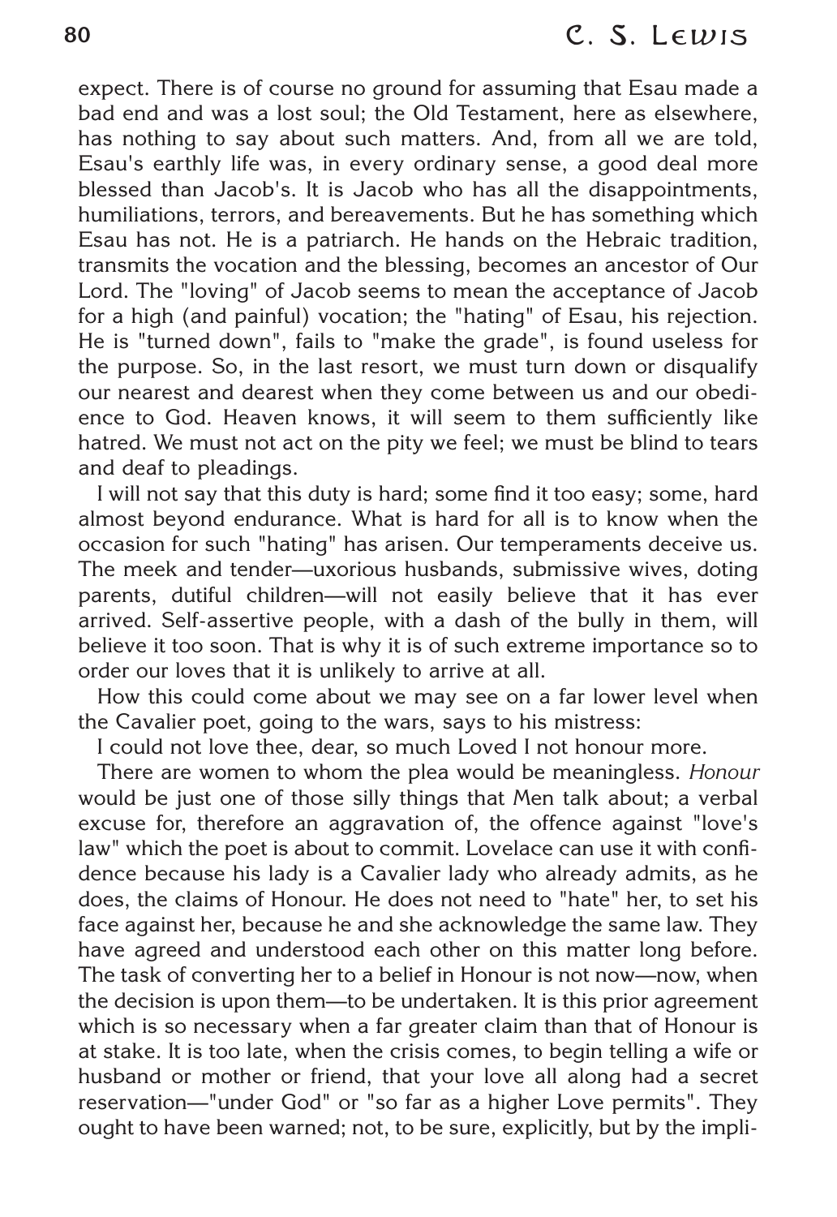expect. There is of course no ground for assuming that Esau made a bad end and was a lost soul; the Old Testament, here as elsewhere, has nothing to say about such matters. And, from all we are told, Esau's earthly life was, in every ordinary sense, a good deal more blessed than Jacob's. It is Jacob who has all the disappointments, humiliations, terrors, and bereavements. But he has something which Esau has not. He is a patriarch. He hands on the Hebraic tradition, transmits the vocation and the blessing, becomes an ancestor of Our Lord. The "loving" of Jacob seems to mean the acceptance of Jacob for a high (and painful) vocation; the "hating" of Esau, his rejection. He is "turned down", fails to "make the grade", is found useless for the purpose. So, in the last resort, we must turn down or disqualify our nearest and dearest when they come between us and our obedience to God. Heaven knows, it will seem to them sufficiently like hatred. We must not act on the pity we feel; we must be blind to tears and deaf to pleadings.

I will not say that this duty is hard; some find it too easy; some, hard almost beyond endurance. What is hard for all is to know when the occasion for such "hating" has arisen. Our temperaments deceive us. The meek and tender—uxorious husbands, submissive wives, doting parents, dutiful children—will not easily believe that it has ever arrived. Self-assertive people, with a dash of the bully in them, will believe it too soon. That is why it is of such extreme importance so to order our loves that it is unlikely to arrive at all.

How this could come about we may see on a far lower level when the Cavalier poet, going to the wars, says to his mistress:

I could not love thee, dear, so much Loved I not honour more.

There are women to whom the plea would be meaningless. *Honour* would be just one of those silly things that Men talk about; a verbal excuse for, therefore an aggravation of, the offence against "love's law" which the poet is about to commit. Lovelace can use it with confidence because his lady is a Cavalier lady who already admits, as he does, the claims of Honour. He does not need to "hate" her, to set his face against her, because he and she acknowledge the same law. They have agreed and understood each other on this matter long before. The task of converting her to a belief in Honour is not now—now, when the decision is upon them—to be undertaken. It is this prior agreement which is so necessary when a far greater claim than that of Honour is at stake. It is too late, when the crisis comes, to begin telling a wife or husband or mother or friend, that your love all along had a secret reservation—"under God" or "so far as a higher Love permits". They ought to have been warned; not, to be sure, explicitly, but by the impli-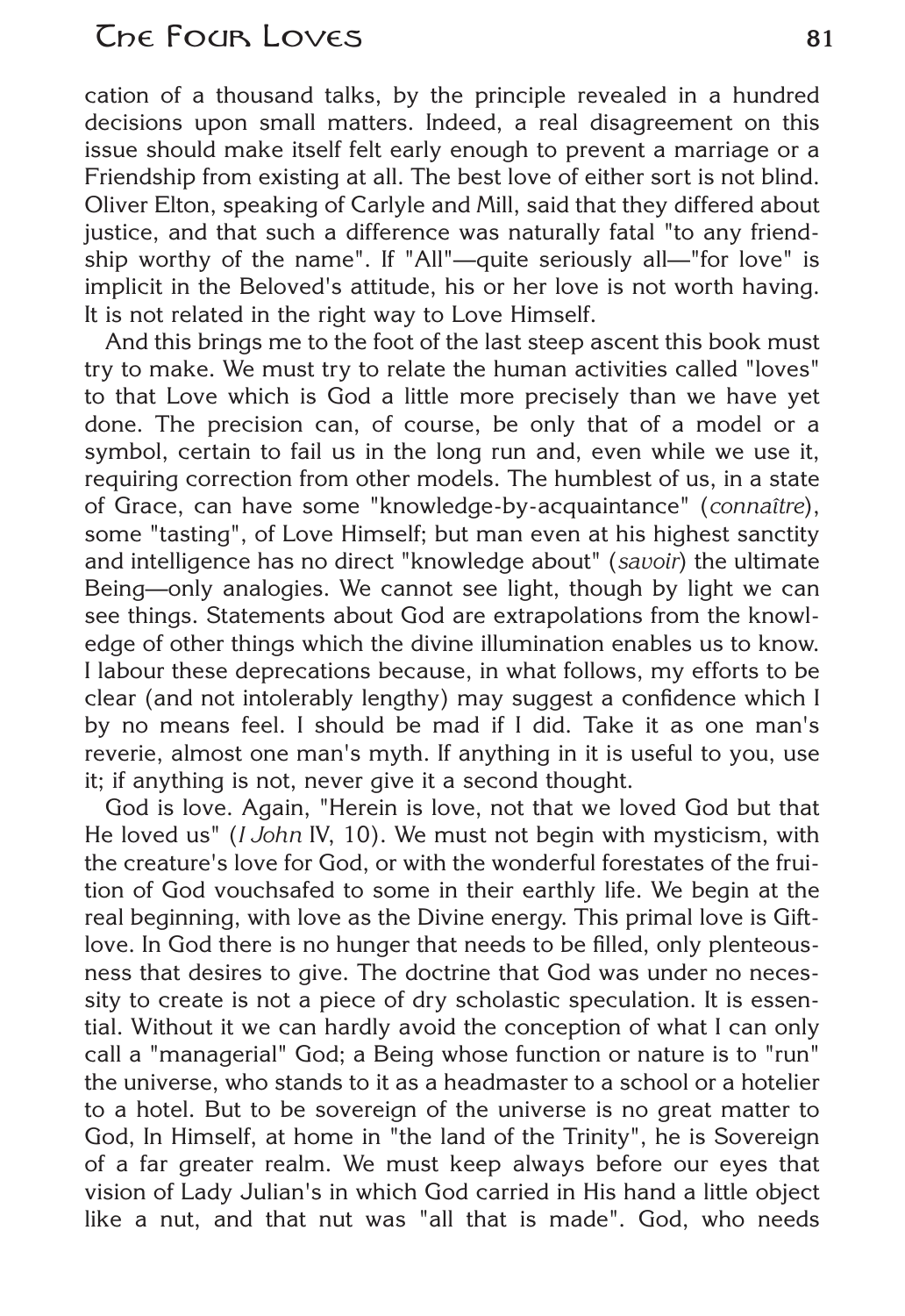cation of a thousand talks, by the principle revealed in a hundred decisions upon small matters. Indeed, a real disagreement on this issue should make itself felt early enough to prevent a marriage or a Friendship from existing at all. The best love of either sort is not blind. Oliver Elton, speaking of Carlyle and Mill, said that they differed about justice, and that such a difference was naturally fatal "to any friendship worthy of the name". If "All"—quite seriously all—"for love" is implicit in the Beloved's attitude, his or her love is not worth having. It is not related in the right way to Love Himself.

And this brings me to the foot of the last steep ascent this book must try to make. We must try to relate the human activities called "loves" to that Love which is God a little more precisely than we have yet done. The precision can, of course, be only that of a model or a symbol, certain to fail us in the long run and, even while we use it, requiring correction from other models. The humblest of us, in a state of Grace, can have some "knowledge-by-acquaintance" (*connaître*), some "tasting", of Love Himself; but man even at his highest sanctity and intelligence has no direct "knowledge about" (*savoir*) the ultimate Being—only analogies. We cannot see light, though by light we can see things. Statements about God are extrapolations from the knowledge of other things which the divine illumination enables us to know. I labour these deprecations because, in what follows, my efforts to be clear (and not intolerably lengthy) may suggest a confidence which I by no means feel. I should be mad if I did. Take it as one man's reverie, almost one man's myth. If anything in it is useful to you, use it; if anything is not, never give it a second thought.

God is love. Again, "Herein is love, not that we loved God but that He loved us" (*I John* IV, 10). We must not begin with mysticism, with the creature's love for God, or with the wonderful forestates of the fruition of God vouchsafed to some in their earthly life. We begin at the real beginning, with love as the Divine energy. This primal love is Gift-love. In God there is no hunger that needs to be filled, only plenteousness that desires to give. The doctrine that God was under no necessity to create is not a piece of dry scholastic speculation. It is essential. Without it we can hardly avoid the conception of what I can only call a "managerial" God; a Being whose function or nature is to "run" the universe, who stands to it as a headmaster to a school or a hotelier to a hotel. But to be sovereign of the universe is no great matter to God, In Himself, at home in "the land of the Trinity", he is Sovereign of a far greater realm. We must keep always before our eyes that vision of Lady Julian's in which God carried in His hand a little object like a nut, and that nut was "all that is made". God, who needs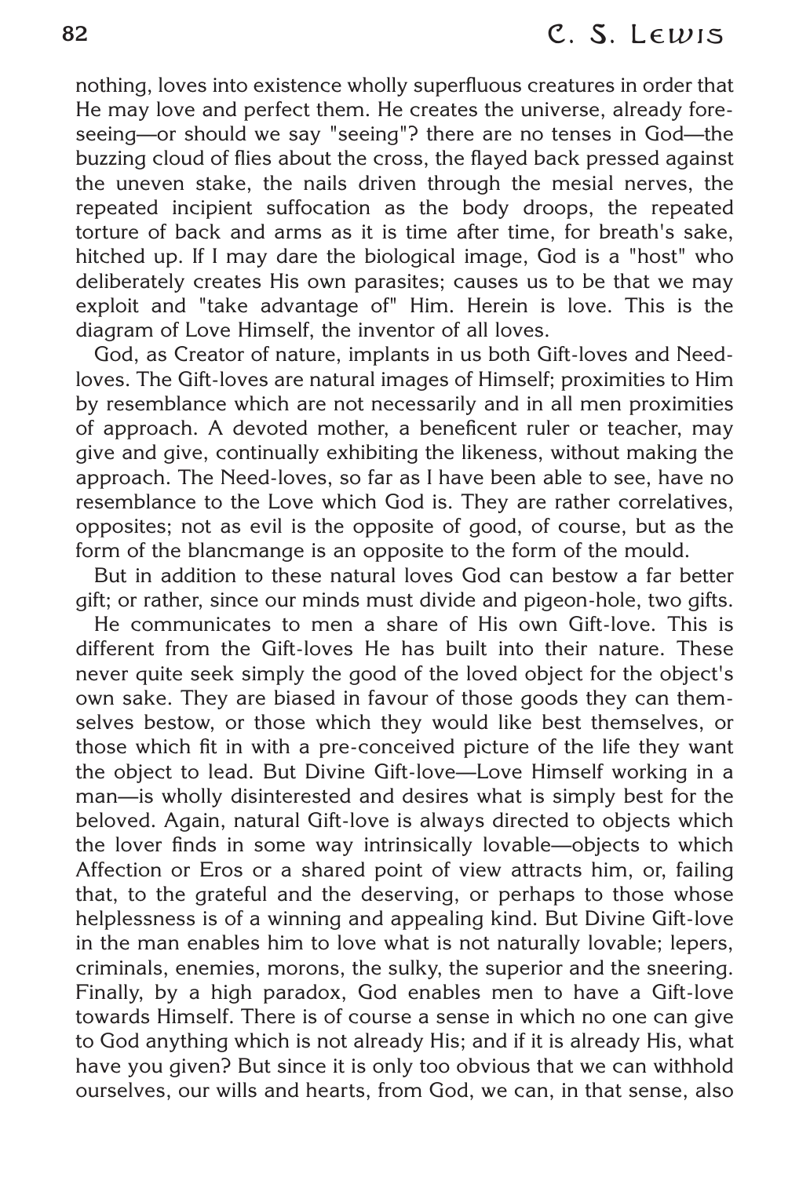nothing, loves into existence wholly superfluous creatures in order that He may love and perfect them. He creates the universe, already foreseeing—or should we say "seeing"? there are no tenses in God—the buzzing cloud of flies about the cross, the flayed back pressed against the uneven stake, the nails driven through the mesial nerves, the repeated incipient suffocation as the body droops, the repeated torture of back and arms as it is time after time, for breath's sake, hitched up. If I may dare the biological image, God is a "host" who deliberately creates His own parasites; causes us to be that we may exploit and "take advantage of" Him. Herein is love. This is the diagram of Love Himself, the inventor of all loves.

God, as Creator of nature, implants in us both Gift-loves and Need-loves. The Gift-loves are natural images of Himself; proximities to Him by resemblance which are not necessarily and in all men proximities of approach. A devoted mother, a beneficent ruler or teacher, may give and give, continually exhibiting the likeness, without making the approach. The Need-loves, so far as I have been able to see, have no resemblance to the Love which God is. They are rather correlatives, opposites; not as evil is the opposite of good, of course, but as the form of the blancmange is an opposite to the form of the mould.

But in addition to these natural loves God can bestow a far better gift; or rather, since our minds must divide and pigeon-hole, two gifts.

He communicates to men a share of His own Gift-love. This is different from the Gift-loves He has built into their nature. These never quite seek simply the good of the loved object for the object's own sake. They are biased in favour of those goods they can themselves bestow, or those which they would like best themselves, or those which fit in with a pre-conceived picture of the life they want the object to lead. But Divine Gift-love—Love Himself working in a man—is wholly disinterested and desires what is simply best for the beloved. Again, natural Gift-love is always directed to objects which the lover finds in some way intrinsically lovable—objects to which Affection or Eros or a shared point of view attracts him, or, failing that, to the grateful and the deserving, or perhaps to those whose helplessness is of a winning and appealing kind. But Divine Gift-love in the man enables him to love what is not naturally lovable; lepers, criminals, enemies, morons, the sulky, the superior and the sneering. Finally, by a high paradox, God enables men to have a Gift-love towards Himself. There is of course a sense in which no one can give to God anything which is not already His; and if it is already His, what have you given? But since it is only too obvious that we can withhold ourselves, our wills and hearts, from God, we can, in that sense, also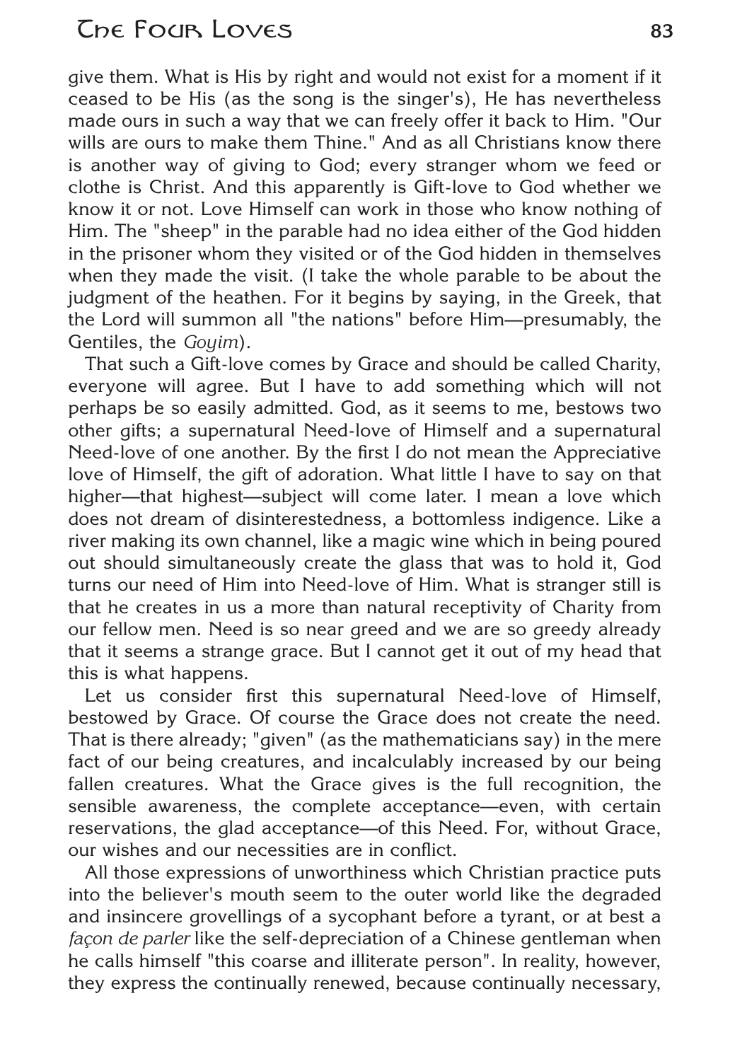give them. What is His by right and would not exist for a moment if it ceased to be His (as the song is the singer's), He has nevertheless made ours in such a way that we can freely offer it back to Him. "Our wills are ours to make them Thine." And as all Christians know there is another way of giving to God; every stranger whom we feed or clothe is Christ. And this apparently is Gift-love to God whether we know it or not. Love Himself can work in those who know nothing of Him. The "sheep" in the parable had no idea either of the God hidden in the prisoner whom they visited or of the God hidden in themselves when they made the visit. (I take the whole parable to be about the judgment of the heathen. For it begins by saying, in the Greek, that the Lord will summon all "the nations" before Him—presumably, the Gentiles, the *Goyim*).

That such a Gift-love comes by Grace and should be called Charity, everyone will agree. But I have to add something which will not perhaps be so easily admitted. God, as it seems to me, bestows two other gifts; a supernatural Need-love of Himself and a supernatural Need-love of one another. By the first I do not mean the Appreciative love of Himself, the gift of adoration. What little I have to say on that higher—that highest—subject will come later. I mean a love which does not dream of disinterestedness, a bottomless indigence. Like a river making its own channel, like a magic wine which in being poured out should simultaneously create the glass that was to hold it, God turns our need of Him into Need-love of Him. What is stranger still is that he creates in us a more than natural receptivity of Charity from our fellow men. Need is so near greed and we are so greedy already that it seems a strange grace. But I cannot get it out of my head that this is what happens.

Let us consider first this supernatural Need-love of Himself, bestowed by Grace. Of course the Grace does not create the need. That is there already; "given" (as the mathematicians say) in the mere fact of our being creatures, and incalculably increased by our being fallen creatures. What the Grace gives is the full recognition, the sensible awareness, the complete acceptance—even, with certain reservations, the glad acceptance—of this Need. For, without Grace, our wishes and our necessities are in conflict.

All those expressions of unworthiness which Christian practice puts into the believer's mouth seem to the outer world like the degraded and insincere grovellings of a sycophant before a tyrant, or at best a *façon de parler* like the self-depreciation of a Chinese gentleman when he calls himself "this coarse and illiterate person". In reality, however, they express the continually renewed, because continually necessary,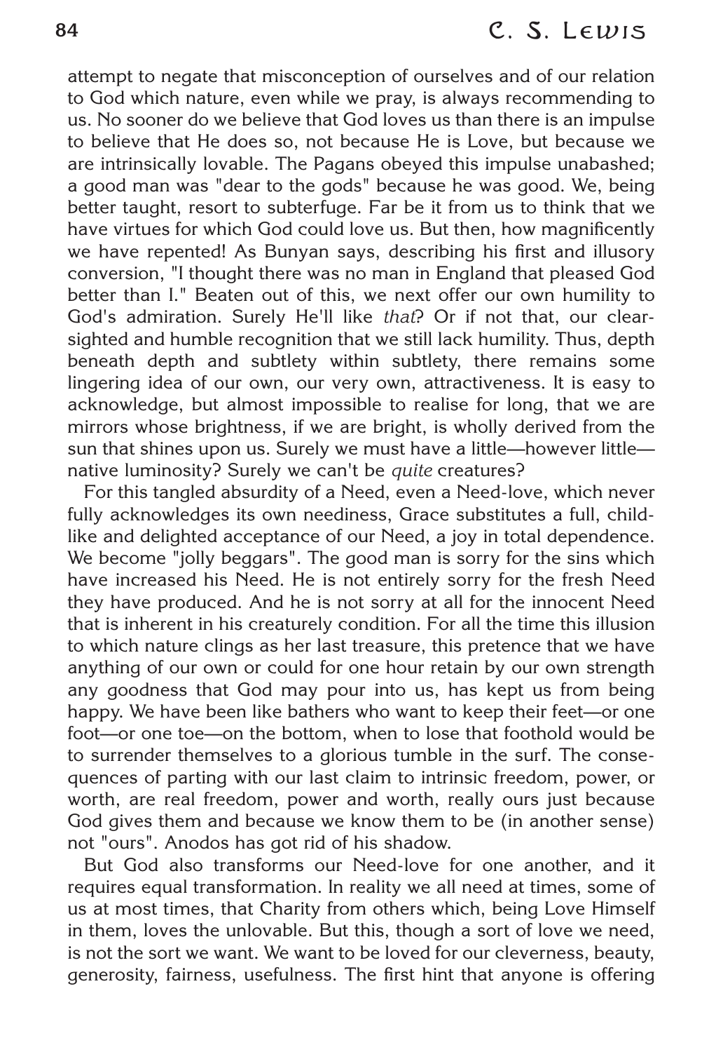attempt to negate that misconception of ourselves and of our relation to God which nature, even while we pray, is always recommending to us. No sooner do we believe that God loves us than there is an impulse to believe that He does so, not because He is Love, but because we are intrinsically lovable. The Pagans obeyed this impulse unabashed; a good man was "dear to the gods" because he was good. We, being better taught, resort to subterfuge. Far be it from us to think that we have virtues for which God could love us. But then, how magnificently we have repented! As Bunyan says, describing his first and illusory conversion, "I thought there was no man in England that pleased God better than I." Beaten out of this, we next offer our own humility to God's admiration. Surely He'll like *that*? Or if not that, our clear-sighted and humble recognition that we still lack humility. Thus, depth beneath depth and subtlety within subtlety, there remains some lingering idea of our own, our very own, attractiveness. It is easy to acknowledge, but almost impossible to realise for long, that we are mirrors whose brightness, if we are bright, is wholly derived from the sun that shines upon us. Surely we must have a little—however little—native luminosity? Surely we can't be *quite* creatures?

For this tangled absurdity of a Need, even a Need-love, which never fully acknowledges its own neediness, Grace substitutes a full, child-like and delighted acceptance of our Need, a joy in total dependence. We become "jolly beggars". The good man is sorry for the sins which have increased his Need. He is not entirely sorry for the fresh Need they have produced. And he is not sorry at all for the innocent Need that is inherent in his creaturely condition. For all the time this illusion to which nature clings as her last treasure, this pretence that we have anything of our own or could for one hour retain by our own strength any goodness that God may pour into us, has kept us from being happy. We have been like bathers who want to keep their feet—or one foot—or one toe—on the bottom, when to lose that foothold would be to surrender themselves to a glorious tumble in the surf. The consequences of parting with our last claim to intrinsic freedom, power, or worth, are real freedom, power and worth, really ours just because God gives them and because we know them to be (in another sense) not "ours". Anodos has got rid of his shadow.

But God also transforms our Need-love for one another, and it requires equal transformation. In reality we all need at times, some of us at most times, that Charity from others which, being Love Himself in them, loves the unlovable. But this, though a sort of love we need, is not the sort we want. We want to be loved for our cleverness, beauty, generosity, fairness, usefulness. The first hint that anyone is offering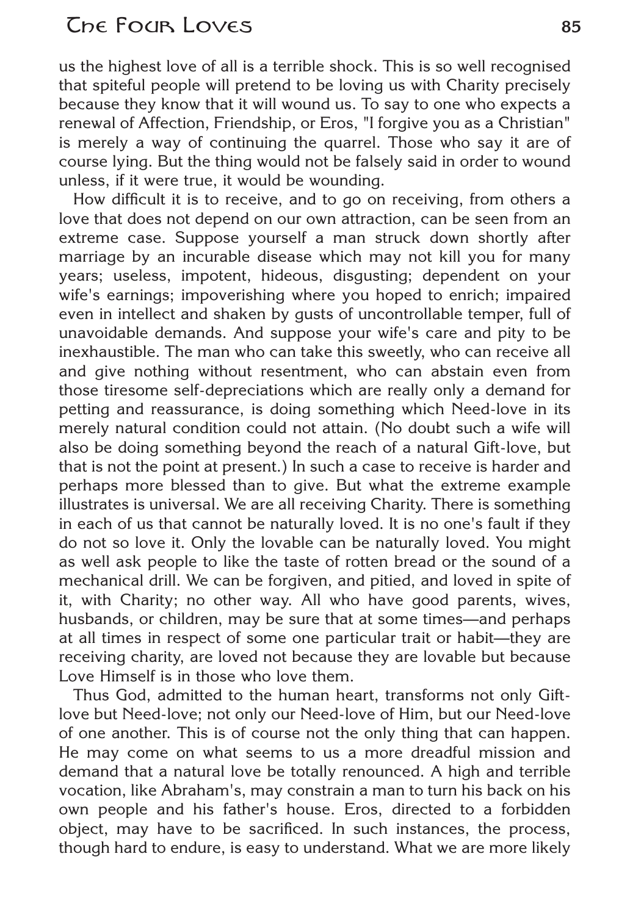us the highest love of all is a terrible shock. This is so well recognised that spiteful people will pretend to be loving us with Charity precisely because they know that it will wound us. To say to one who expects a renewal of Affection, Friendship, or Eros, "I forgive you as a Christian" is merely a way of continuing the quarrel. Those who say it are of course lying. But the thing would not be falsely said in order to wound unless, if it were true, it would be wounding.

How difficult it is to receive, and to go on receiving, from others a love that does not depend on our own attraction, can be seen from an extreme case. Suppose yourself a man struck down shortly after marriage by an incurable disease which may not kill you for many years; useless, impotent, hideous, disgusting; dependent on your wife's earnings; impoverishing where you hoped to enrich; impaired even in intellect and shaken by gusts of uncontrollable temper, full of unavoidable demands. And suppose your wife's care and pity to be inexhaustible. The man who can take this sweetly, who can receive all and give nothing without resentment, who can abstain even from those tiresome self-depreciations which are really only a demand for petting and reassurance, is doing something which Need-love in its merely natural condition could not attain. (No doubt such a wife will also be doing something beyond the reach of a natural Gift-love, but that is not the point at present.) In such a case to receive is harder and perhaps more blessed than to give. But what the extreme example illustrates is universal. We are all receiving Charity. There is something in each of us that cannot be naturally loved. It is no one's fault if they do not so love it. Only the lovable can be naturally loved. You might as well ask people to like the taste of rotten bread or the sound of a mechanical drill. We can be forgiven, and pitied, and loved in spite of it, with Charity; no other way. All who have good parents, wives, husbands, or children, may be sure that at some times—and perhaps at all times in respect of some one particular trait or habit—they are receiving charity, are loved not because they are lovable but because Love Himself is in those who love them.

Thus God, admitted to the human heart, transforms not only Gift-love but Need-love; not only our Need-love of Him, but our Need-love of one another. This is of course not the only thing that can happen. He may come on what seems to us a more dreadful mission and demand that a natural love be totally renounced. A high and terrible vocation, like Abraham's, may constrain a man to turn his back on his own people and his father's house. Eros, directed to a forbidden object, may have to be sacrificed. In such instances, the process, though hard to endure, is easy to understand. What we are more likely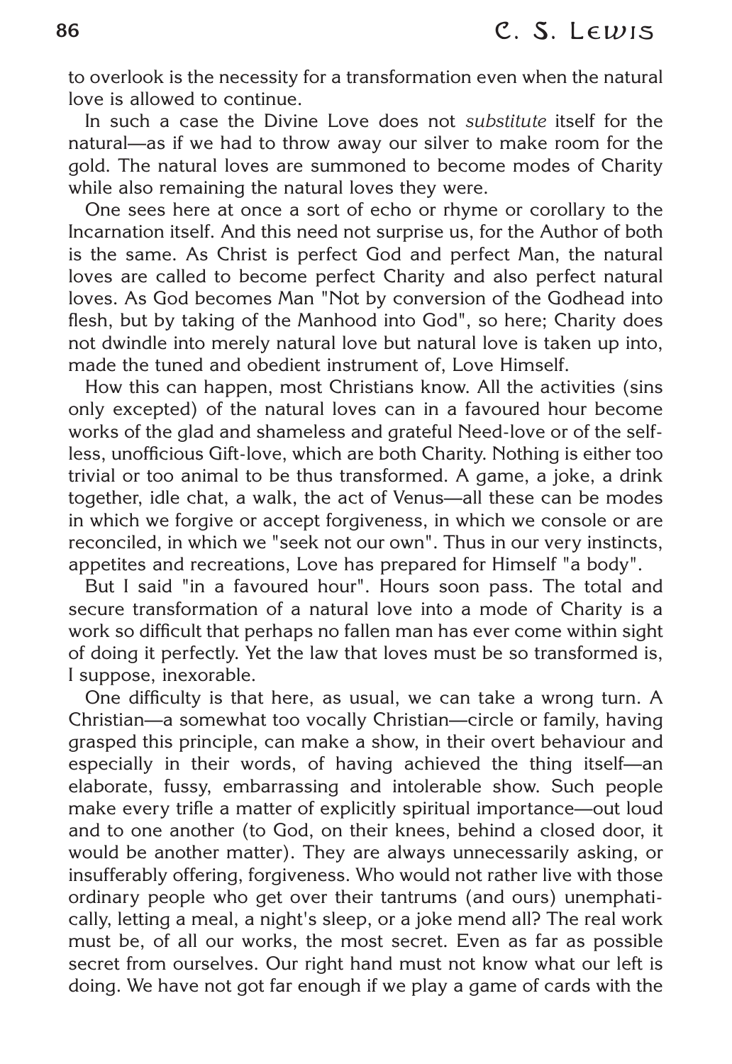to overlook is the necessity for a transformation even when the natural love is allowed to continue.

In such a case the Divine Love does not *substitute* itself for the natural—as if we had to throw away our silver to make room for the gold. The natural loves are summoned to become modes of Charity while also remaining the natural loves they were.

One sees here at once a sort of echo or rhyme or corollary to the Incarnation itself. And this need not surprise us, for the Author of both is the same. As Christ is perfect God and perfect Man, the natural loves are called to become perfect Charity and also perfect natural loves. As God becomes Man "Not by conversion of the Godhead into flesh, but by taking of the Manhood into God", so here; Charity does not dwindle into merely natural love but natural love is taken up into, made the tuned and obedient instrument of, Love Himself.

How this can happen, most Christians know. All the activities (sins only excepted) of the natural loves can in a favoured hour become works of the glad and shameless and grateful Need-love or of the selfless, unofficious Gift-love, which are both Charity. Nothing is either too trivial or too animal to be thus transformed. A game, a joke, a drink together, idle chat, a walk, the act of Venus—all these can be modes in which we forgive or accept forgiveness, in which we console or are reconciled, in which we "seek not our own". Thus in our very instincts, appetites and recreations, Love has prepared for Himself "a body".

But I said "in a favoured hour". Hours soon pass. The total and secure transformation of a natural love into a mode of Charity is a work so difficult that perhaps no fallen man has ever come within sight of doing it perfectly. Yet the law that loves must be so transformed is, I suppose, inexorable.

One difficulty is that here, as usual, we can take a wrong turn. A Christian—a somewhat too vocally Christian—circle or family, having grasped this principle, can make a show, in their overt behaviour and especially in their words, of having achieved the thing itself—an elaborate, fussy, embarrassing and intolerable show. Such people make every trifle a matter of explicitly spiritual importance—out loud and to one another (to God, on their knees, behind a closed door, it would be another matter). They are always unnecessarily asking, or insufferably offering, forgiveness. Who would not rather live with those ordinary people who get over their tantrums (and ours) unemphatically, letting a meal, a night's sleep, or a joke mend all? The real work must be, of all our works, the most secret. Even as far as possible secret from ourselves. Our right hand must not know what our left is doing. We have not got far enough if we play a game of cards with the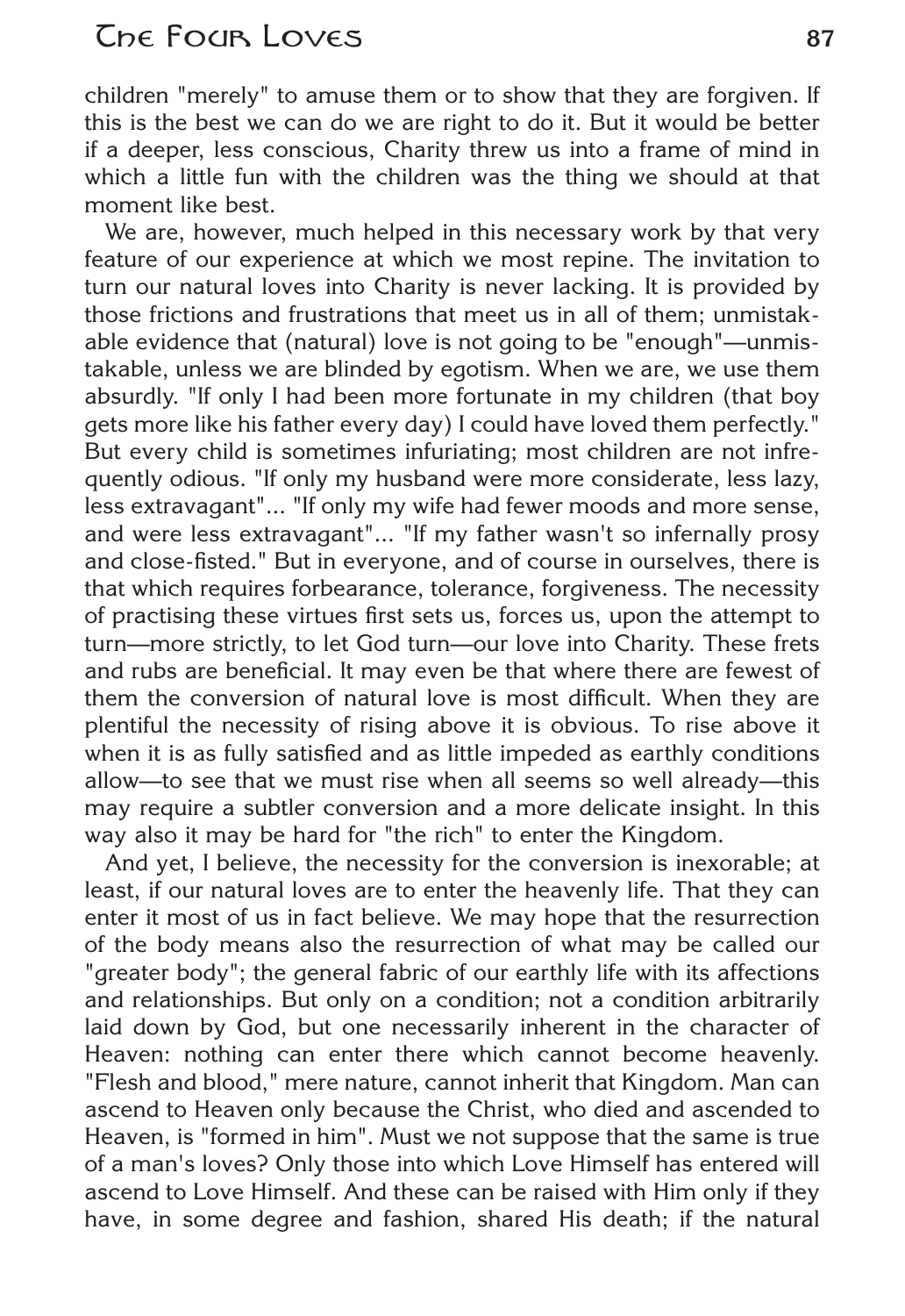children "merely" to amuse them or to show that they are forgiven. If this is the best we can do we are right to do it. But it would be better if a deeper, less conscious, Charity threw us into a frame of mind in which a little fun with the children was the thing we should at that moment like best.

We are, however, much helped in this necessary work by that very feature of our experience at which we most repine. The invitation to turn our natural loves into Charity is never lacking. It is provided by those frictions and frustrations that meet us in all of them; unmistakable evidence that (natural) love is not going to be "enough"—unmistakable, unless we are blinded by egotism. When we are, we use them absurdly. "If only I had been more fortunate in my children (that boy gets more like his father every day) I could have loved them perfectly." But every child is sometimes infuriating; most children are not infrequently odious. "If only my husband were more considerate, less lazy, less extravagant"... "If only my wife had fewer moods and more sense, and were less extravagant"... "If my father wasn't so infernally prosy and close-fisted." But in everyone, and of course in ourselves, there is that which requires forbearance, tolerance, forgiveness. The necessity of practising these virtues first sets us, forces us, upon the attempt to turn—more strictly, to let God turn—our love into Charity. These frets and rubs are beneficial. It may even be that where there are fewest of them the conversion of natural love is most difficult. When they are plentiful the necessity of rising above it is obvious. To rise above it when it is as fully satisfied and as little impeded as earthly conditions allow—to see that we must rise when all seems so well already—this may require a subtler conversion and a more delicate insight. In this way also it may be hard for "the rich" to enter the Kingdom.

And yet, I believe, the necessity for the conversion is inexorable; at least, if our natural loves are to enter the heavenly life. That they can enter it most of us in fact believe. We may hope that the resurrection of the body means also the resurrection of what may be called our "greater body"; the general fabric of our earthly life with its affections and relationships. But only on a condition; not a condition arbitrarily laid down by God, but one necessarily inherent in the character of Heaven: nothing can enter there which cannot become heavenly. "Flesh and blood," mere nature, cannot inherit that Kingdom. Man can ascend to Heaven only because the Christ, who died and ascended to Heaven, is "formed in him". Must we not suppose that the same is true of a man's loves? Only those into which Love Himself has entered will ascend to Love Himself. And these can be raised with Him only if they have, in some degree and fashion, shared His death; if the natural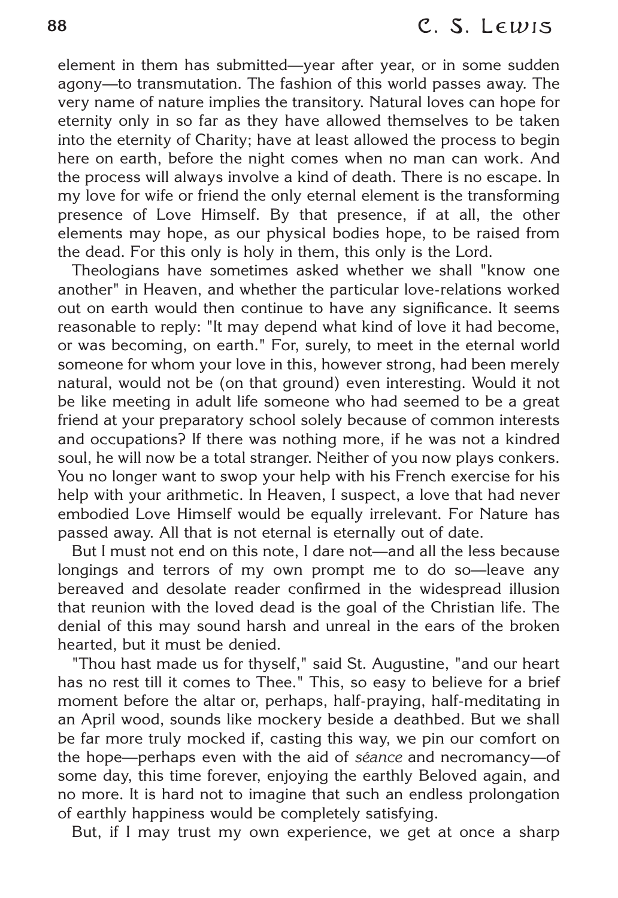element in them has submitted—year after year, or in some sudden agony—to transmutation. The fashion of this world passes away. The very name of nature implies the transitory. Natural loves can hope for eternity only in so far as they have allowed themselves to be taken into the eternity of Charity; have at least allowed the process to begin here on earth, before the night comes when no man can work. And the process will always involve a kind of death. There is no escape. In my love for wife or friend the only eternal element is the transforming presence of Love Himself. By that presence, if at all, the other elements may hope, as our physical bodies hope, to be raised from the dead. For this only is holy in them, this only is the Lord.

Theologians have sometimes asked whether we shall "know one another" in Heaven, and whether the particular love-relations worked out on earth would then continue to have any significance. It seems reasonable to reply: "It may depend what kind of love it had become, or was becoming, on earth." For, surely, to meet in the eternal world someone for whom your love in this, however strong, had been merely natural, would not be (on that ground) even interesting. Would it not be like meeting in adult life someone who had seemed to be a great friend at your preparatory school solely because of common interests and occupations? If there was nothing more, if he was not a kindred soul, he will now be a total stranger. Neither of you now plays conkers. You no longer want to swop your help with his French exercise for his help with your arithmetic. In Heaven, I suspect, a love that had never embodied Love Himself would be equally irrelevant. For Nature has passed away. All that is not eternal is eternally out of date.

But I must not end on this note, I dare not—and all the less because longings and terrors of my own prompt me to do so—leave any bereaved and desolate reader confirmed in the widespread illusion that reunion with the loved dead is the goal of the Christian life. The denial of this may sound harsh and unreal in the ears of the broken hearted, but it must be denied.

"Thou hast made us for thyself," said St. Augustine, "and our heart has no rest till it comes to Thee." This, so easy to believe for a brief moment before the altar or, perhaps, half-praying, half-meditating in an April wood, sounds like mockery beside a deathbed. But we shall be far more truly mocked if, casting this way, we pin our comfort on the hope—perhaps even with the aid of *séance* and necromancy—of some day, this time forever, enjoying the earthly Beloved again, and no more. It is hard not to imagine that such an endless prolongation of earthly happiness would be completely satisfying.

But, if I may trust my own experience, we get at once a sharp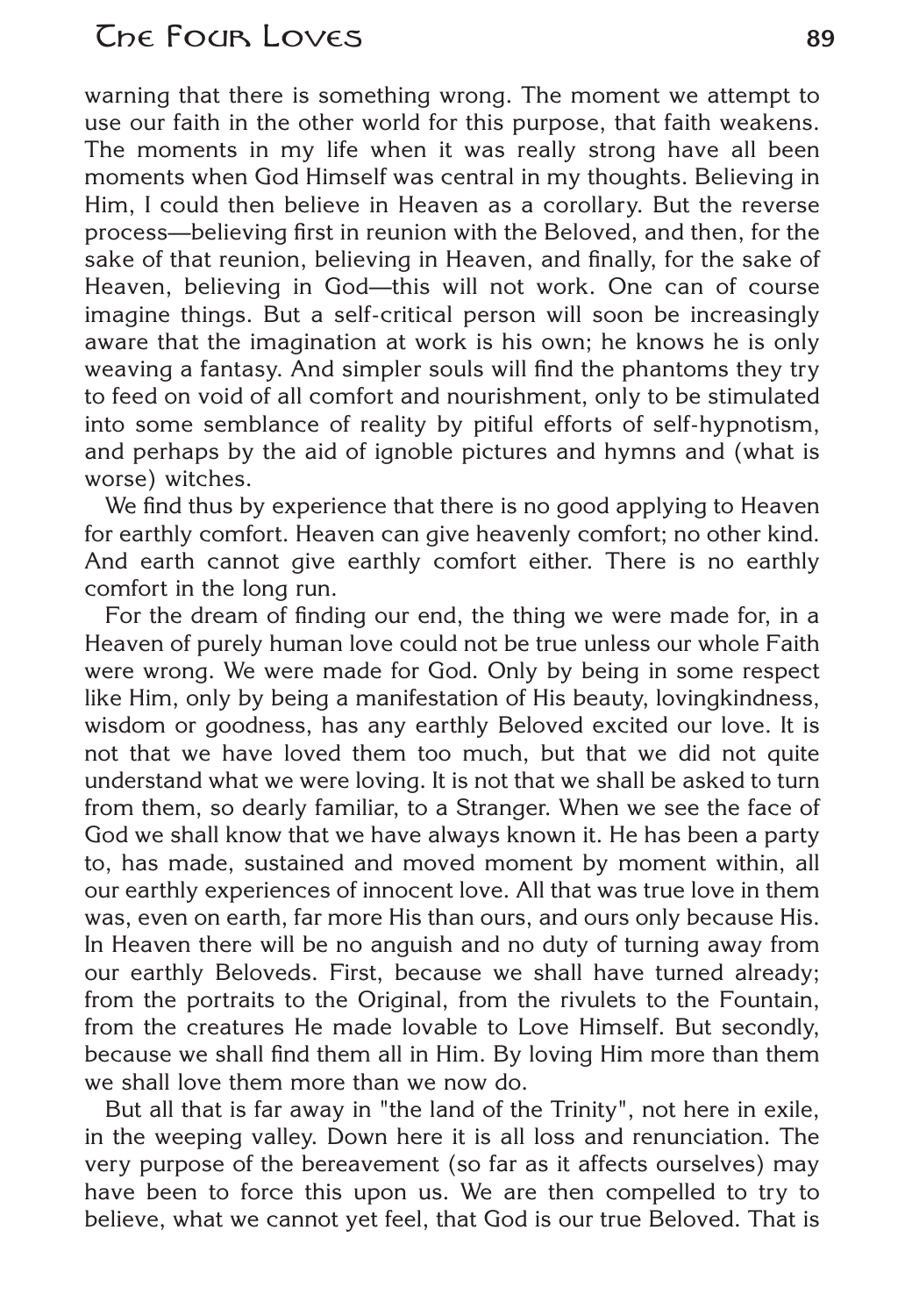warning that there is something wrong. The moment we attempt to use our faith in the other world for this purpose, that faith weakens. The moments in my life when it was really strong have all been moments when God Himself was central in my thoughts. Believing in Him, I could then believe in Heaven as a corollary. But the reverse process—believing first in reunion with the Beloved, and then, for the sake of that reunion, believing in Heaven, and finally, for the sake of Heaven, believing in God—this will not work. One can of course imagine things. But a self-critical person will soon be increasingly aware that the imagination at work is his own; he knows he is only weaving a fantasy. And simpler souls will find the phantoms they try to feed on void of all comfort and nourishment, only to be stimulated into some semblance of reality by pitiful efforts of self-hypnotism, and perhaps by the aid of ignoble pictures and hymns and (what is worse) witches.

We find thus by experience that there is no good applying to Heaven for earthly comfort. Heaven can give heavenly comfort; no other kind. And earth cannot give earthly comfort either. There is no earthly comfort in the long run.

For the dream of finding our end, the thing we were made for, in a Heaven of purely human love could not be true unless our whole Faith were wrong. We were made for God. Only by being in some respect like Him, only by being a manifestation of His beauty, lovingkindness, wisdom or goodness, has any earthly Beloved excited our love. It is not that we have loved them too much, but that we did not quite understand what we were loving. It is not that we shall be asked to turn from them, so dearly familiar, to a Stranger. When we see the face of God we shall know that we have always known it. He has been a party to, has made, sustained and moved moment by moment within, all our earthly experiences of innocent love. All that was true love in them was, even on earth, far more His than ours, and ours only because His. In Heaven there will be no anguish and no duty of turning away from our earthly Beloveds. First, because we shall have turned already; from the portraits to the Original, from the rivulets to the Fountain, from the creatures He made lovable to Love Himself. But secondly, because we shall find them all in Him. By loving Him more than them we shall love them more than we now do.

But all that is far away in "the land of the Trinity", not here in exile, in the weeping valley. Down here it is all loss and renunciation. The very purpose of the bereavement (so far as it affects ourselves) may have been to force this upon us. We are then compelled to try to believe, what we cannot yet feel, that God is our true Beloved. That is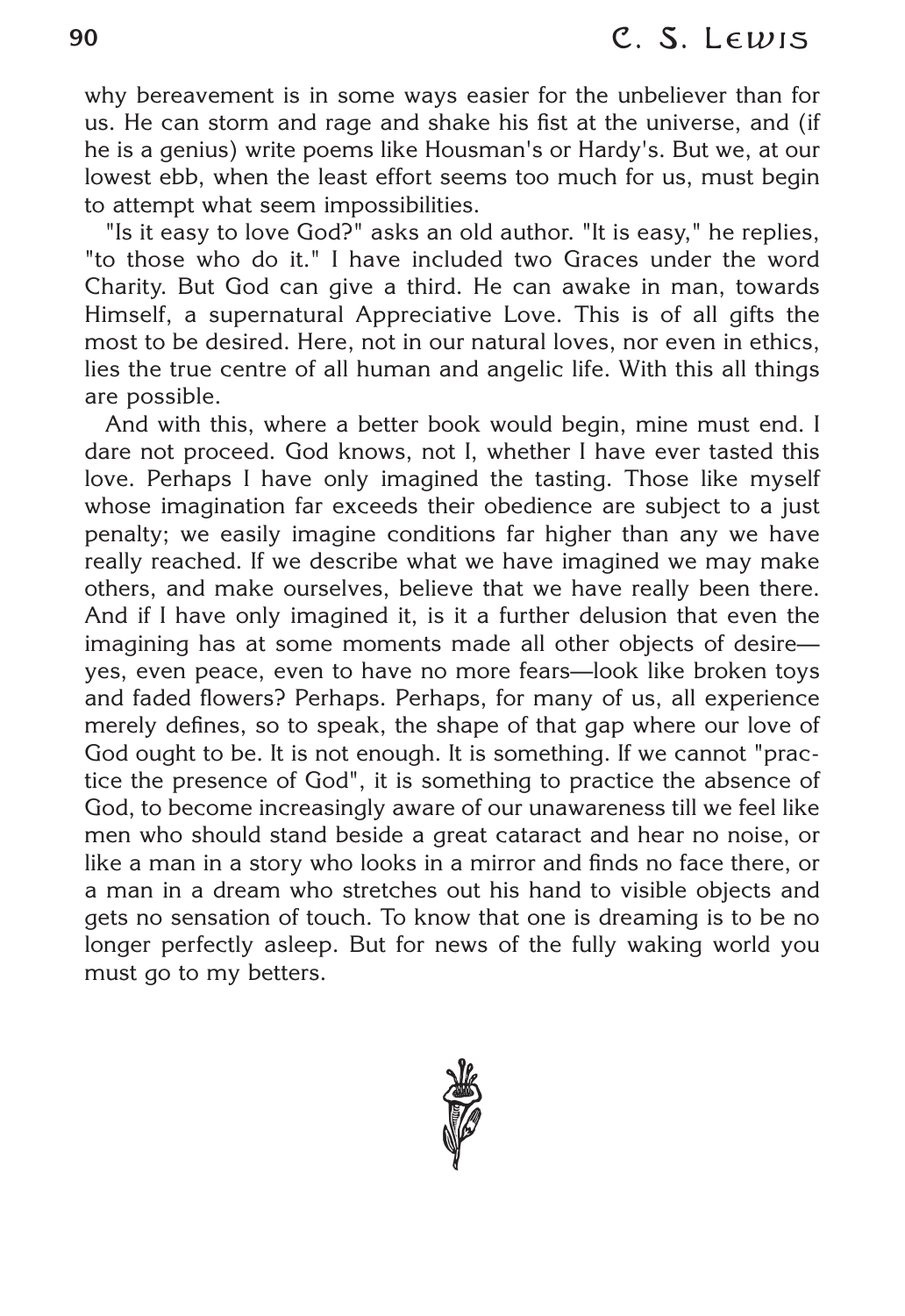why bereavement is in some ways easier for the unbeliever than for us. He can storm and rage and shake his fist at the universe, and (if he is a genius) write poems like Housman's or Hardy's. But we, at our lowest ebb, when the least effort seems too much for us, must begin to attempt what seem impossibilities.

"Is it easy to love God?" asks an old author. "It is easy," he replies, "to those who do it." I have included two Graces under the word Charity. But God can give a third. He can awake in man, towards Himself, a supernatural Appreciative Love. This is of all gifts the most to be desired. Here, not in our natural loves, nor even in ethics, lies the true centre of all human and angelic life. With this all things are possible.

And with this, where a better book would begin, mine must end. I dare not proceed. God knows, not I, whether I have ever tasted this love. Perhaps I have only imagined the tasting. Those like myself whose imagination far exceeds their obedience are subject to a just penalty; we easily imagine conditions far higher than any we have really reached. If we describe what we have imagined we may make others, and make ourselves, believe that we have really been there. And if I have only imagined it, is it a further delusion that even the imagining has at some moments made all other objects of desire—yes, even peace, even to have no more fears—look like broken toys and faded flowers? Perhaps. Perhaps, for many of us, all experience merely defines, so to speak, the shape of that gap where our love of God ought to be. It is not enough. It is something. If we cannot "practice the presence of God", it is something to practice the absence of God, to become increasingly aware of our unawareness till we feel like men who should stand beside a great cataract and hear no noise, or like a man in a story who looks in a mirror and finds no face there, or a man in a dream who stretches out his hand to visible objects and gets no sensation of touch. To know that one is dreaming is to be no longer perfectly asleep. But for news of the fully waking world you must go to my betters.